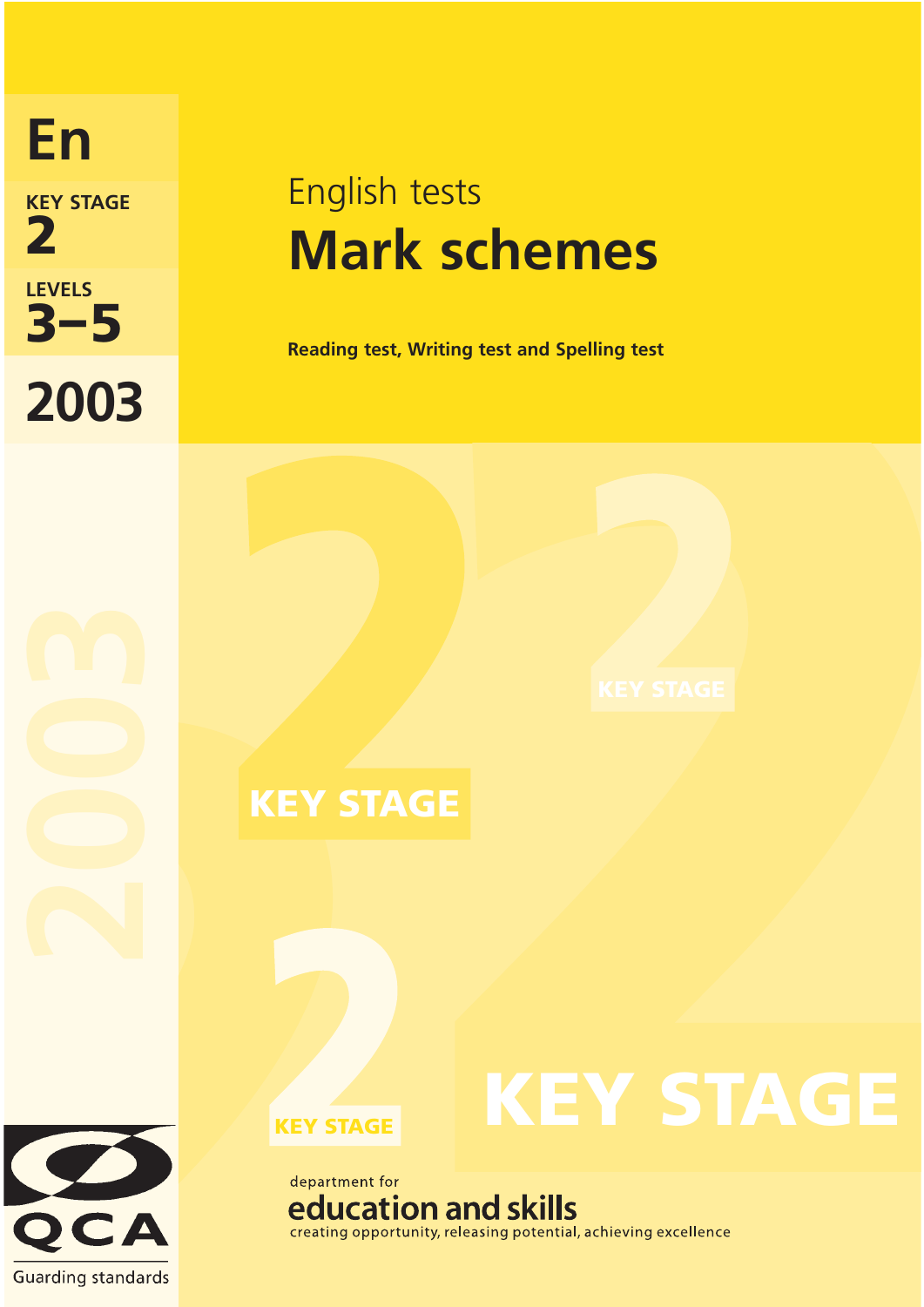En

KEY STAGE
**2**

LEVELS
**3–5**

**2003**

English tests

# Mark schemes

**Reading test, Writing test and Spelling test**

department for
education and skills
creating opportunity, releasing potential, achieving excellence

QCA
Guarding standards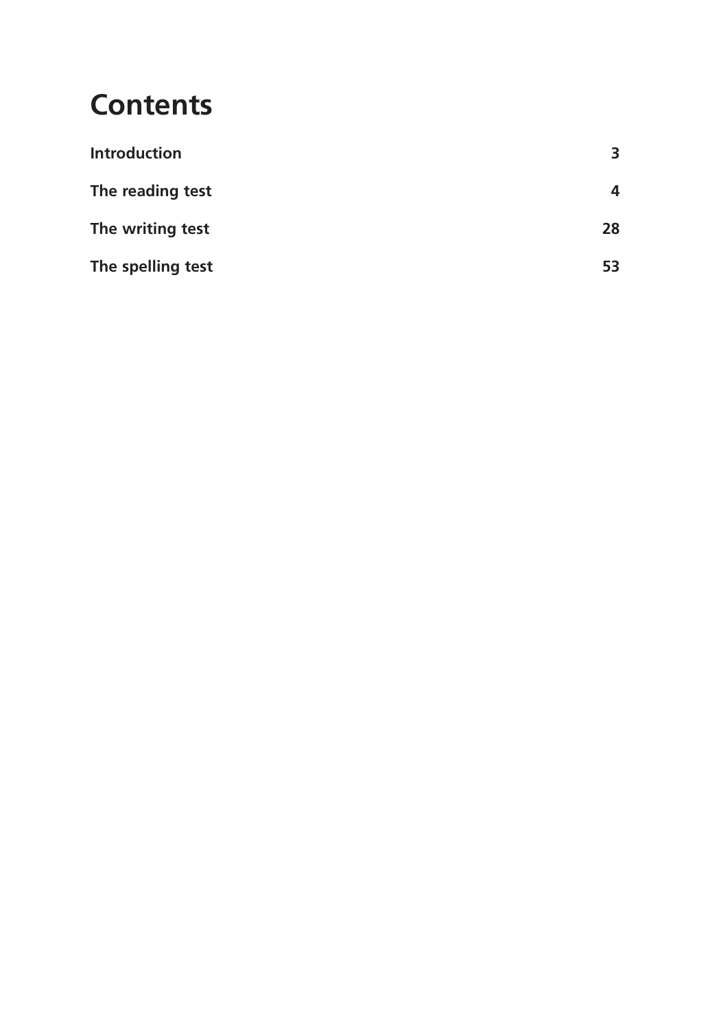# Contents

| | |
|---|---|
| **Introduction** | **3** |
| **The reading test** | **4** |
| **The writing test** | **28** |
| **The spelling test** | **53** |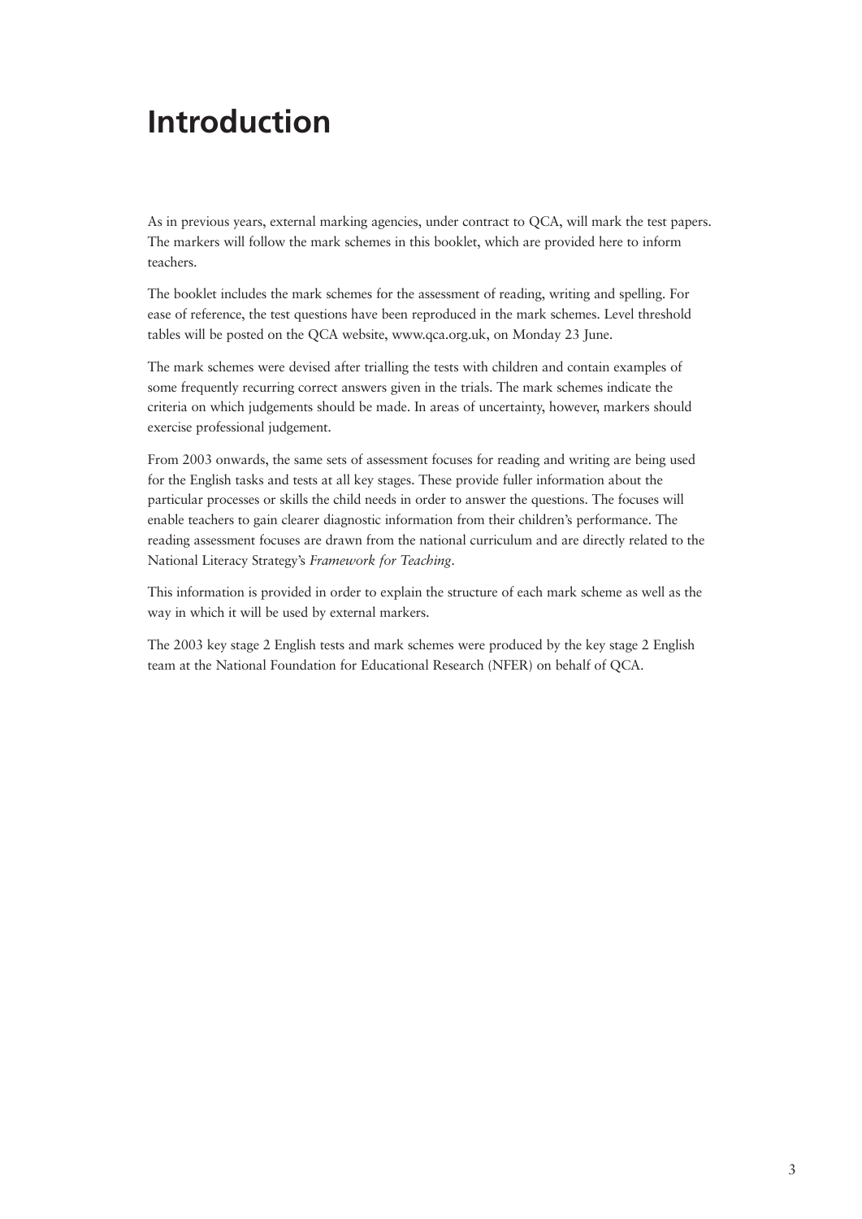# Introduction

As in previous years, external marking agencies, under contract to QCA, will mark the test papers. The markers will follow the mark schemes in this booklet, which are provided here to inform teachers.

The booklet includes the mark schemes for the assessment of reading, writing and spelling. For ease of reference, the test questions have been reproduced in the mark schemes. Level threshold tables will be posted on the QCA website, www.qca.org.uk, on Monday 23 June.

The mark schemes were devised after trialling the tests with children and contain examples of some frequently recurring correct answers given in the trials. The mark schemes indicate the criteria on which judgements should be made. In areas of uncertainty, however, markers should exercise professional judgement.

From 2003 onwards, the same sets of assessment focuses for reading and writing are being used for the English tasks and tests at all key stages. These provide fuller information about the particular processes or skills the child needs in order to answer the questions. The focuses will enable teachers to gain clearer diagnostic information from their children's performance. The reading assessment focuses are drawn from the national curriculum and are directly related to the National Literacy Strategy's *Framework for Teaching*.

This information is provided in order to explain the structure of each mark scheme as well as the way in which it will be used by external markers.

The 2003 key stage 2 English tests and mark schemes were produced by the key stage 2 English team at the National Foundation for Educational Research (NFER) on behalf of QCA.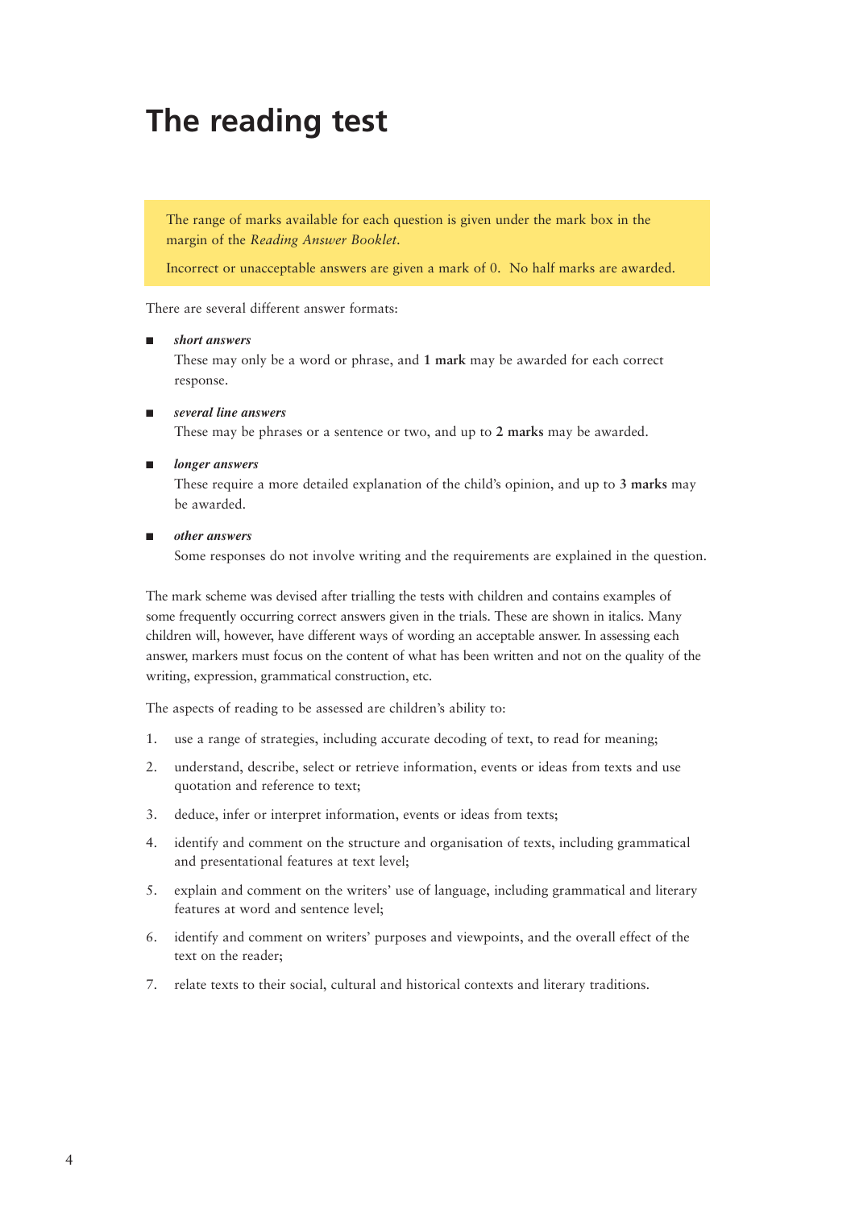# The reading test

The range of marks available for each question is given under the mark box in the margin of the *Reading Answer Booklet*.

Incorrect or unacceptable answers are given a mark of 0. No half marks are awarded.

There are several different answer formats:

- ***short answers***
  These may only be a word or phrase, and **1 mark** may be awarded for each correct response.

- ***several line answers***
  These may be phrases or a sentence or two, and up to **2 marks** may be awarded.

- ***longer answers***
  These require a more detailed explanation of the child's opinion, and up to **3 marks** may be awarded.

- ***other answers***
  Some responses do not involve writing and the requirements are explained in the question.

The mark scheme was devised after trialling the tests with children and contains examples of some frequently occurring correct answers given in the trials. These are shown in italics. Many children will, however, have different ways of wording an acceptable answer. In assessing each answer, markers must focus on the content of what has been written and not on the quality of the writing, expression, grammatical construction, etc.

The aspects of reading to be assessed are children's ability to:

1. use a range of strategies, including accurate decoding of text, to read for meaning;
2. understand, describe, select or retrieve information, events or ideas from texts and use quotation and reference to text;
3. deduce, infer or interpret information, events or ideas from texts;
4. identify and comment on the structure and organisation of texts, including grammatical and presentational features at text level;
5. explain and comment on the writers' use of language, including grammatical and literary features at word and sentence level;
6. identify and comment on writers' purposes and viewpoints, and the overall effect of the text on the reader;
7. relate texts to their social, cultural and historical contexts and literary traditions.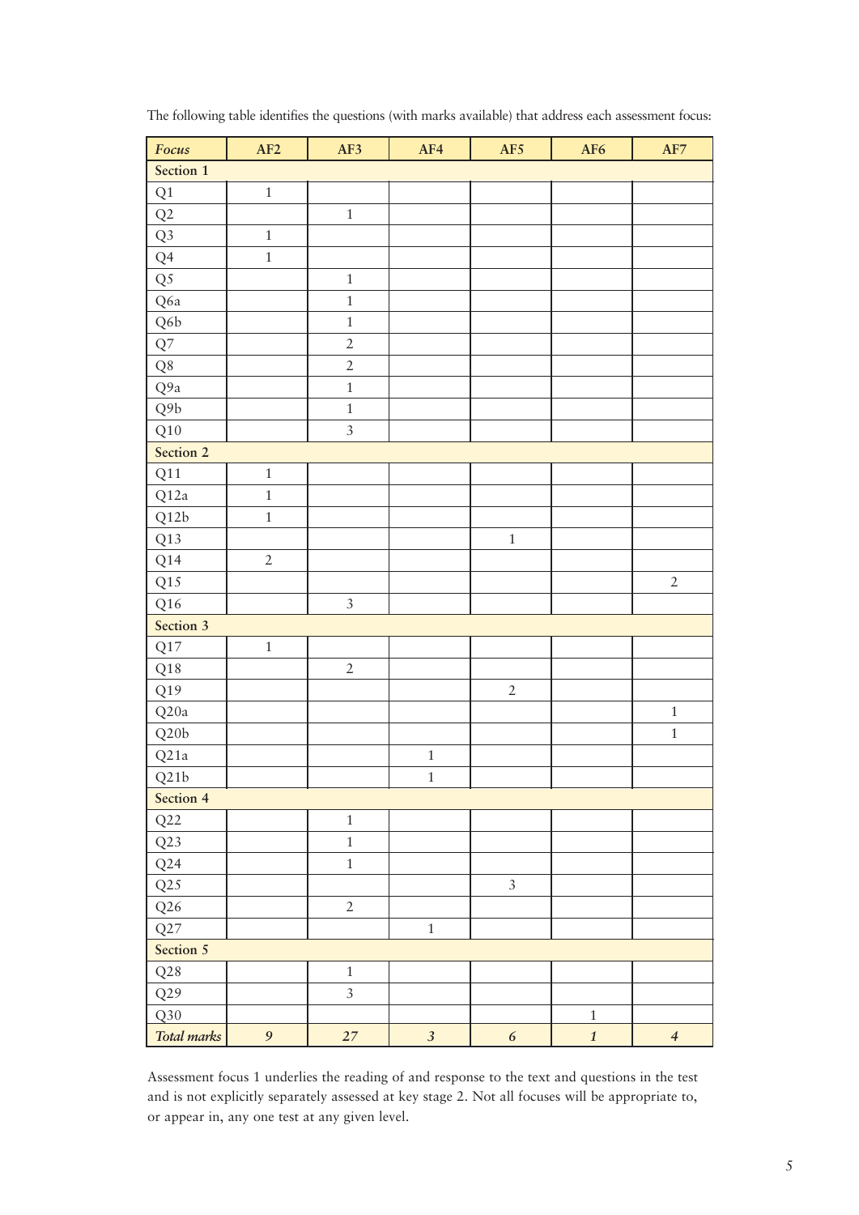The following table identifies the questions (with marks available) that address each assessment focus:

| *Focus* | AF2 | AF3 | AF4 | AF5 | AF6 | AF7 |
|---|---|---|---|---|---|---|
| **Section 1** | | | | | | |
| Q1 | 1 | | | | | |
| Q2 | | 1 | | | | |
| Q3 | 1 | | | | | |
| Q4 | 1 | | | | | |
| Q5 | | 1 | | | | |
| Q6a | | 1 | | | | |
| Q6b | | 1 | | | | |
| Q7 | | 2 | | | | |
| Q8 | | 2 | | | | |
| Q9a | | 1 | | | | |
| Q9b | | 1 | | | | |
| Q10 | | 3 | | | | |
| **Section 2** | | | | | | |
| Q11 | 1 | | | | | |
| Q12a | 1 | | | | | |
| Q12b | 1 | | | | | |
| Q13 | | | | 1 | | |
| Q14 | 2 | | | | | |
| Q15 | | | | | | 2 |
| Q16 | | 3 | | | | |
| **Section 3** | | | | | | |
| Q17 | 1 | | | | | |
| Q18 | | 2 | | | | |
| Q19 | | | | 2 | | |
| Q20a | | | | | | 1 |
| Q20b | | | | | | 1 |
| Q21a | | | 1 | | | |
| Q21b | | | 1 | | | |
| **Section 4** | | | | | | |
| Q22 | | 1 | | | | |
| Q23 | | 1 | | | | |
| Q24 | | 1 | | | | |
| Q25 | | | | 3 | | |
| Q26 | | 2 | | | | |
| Q27 | | | 1 | | | |
| **Section 5** | | | | | | |
| Q28 | | 1 | | | | |
| Q29 | | 3 | | | | |
| Q30 | | | | | 1 | |
| *Total marks* | *9* | *27* | *3* | *6* | *1* | *4* |

Assessment focus 1 underlies the reading of and response to the text and questions in the test and is not explicitly separately assessed at key stage 2. Not all focuses will be appropriate to, or appear in, any one test at any given level.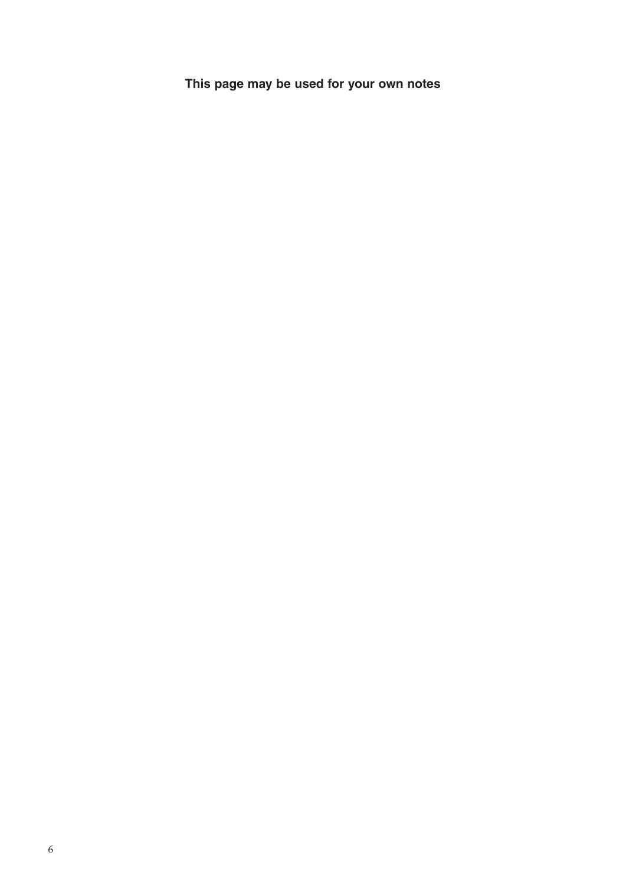**This page may be used for your own notes**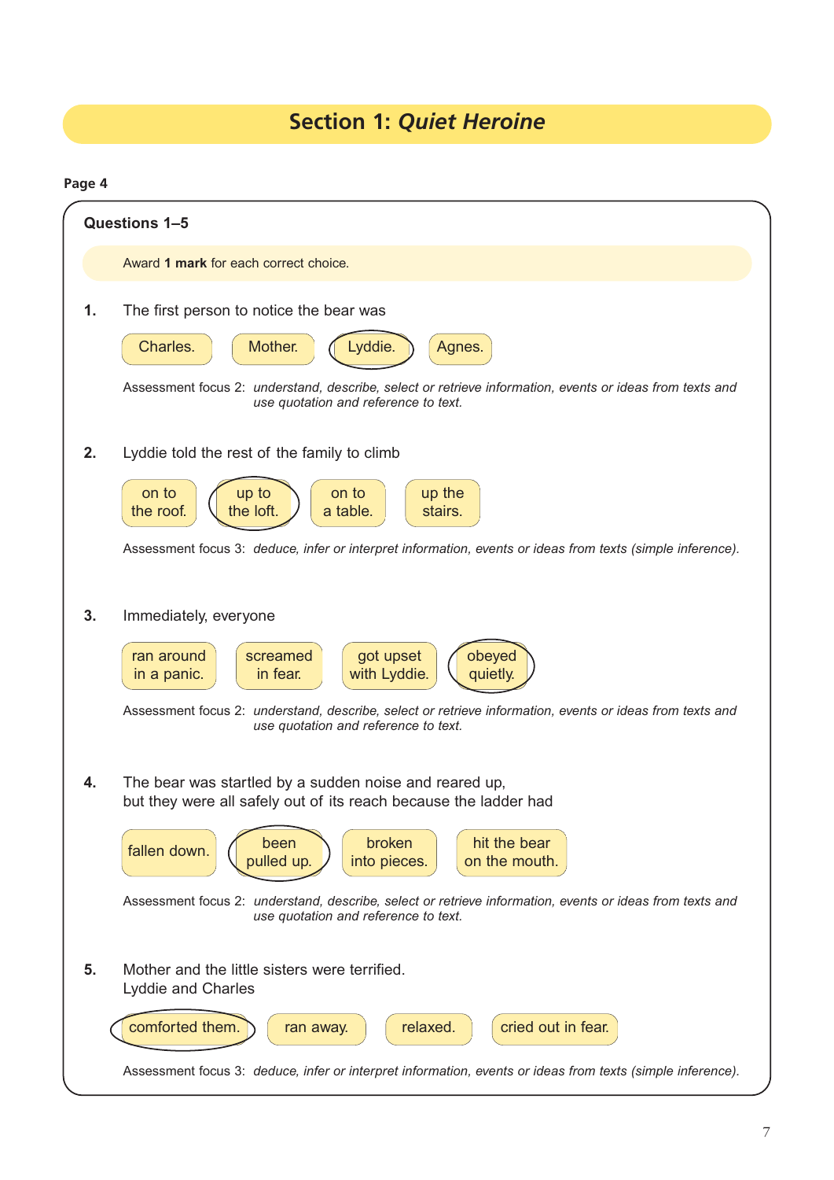# Section 1: *Quiet Heroine*

**Page 4**

## Questions 1–5

Award **1 mark** for each correct choice.

**1.** The first person to notice the bear was

Charles. | Mother. | **(Lyddie.)** | Agnes.

Assessment focus 2: *understand, describe, select or retrieve information, events or ideas from texts and use quotation and reference to text.*

**2.** Lyddie told the rest of the family to climb

on to the roof. | **(up to the loft.)** | on to a table. | up the stairs.

Assessment focus 3: *deduce, infer or interpret information, events or ideas from texts (simple inference).*

**3.** Immediately, everyone

ran around in a panic. | screamed in fear. | got upset with Lyddie. | **(obeyed quietly.)**

Assessment focus 2: *understand, describe, select or retrieve information, events or ideas from texts and use quotation and reference to text.*

**4.** The bear was startled by a sudden noise and reared up, but they were all safely out of its reach because the ladder had

fallen down. | **(been pulled up.)** | broken into pieces. | hit the bear on the mouth.

Assessment focus 2: *understand, describe, select or retrieve information, events or ideas from texts and use quotation and reference to text.*

**5.** Mother and the little sisters were terrified. Lyddie and Charles

**(comforted them.)** | ran away. | relaxed. | cried out in fear.

Assessment focus 3: *deduce, infer or interpret information, events or ideas from texts (simple inference).*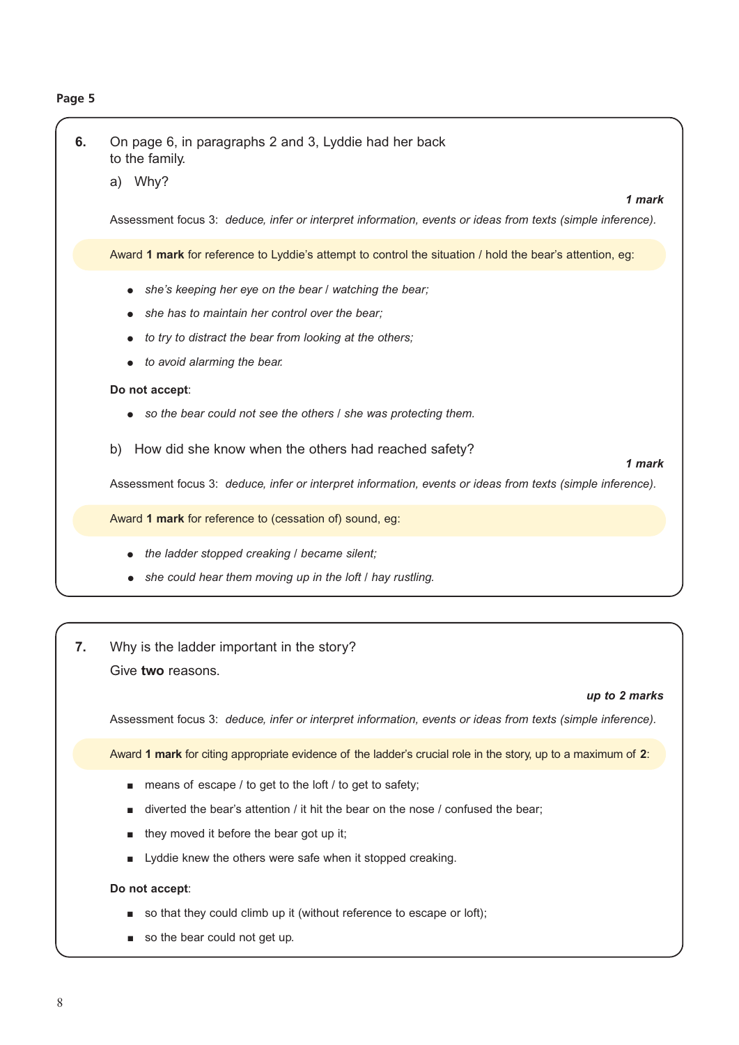**Page 5**

**6.** On page 6, in paragraphs 2 and 3, Lyddie had her back to the family.

a) Why?

***1 mark***

Assessment focus 3: *deduce, infer or interpret information, events or ideas from texts (simple inference).*

Award **1 mark** for reference to Lyddie's attempt to control the situation / hold the bear's attention, eg:

- *she's keeping her eye on the bear / watching the bear;*
- *she has to maintain her control over the bear;*
- *to try to distract the bear from looking at the others;*
- *to avoid alarming the bear.*

**Do not accept**:

- *so the bear could not see the others / she was protecting them.*

b) How did she know when the others had reached safety?

***1 mark***

Assessment focus 3: *deduce, infer or interpret information, events or ideas from texts (simple inference).*

Award **1 mark** for reference to (cessation of) sound, eg:

- *the ladder stopped creaking / became silent;*
- *she could hear them moving up in the loft / hay rustling.*

**7.** Why is the ladder important in the story?
Give **two** reasons.

***up to 2 marks***

Assessment focus 3: *deduce, infer or interpret information, events or ideas from texts (simple inference).*

Award **1 mark** for citing appropriate evidence of the ladder's crucial role in the story, up to a maximum of **2**:

- means of escape / to get to the loft / to get to safety;
- diverted the bear's attention / it hit the bear on the nose / confused the bear;
- they moved it before the bear got up it;
- Lyddie knew the others were safe when it stopped creaking.

**Do not accept**:

- so that they could climb up it (without reference to escape or loft);
- so the bear could not get up.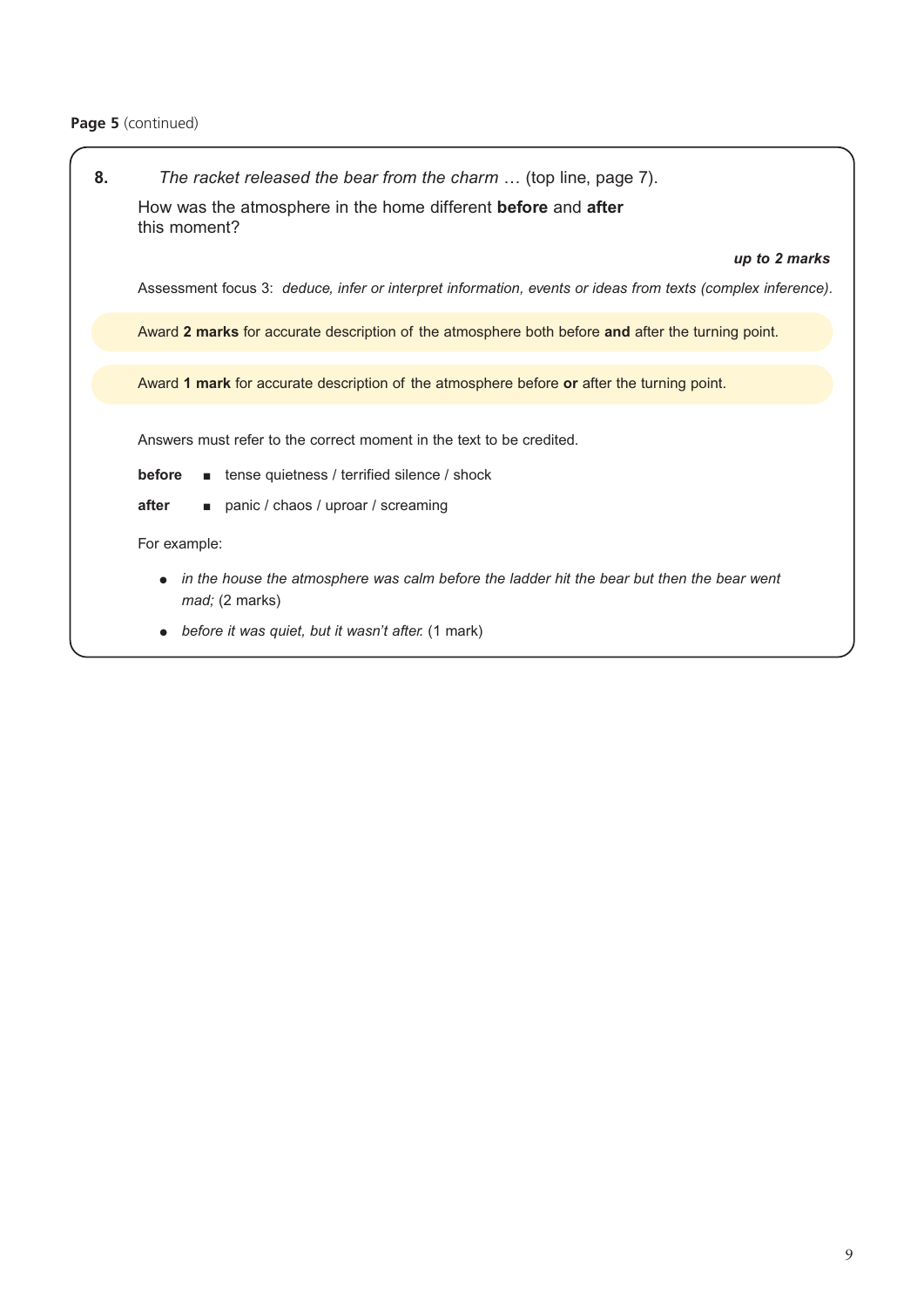**Page 5** (continued)

**8.** *The racket released the bear from the charm …* (top line, page 7).

How was the atmosphere in the home different **before** and **after** this moment?

***up to 2 marks***

Assessment focus 3: *deduce, infer or interpret information, events or ideas from texts (complex inference).*

Award **2 marks** for accurate description of the atmosphere both before **and** after the turning point.

Award **1 mark** for accurate description of the atmosphere before **or** after the turning point.

Answers must refer to the correct moment in the text to be credited.

**before** ■ tense quietness / terrified silence / shock

**after** ■ panic / chaos / uproar / screaming

For example:

- *in the house the atmosphere was calm before the ladder hit the bear but then the bear went mad;* (2 marks)
- *before it was quiet, but it wasn't after.* (1 mark)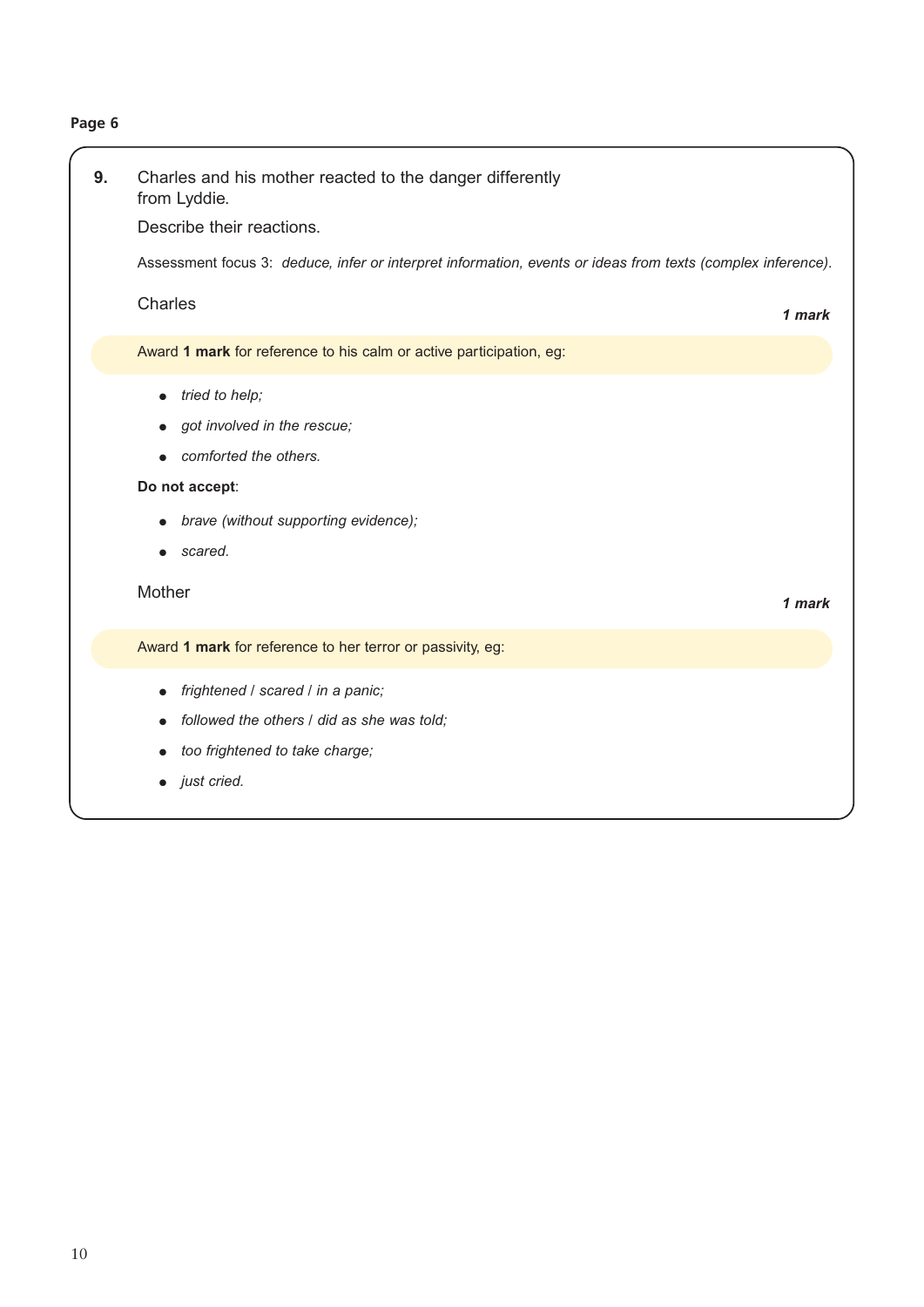**Page 6**

**9.** Charles and his mother reacted to the danger differently from Lyddie.

Describe their reactions.

Assessment focus 3: *deduce, infer or interpret information, events or ideas from texts (complex inference).*

Charles

***1 mark***

Award **1 mark** for reference to his calm or active participation, eg:

- *tried to help;*
- *got involved in the rescue;*
- *comforted the others.*

**Do not accept**:

- *brave (without supporting evidence);*
- *scared.*

Mother

***1 mark***

Award **1 mark** for reference to her terror or passivity, eg:

- *frightened / scared / in a panic;*
- *followed the others / did as she was told;*
- *too frightened to take charge;*
- *just cried.*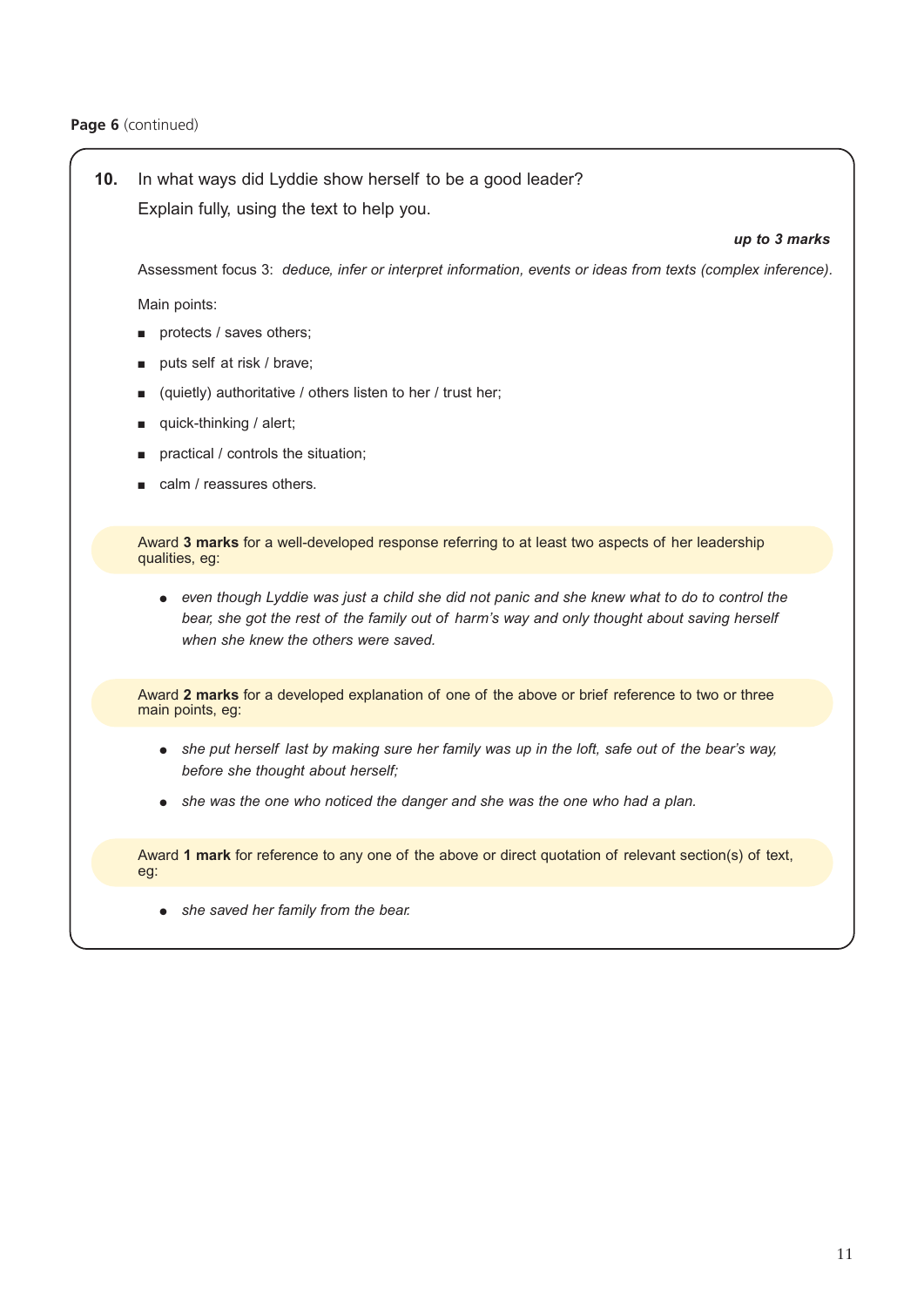**Page 6** (continued)

**10.** In what ways did Lyddie show herself to be a good leader?

Explain fully, using the text to help you.

***up to 3 marks***

Assessment focus 3: *deduce, infer or interpret information, events or ideas from texts (complex inference).*

Main points:

- protects / saves others;
- puts self at risk / brave;
- (quietly) authoritative / others listen to her / trust her;
- quick-thinking / alert;
- practical / controls the situation;
- calm / reassures others.

Award **3 marks** for a well-developed response referring to at least two aspects of her leadership qualities, eg:

- *even though Lyddie was just a child she did not panic and she knew what to do to control the bear, she got the rest of the family out of harm's way and only thought about saving herself when she knew the others were saved.*

Award **2 marks** for a developed explanation of one of the above or brief reference to two or three main points, eg:

- *she put herself last by making sure her family was up in the loft, safe out of the bear's way, before she thought about herself;*
- *she was the one who noticed the danger and she was the one who had a plan.*

Award **1 mark** for reference to any one of the above or direct quotation of relevant section(s) of text, eg:

- *she saved her family from the bear.*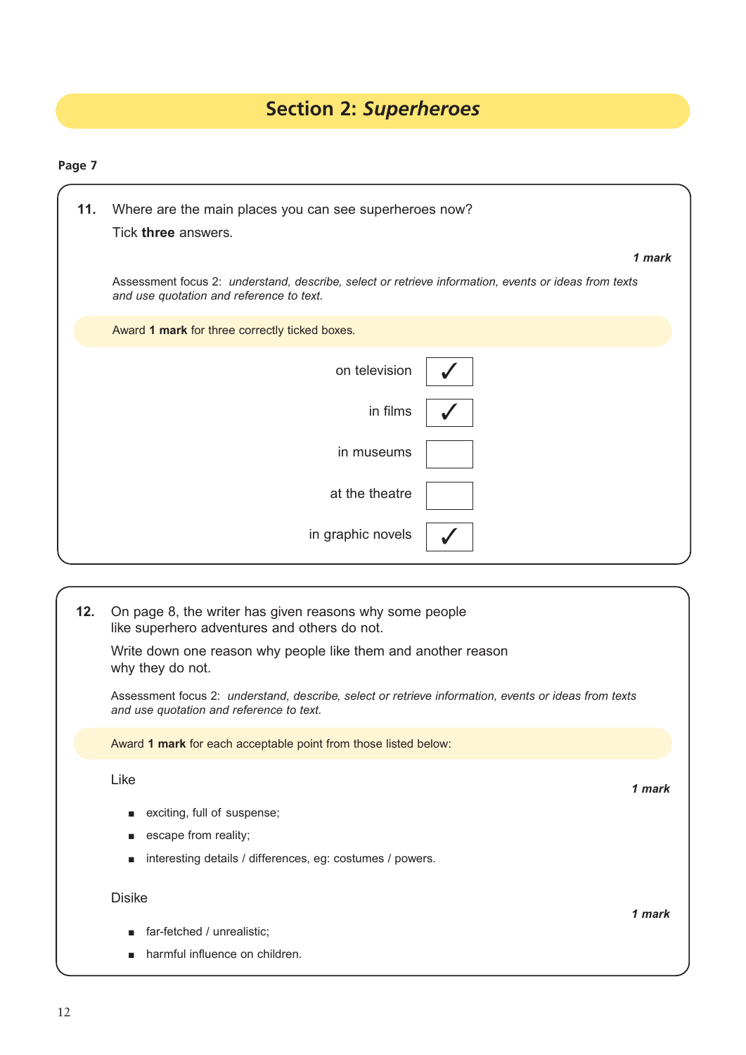# Section 2: *Superheroes*

**Page 7**

**11.** Where are the main places you can see superheroes now?

Tick **three** answers.

***1 mark***

Assessment focus 2: *understand, describe, select or retrieve information, events or ideas from texts and use quotation and reference to text.*

Award **1 mark** for three correctly ticked boxes.

| | |
|---|---|
| on television | ✓ |
| in films | ✓ |
| in museums | |
| at the theatre | |
| in graphic novels | ✓ |

**12.** On page 8, the writer has given reasons why some people like superhero adventures and others do not.

Write down one reason why people like them and another reason why they do not.

Assessment focus 2: *understand, describe, select or retrieve information, events or ideas from texts and use quotation and reference to text.*

Award **1 mark** for each acceptable point from those listed below:

Like

***1 mark***

- exciting, full of suspense;
- escape from reality;
- interesting details / differences, eg: costumes / powers.

Disike

***1 mark***

- far-fetched / unrealistic;
- harmful influence on children.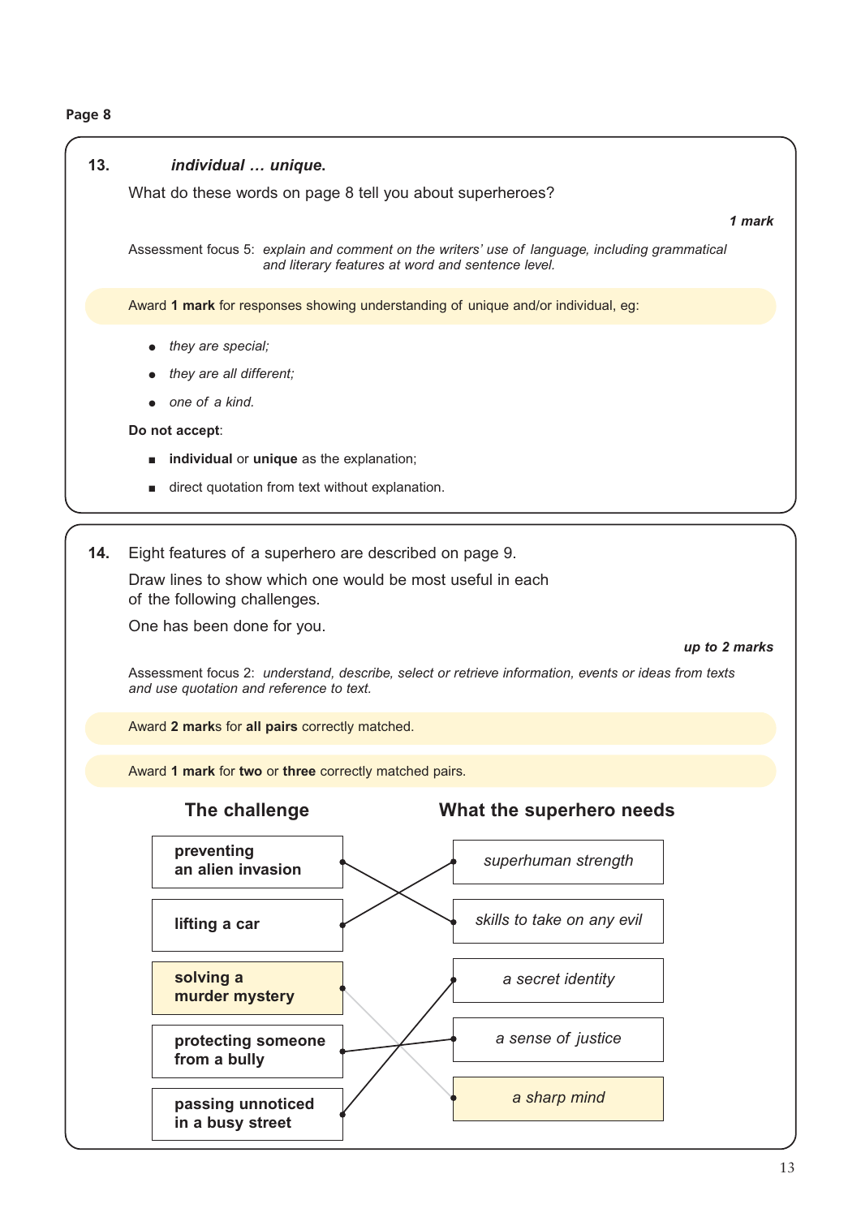**Page 8**

**13.** ***individual … unique.***

What do these words on page 8 tell you about superheroes?

***1 mark***

Assessment focus 5: *explain and comment on the writers' use of language, including grammatical and literary features at word and sentence level.*

Award **1 mark** for responses showing understanding of unique and/or individual, eg:

- *they are special;*
- *they are all different;*
- *one of a kind.*

**Do not accept**:

- **individual** or **unique** as the explanation;
- direct quotation from text without explanation.

---

**14.** Eight features of a superhero are described on page 9.

Draw lines to show which one would be most useful in each of the following challenges.

One has been done for you.

***up to 2 marks***

Assessment focus 2: *understand, describe, select or retrieve information, events or ideas from texts and use quotation and reference to text.*

Award **2 marks** for **all pairs** correctly matched.

Award **1 mark** for **two** or **three** correctly matched pairs.

| The challenge | What the superhero needs |
| --- | --- |
| **preventing an alien invasion** | *skills to take on any evil* |
| **lifting a car** | *superhuman strength* |
| **solving a murder mystery** | *a sharp mind* |
| **protecting someone from a bully** | *a sense of justice* |
| **passing unnoticed in a busy street** | *a secret identity* |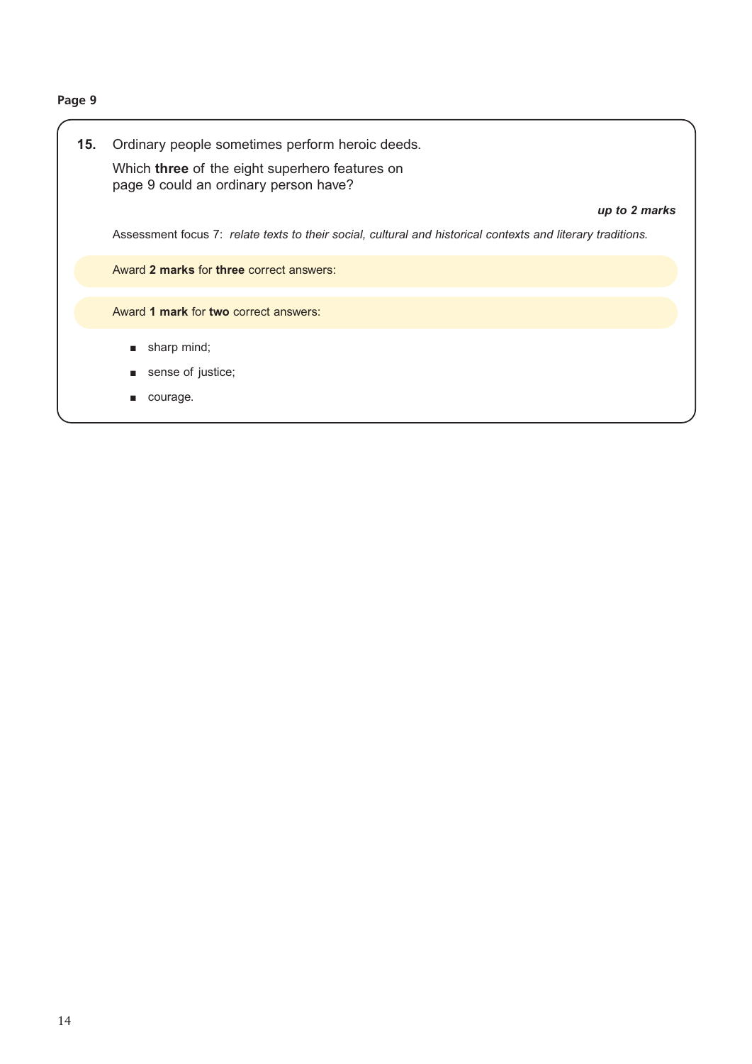**Page 9**

**15.** Ordinary people sometimes perform heroic deeds.

Which **three** of the eight superhero features on page 9 could an ordinary person have?

***up to 2 marks***

Assessment focus 7: *relate texts to their social, cultural and historical contexts and literary traditions.*

Award **2 marks** for **three** correct answers:

Award **1 mark** for **two** correct answers:

- sharp mind;
- sense of justice;
- courage.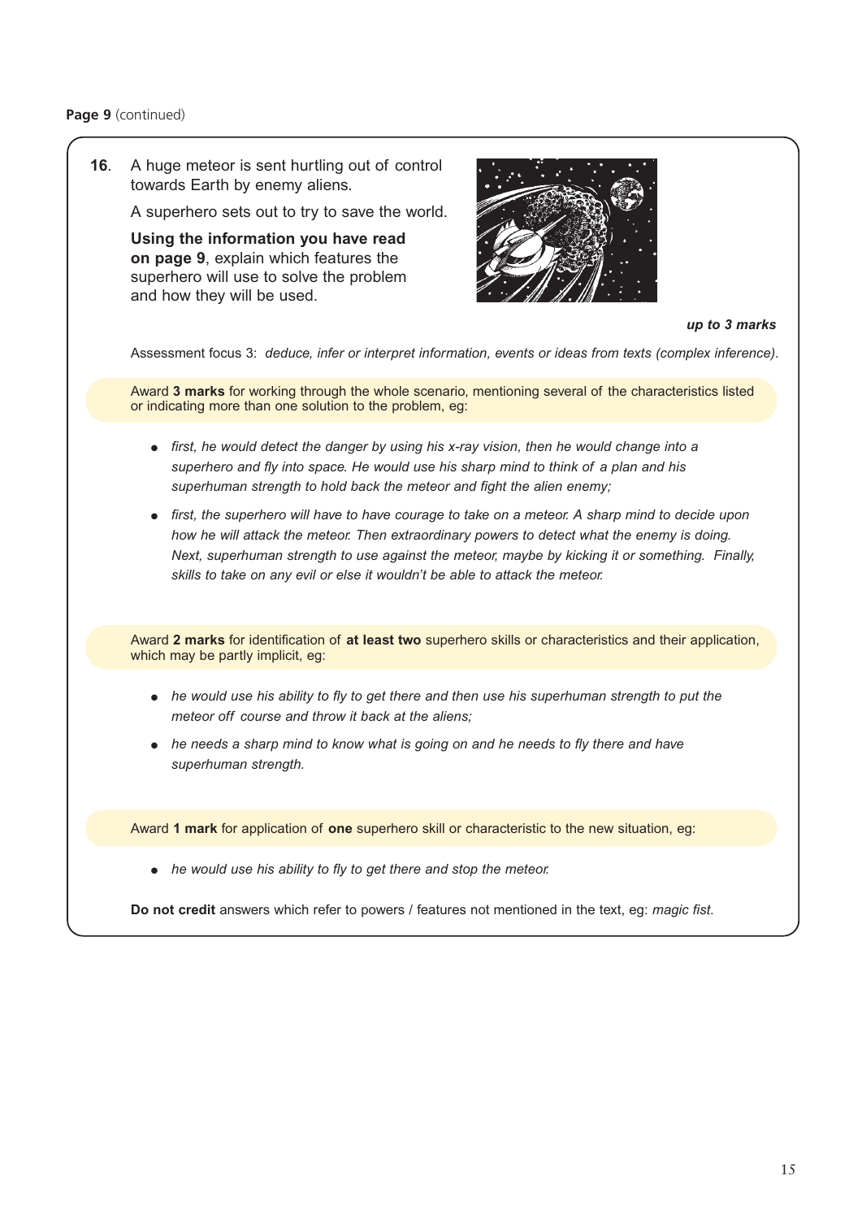**Page 9** (continued)

**16.** A huge meteor is sent hurtling out of control towards Earth by enemy aliens.

A superhero sets out to try to save the world.

**Using the information you have read on page 9**, explain which features the superhero will use to solve the problem and how they will be used.

***up to 3 marks***

Assessment focus 3: *deduce, infer or interpret information, events or ideas from texts (complex inference).*

Award **3 marks** for working through the whole scenario, mentioning several of the characteristics listed or indicating more than one solution to the problem, eg:

- *first, he would detect the danger by using his x-ray vision, then he would change into a superhero and fly into space. He would use his sharp mind to think of a plan and his superhuman strength to hold back the meteor and fight the alien enemy;*
- *first, the superhero will have to have courage to take on a meteor. A sharp mind to decide upon how he will attack the meteor. Then extraordinary powers to detect what the enemy is doing. Next, superhuman strength to use against the meteor, maybe by kicking it or something. Finally, skills to take on any evil or else it wouldn't be able to attack the meteor.*

Award **2 marks** for identification of **at least two** superhero skills or characteristics and their application, which may be partly implicit, eg:

- *he would use his ability to fly to get there and then use his superhuman strength to put the meteor off course and throw it back at the aliens;*
- *he needs a sharp mind to know what is going on and he needs to fly there and have superhuman strength.*

Award **1 mark** for application of **one** superhero skill or characteristic to the new situation, eg:

- *he would use his ability to fly to get there and stop the meteor.*

**Do not credit** answers which refer to powers / features not mentioned in the text, eg: *magic fist*.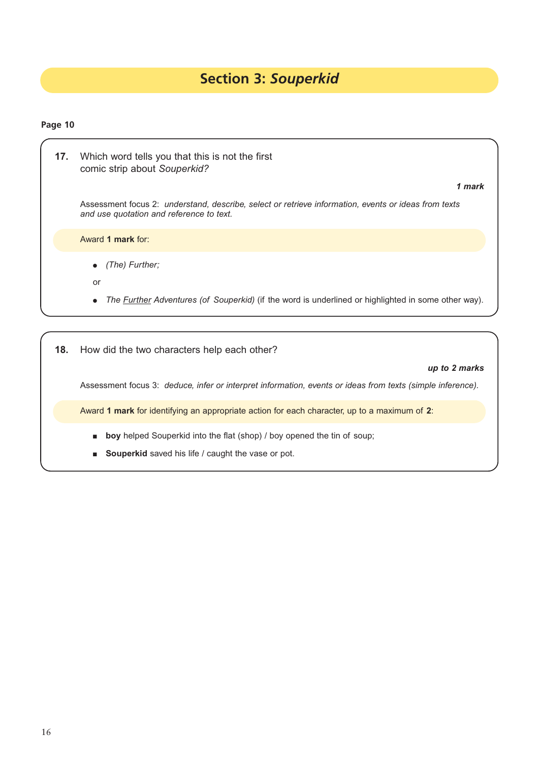# Section 3: *Souperkid*

**Page 10**

**17.** Which word tells you that this is not the first comic strip about *Souperkid?*

***1 mark***

Assessment focus 2: *understand, describe, select or retrieve information, events or ideas from texts and use quotation and reference to text.*

Award **1 mark** for:

- *(The) Further;*

or

- *The* <u>*Further*</u> *Adventures (of Souperkid)* (if the word is underlined or highlighted in some other way).

**18.** How did the two characters help each other?

***up to 2 marks***

Assessment focus 3: *deduce, infer or interpret information, events or ideas from texts (simple inference).*

Award **1 mark** for identifying an appropriate action for each character, up to a maximum of **2**:

- **boy** helped Souperkid into the flat (shop) / boy opened the tin of soup;
- **Souperkid** saved his life / caught the vase or pot.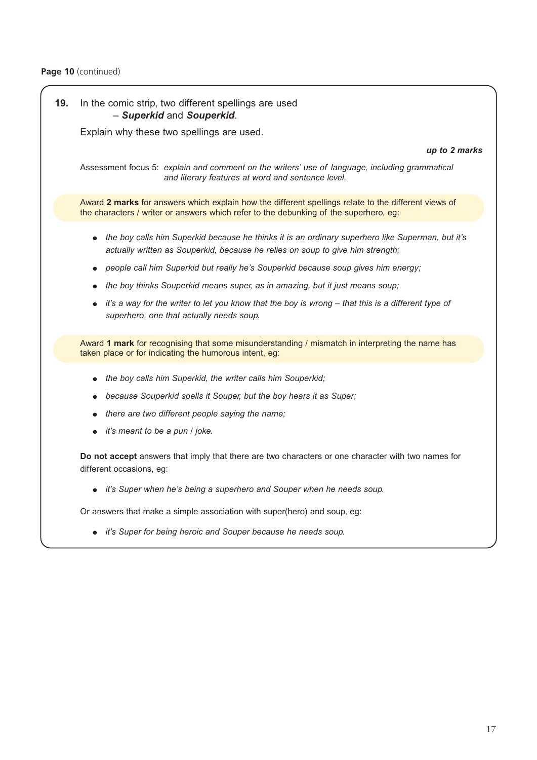**Page 10** (continued)

**19.** In the comic strip, two different spellings are used – ***Superkid*** and ***Souperkid***.

Explain why these two spellings are used.

***up to 2 marks***

Assessment focus 5: *explain and comment on the writers' use of language, including grammatical and literary features at word and sentence level.*

Award **2 marks** for answers which explain how the different spellings relate to the different views of the characters / writer or answers which refer to the debunking of the superhero, eg:

- *the boy calls him Superkid because he thinks it is an ordinary superhero like Superman, but it's actually written as Souperkid, because he relies on soup to give him strength;*
- *people call him Superkid but really he's Souperkid because soup gives him energy;*
- *the boy thinks Souperkid means super, as in amazing, but it just means soup;*
- *it's a way for the writer to let you know that the boy is wrong – that this is a different type of superhero, one that actually needs soup.*

Award **1 mark** for recognising that some misunderstanding / mismatch in interpreting the name has taken place or for indicating the humorous intent, eg:

- *the boy calls him Superkid, the writer calls him Souperkid;*
- *because Souperkid spells it Souper, but the boy hears it as Super;*
- *there are two different people saying the name;*
- *it's meant to be a pun / joke.*

**Do not accept** answers that imply that there are two characters or one character with two names for different occasions, eg:

- *it's Super when he's being a superhero and Souper when he needs soup.*

Or answers that make a simple association with super(hero) and soup, eg:

- *it's Super for being heroic and Souper because he needs soup.*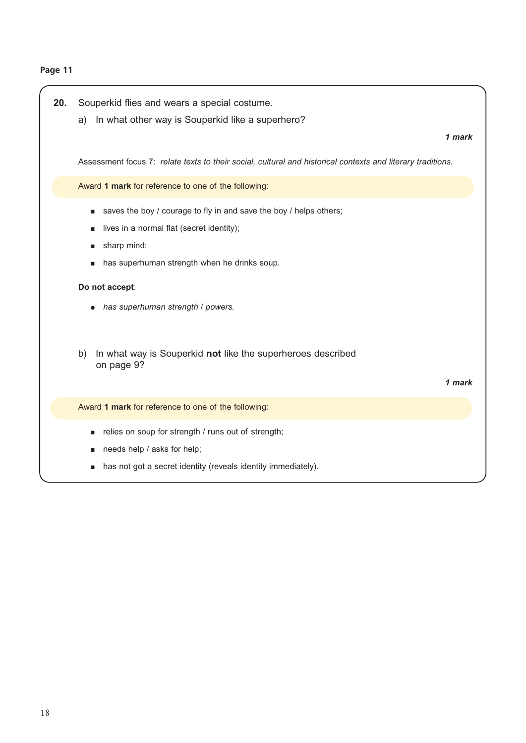**Page 11**

**20.** Souperkid flies and wears a special costume.

a) In what other way is Souperkid like a superhero?

***1 mark***

Assessment focus 7: *relate texts to their social, cultural and historical contexts and literary traditions.*

Award **1 mark** for reference to one of the following:

- saves the boy / courage to fly in and save the boy / helps others;
- lives in a normal flat (secret identity);
- sharp mind;
- has superhuman strength when he drinks soup.

**Do not accept**:

- *has superhuman strength / powers.*

b) In what way is Souperkid **not** like the superheroes described on page 9?

***1 mark***

Award **1 mark** for reference to one of the following:

- relies on soup for strength / runs out of strength;
- needs help / asks for help;
- has not got a secret identity (reveals identity immediately).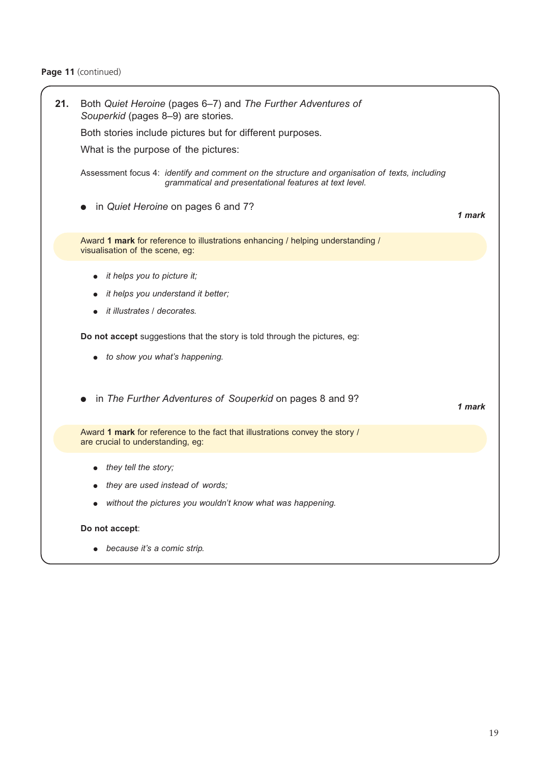**Page 11** (continued)

**21.** Both *Quiet Heroine* (pages 6–7) and *The Further Adventures of Souperkid* (pages 8–9) are stories.

Both stories include pictures but for different purposes.

What is the purpose of the pictures:

Assessment focus 4: *identify and comment on the structure and organisation of texts, including grammatical and presentational features at text level.*

- in *Quiet Heroine* on pages 6 and 7?

***1 mark***

Award **1 mark** for reference to illustrations enhancing / helping understanding / visualisation of the scene, eg:

- *it helps you to picture it;*
- *it helps you understand it better;*
- *it illustrates / decorates.*

**Do not accept** suggestions that the story is told through the pictures, eg:

- *to show you what's happening.*

- in *The Further Adventures of Souperkid* on pages 8 and 9?

***1 mark***

Award **1 mark** for reference to the fact that illustrations convey the story / are crucial to understanding, eg:

- *they tell the story;*
- *they are used instead of words;*
- *without the pictures you wouldn't know what was happening.*

**Do not accept**:

- *because it's a comic strip.*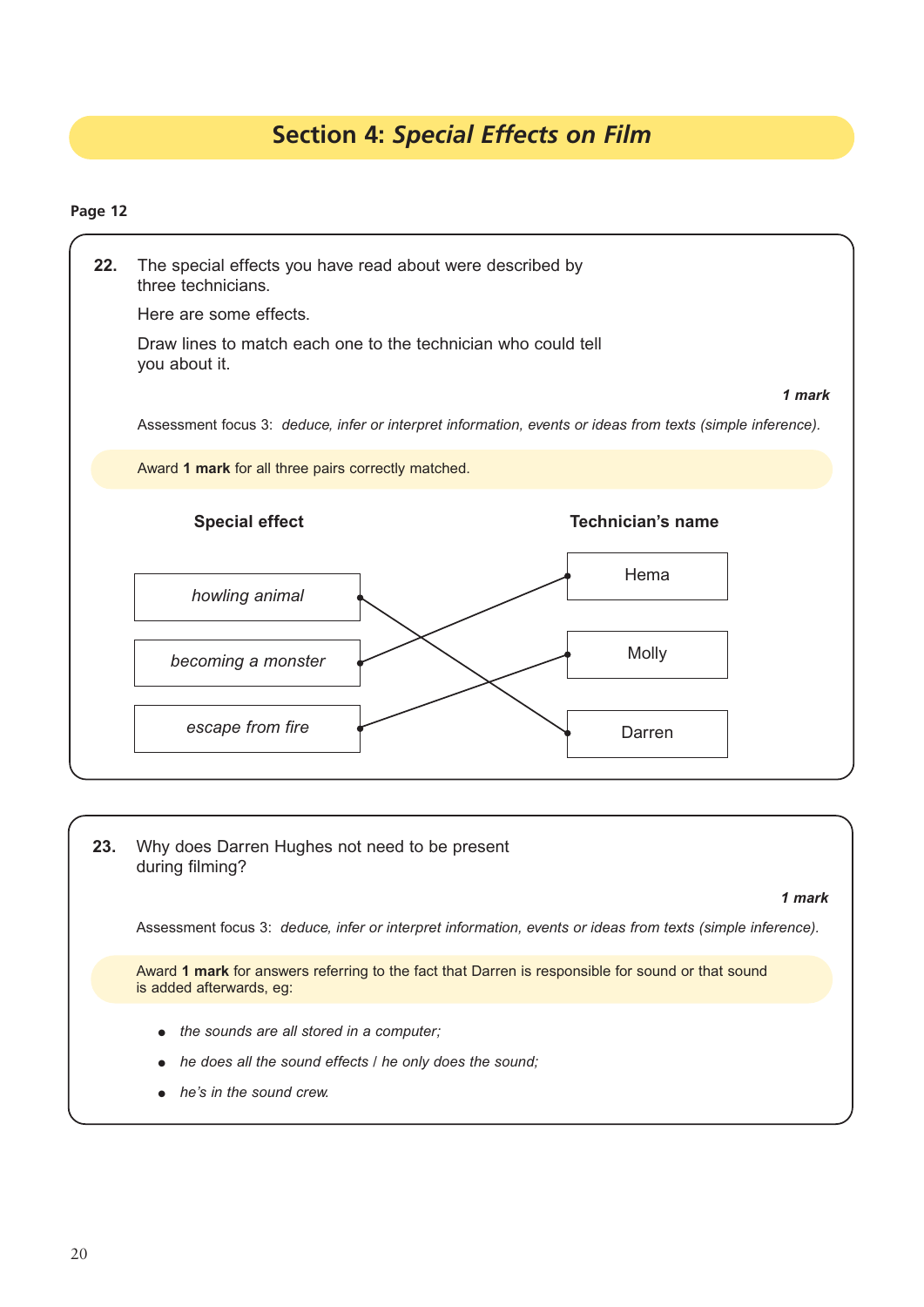# Section 4: *Special Effects on Film*

**Page 12**

**22.** The special effects you have read about were described by three technicians.

Here are some effects.

Draw lines to match each one to the technician who could tell you about it.

***1 mark***

Assessment focus 3: *deduce, infer or interpret information, events or ideas from texts (simple inference).*

Award **1 mark** for all three pairs correctly matched.

| Special effect | Technician's name |
|---|---|
| *howling animal* | Darren |
| *becoming a monster* | Hema |
| *escape from fire* | Molly |

**23.** Why does Darren Hughes not need to be present during filming?

***1 mark***

Assessment focus 3: *deduce, infer or interpret information, events or ideas from texts (simple inference).*

Award **1 mark** for answers referring to the fact that Darren is responsible for sound or that sound is added afterwards, eg:

- *the sounds are all stored in a computer;*
- *he does all the sound effects / he only does the sound;*
- *he's in the sound crew.*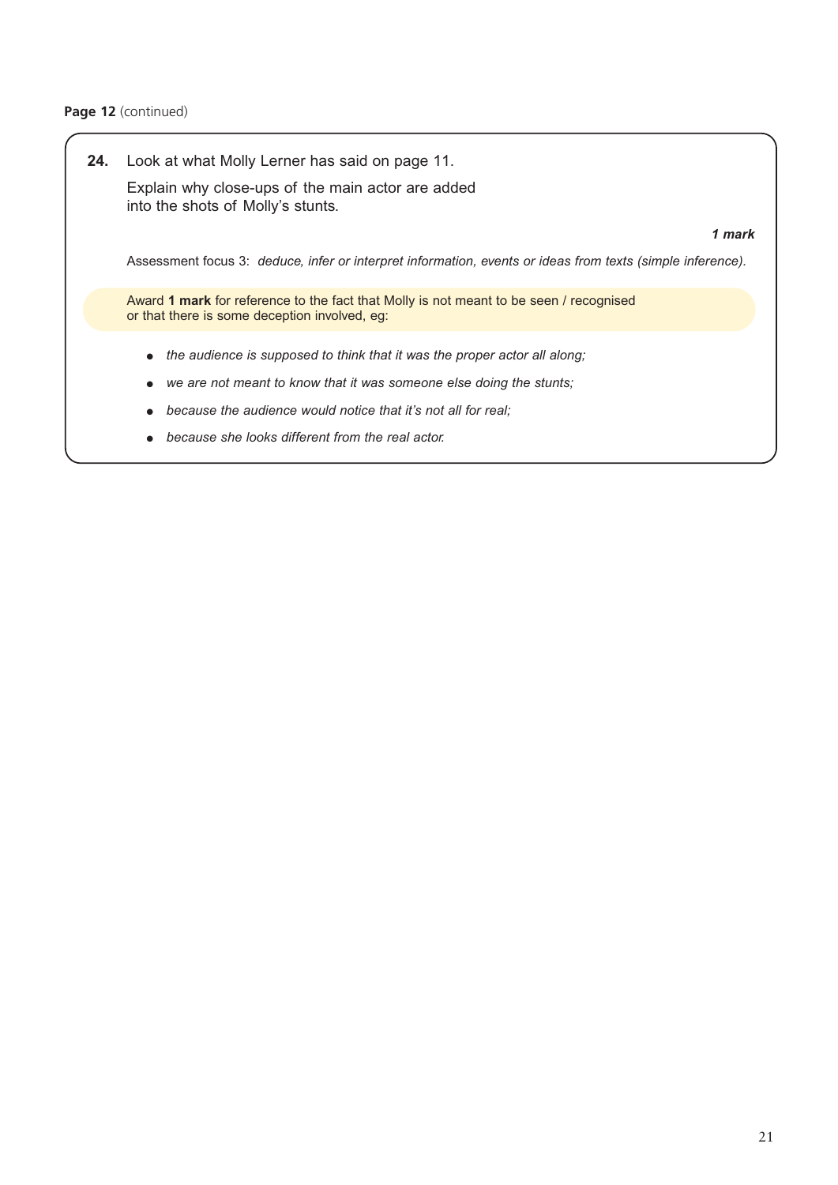**Page 12** (continued)

**24.** Look at what Molly Lerner has said on page 11.

Explain why close-ups of the main actor are added into the shots of Molly's stunts.

***1 mark***

Assessment focus 3: *deduce, infer or interpret information, events or ideas from texts (simple inference).*

Award **1 mark** for reference to the fact that Molly is not meant to be seen / recognised or that there is some deception involved, eg:

- *the audience is supposed to think that it was the proper actor all along;*
- *we are not meant to know that it was someone else doing the stunts;*
- *because the audience would notice that it's not all for real;*
- *because she looks different from the real actor.*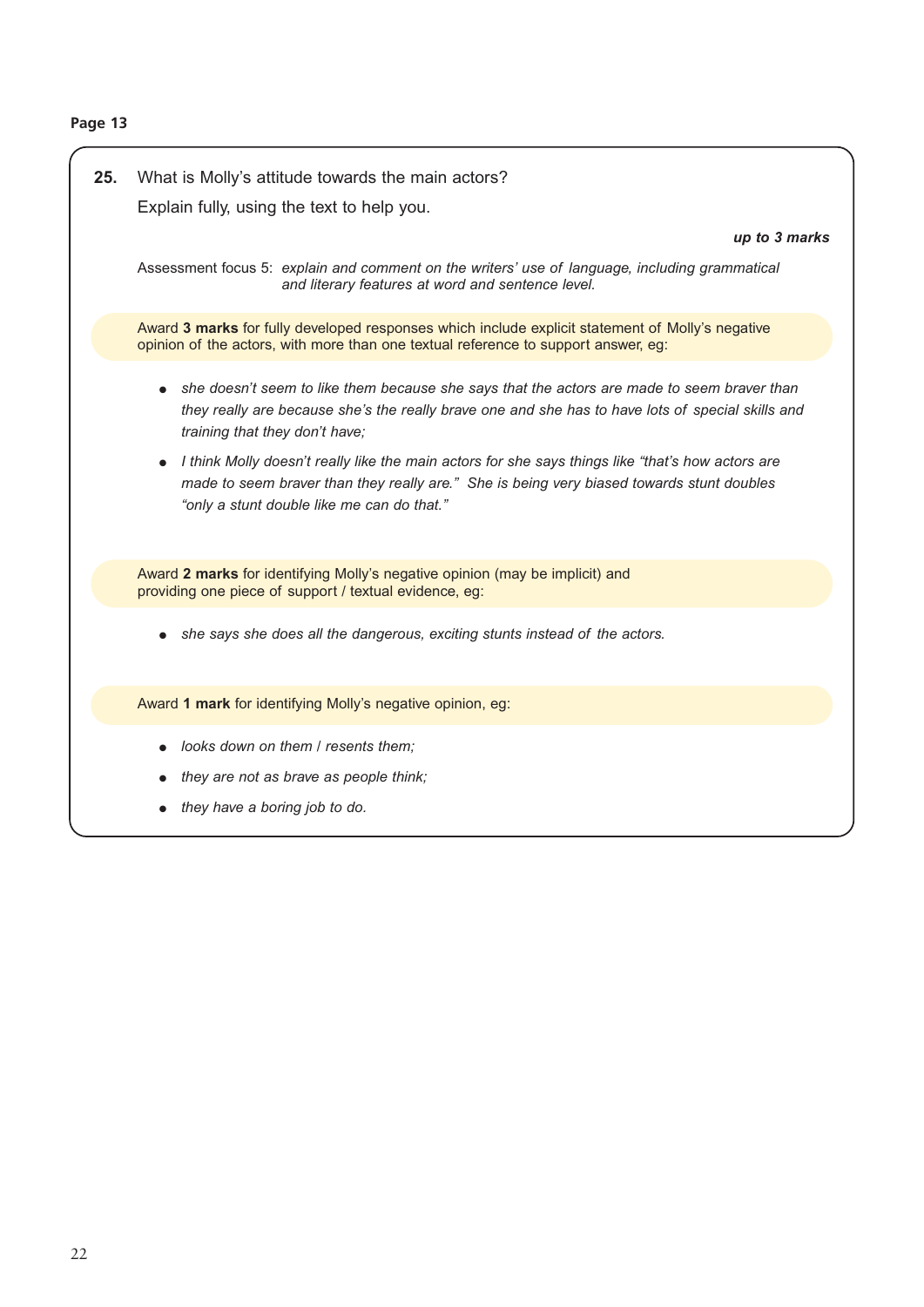**Page 13**

**25.** What is Molly's attitude towards the main actors?

Explain fully, using the text to help you.

***up to 3 marks***

Assessment focus 5: *explain and comment on the writers' use of language, including grammatical and literary features at word and sentence level.*

Award **3 marks** for fully developed responses which include explicit statement of Molly's negative opinion of the actors, with more than one textual reference to support answer, eg:

- *she doesn't seem to like them because she says that the actors are made to seem braver than they really are because she's the really brave one and she has to have lots of special skills and training that they don't have;*
- *I think Molly doesn't really like the main actors for she says things like "that's how actors are made to seem braver than they really are." She is being very biased towards stunt doubles "only a stunt double like me can do that."*

Award **2 marks** for identifying Molly's negative opinion (may be implicit) and providing one piece of support / textual evidence, eg:

- *she says she does all the dangerous, exciting stunts instead of the actors.*

Award **1 mark** for identifying Molly's negative opinion, eg:

- *looks down on them / resents them;*
- *they are not as brave as people think;*
- *they have a boring job to do.*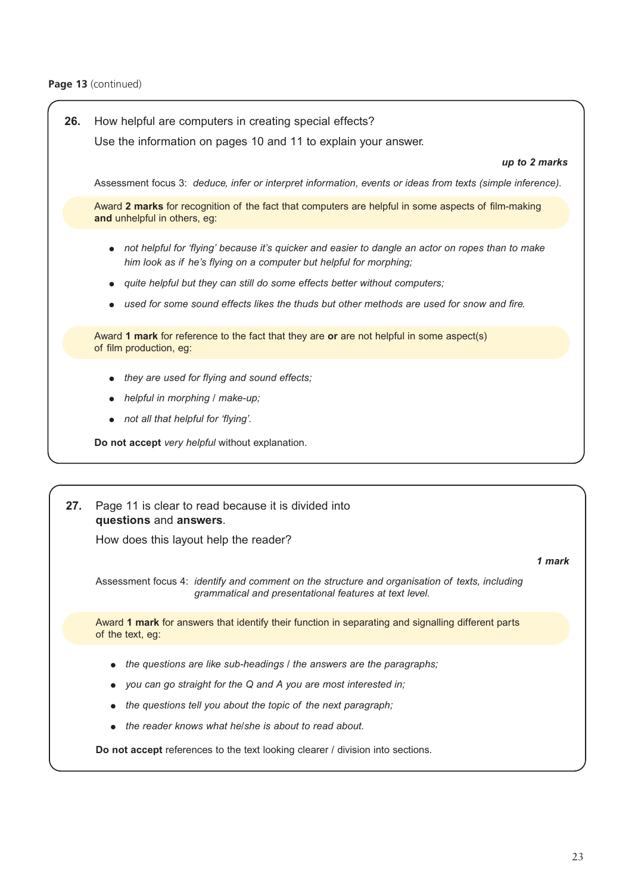**Page 13** (continued)

**26.** How helpful are computers in creating special effects?
Use the information on pages 10 and 11 to explain your answer.

***up to 2 marks***

Assessment focus 3: *deduce, infer or interpret information, events or ideas from texts (simple inference).*

Award **2 marks** for recognition of the fact that computers are helpful in some aspects of film-making **and** unhelpful in others, eg:

- *not helpful for 'flying' because it's quicker and easier to dangle an actor on ropes than to make him look as if he's flying on a computer but helpful for morphing;*
- *quite helpful but they can still do some effects better without computers;*
- *used for some sound effects likes the thuds but other methods are used for snow and fire.*

Award **1 mark** for reference to the fact that they are **or** are not helpful in some aspect(s) of film production, eg:

- *they are used for flying and sound effects;*
- *helpful in morphing / make-up;*
- *not all that helpful for 'flying'.*

**Do not accept** *very helpful* without explanation.

**27.** Page 11 is clear to read because it is divided into **questions** and **answers**.
How does this layout help the reader?

***1 mark***

Assessment focus 4: *identify and comment on the structure and organisation of texts, including grammatical and presentational features at text level.*

Award **1 mark** for answers that identify their function in separating and signalling different parts of the text, eg:

- *the questions are like sub-headings / the answers are the paragraphs;*
- *you can go straight for the Q and A you are most interested in;*
- *the questions tell you about the topic of the next paragraph;*
- *the reader knows what he/she is about to read about.*

**Do not accept** references to the text looking clearer / division into sections.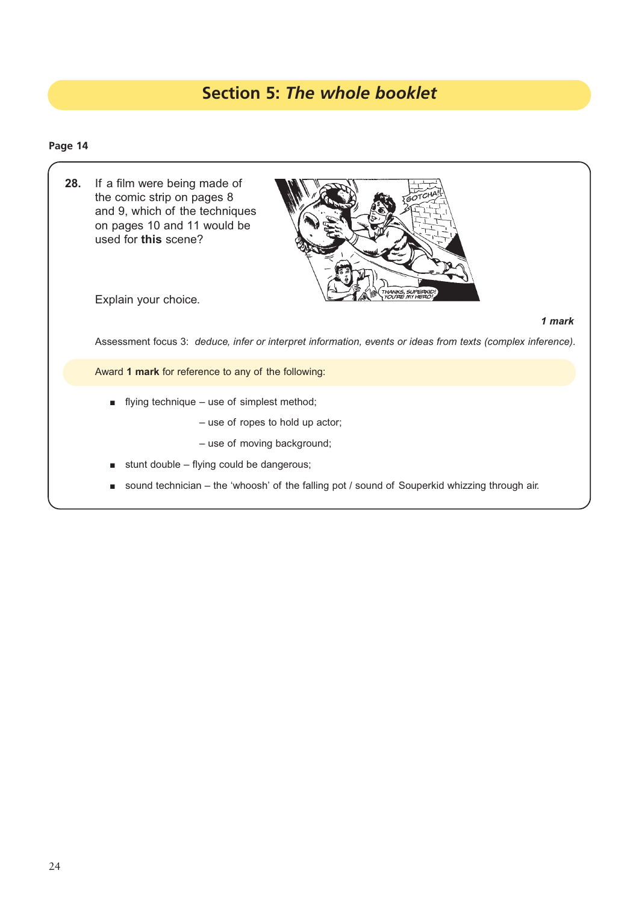## Section 5: *The whole booklet*

**Page 14**

**28.** If a film were being made of the comic strip on pages 8 and 9, which of the techniques on pages 10 and 11 would be used for **this** scene?

Explain your choice.

***1 mark***

Assessment focus 3: *deduce, infer or interpret information, events or ideas from texts (complex inference).*

Award **1 mark** for reference to any of the following:

- flying technique – use of simplest method;
  - – use of ropes to hold up actor;
  - – use of moving background;
- stunt double – flying could be dangerous;
- sound technician – the 'whoosh' of the falling pot / sound of Souperkid whizzing through air.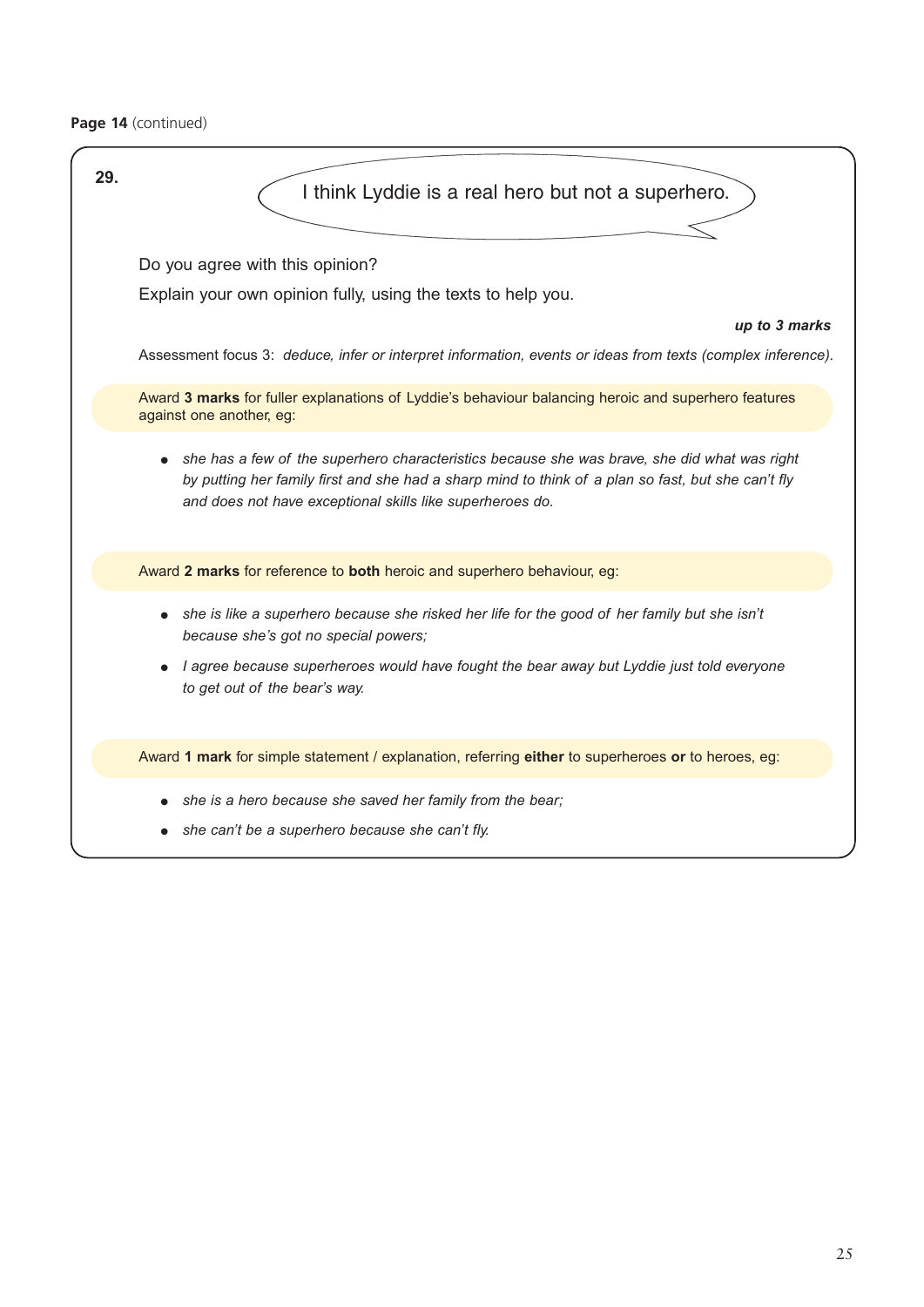**Page 14** (continued)

**29.**

I think Lyddie is a real hero but not a superhero.

Do you agree with this opinion?

Explain your own opinion fully, using the texts to help you.

***up to 3 marks***

Assessment focus 3: *deduce, infer or interpret information, events or ideas from texts (complex inference).*

Award **3 marks** for fuller explanations of Lyddie's behaviour balancing heroic and superhero features against one another, eg:

- *she has a few of the superhero characteristics because she was brave, she did what was right by putting her family first and she had a sharp mind to think of a plan so fast, but she can't fly and does not have exceptional skills like superheroes do.*

Award **2 marks** for reference to **both** heroic and superhero behaviour, eg:

- *she is like a superhero because she risked her life for the good of her family but she isn't because she's got no special powers;*
- *I agree because superheroes would have fought the bear away but Lyddie just told everyone to get out of the bear's way.*

Award **1 mark** for simple statement / explanation, referring **either** to superheroes **or** to heroes, eg:

- *she is a hero because she saved her family from the bear;*
- *she can't be a superhero because she can't fly.*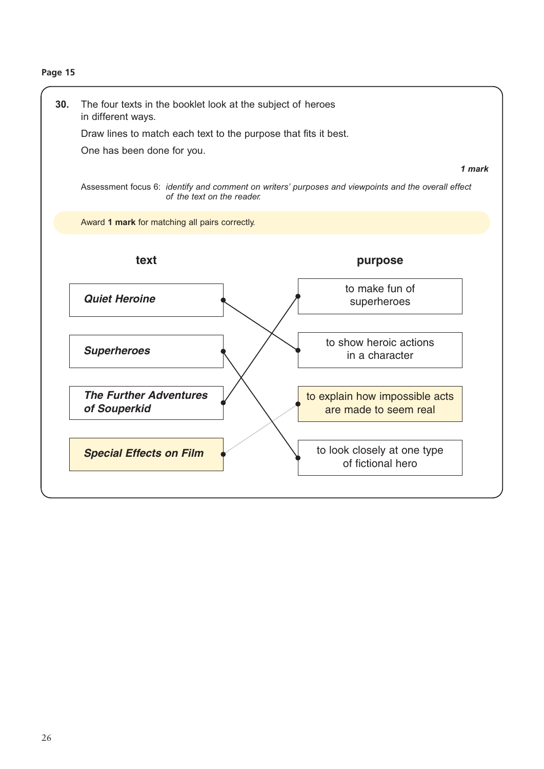**Page 15**

**30.** The four texts in the booklet look at the subject of heroes in different ways.

Draw lines to match each text to the purpose that fits it best.

One has been done for you.

***1 mark***

Assessment focus 6: *identify and comment on writers' purposes and viewpoints and the overall effect of the text on the reader.*

Award **1 mark** for matching all pairs correctly.

| text | purpose |
| --- | --- |
| ***Quiet Heroine*** | to show heroic actions in a character |
| ***Superheroes*** | to look closely at one type of fictional hero |
| ***The Further Adventures of Souperkid*** | to make fun of superheroes |
| ***Special Effects on Film*** | to explain how impossible acts are made to seem real |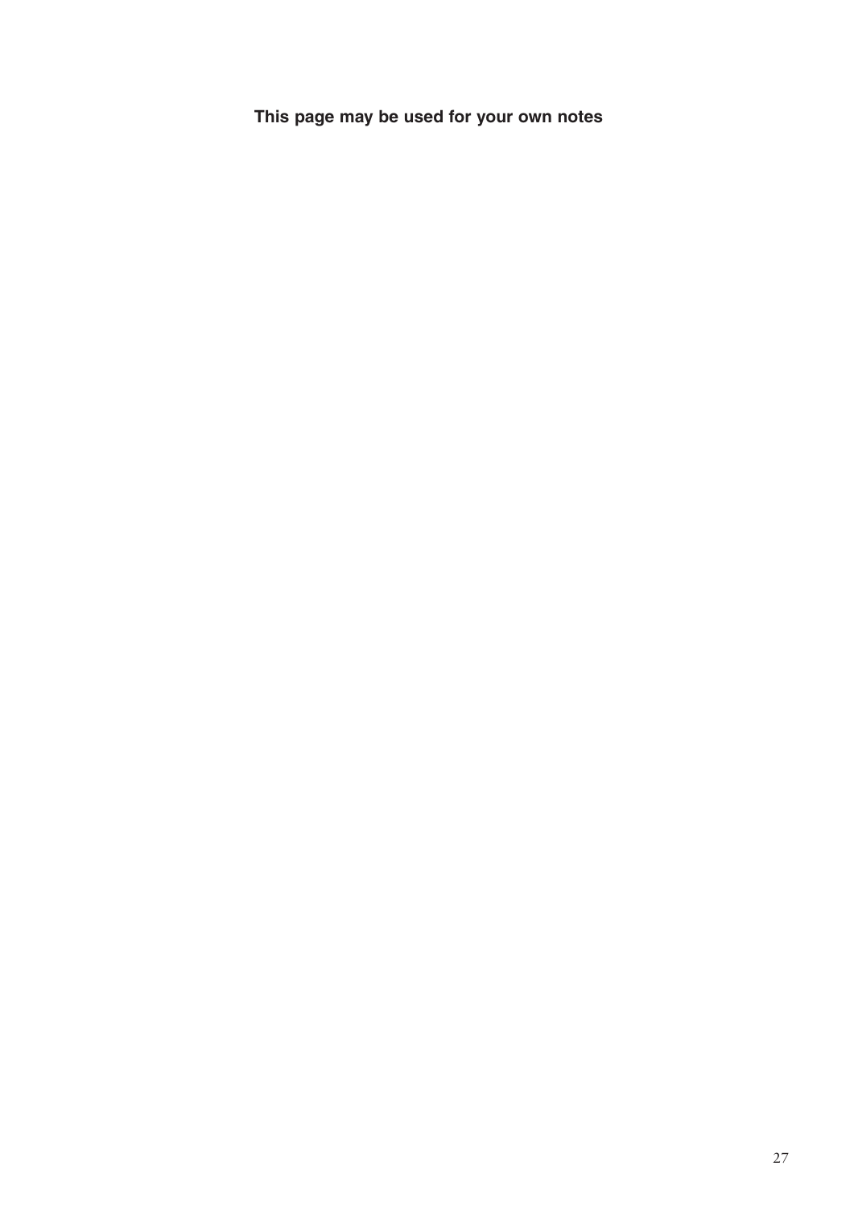**This page may be used for your own notes**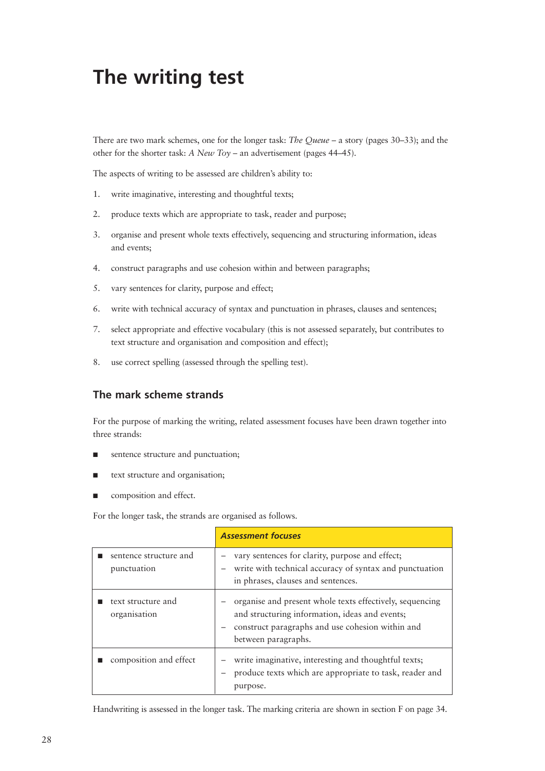# The writing test

There are two mark schemes, one for the longer task: *The Queue* – a story (pages 30–33); and the other for the shorter task: *A New Toy* – an advertisement (pages 44–45).

The aspects of writing to be assessed are children's ability to:

1. write imaginative, interesting and thoughtful texts;
2. produce texts which are appropriate to task, reader and purpose;
3. organise and present whole texts effectively, sequencing and structuring information, ideas and events;
4. construct paragraphs and use cohesion within and between paragraphs;
5. vary sentences for clarity, purpose and effect;
6. write with technical accuracy of syntax and punctuation in phrases, clauses and sentences;
7. select appropriate and effective vocabulary (this is not assessed separately, but contributes to text structure and organisation and composition and effect);
8. use correct spelling (assessed through the spelling test).

## The mark scheme strands

For the purpose of marking the writing, related assessment focuses have been drawn together into three strands:

- sentence structure and punctuation;
- text structure and organisation;
- composition and effect.

For the longer task, the strands are organised as follows.

| | ***Assessment focuses*** |
|---|---|
| ■ sentence structure and punctuation | – vary sentences for clarity, purpose and effect;<br>– write with technical accuracy of syntax and punctuation in phrases, clauses and sentences. |
| ■ text structure and organisation | – organise and present whole texts effectively, sequencing and structuring information, ideas and events;<br>– construct paragraphs and use cohesion within and between paragraphs. |
| ■ composition and effect | – write imaginative, interesting and thoughtful texts;<br>– produce texts which are appropriate to task, reader and purpose. |

Handwriting is assessed in the longer task. The marking criteria are shown in section F on page 34.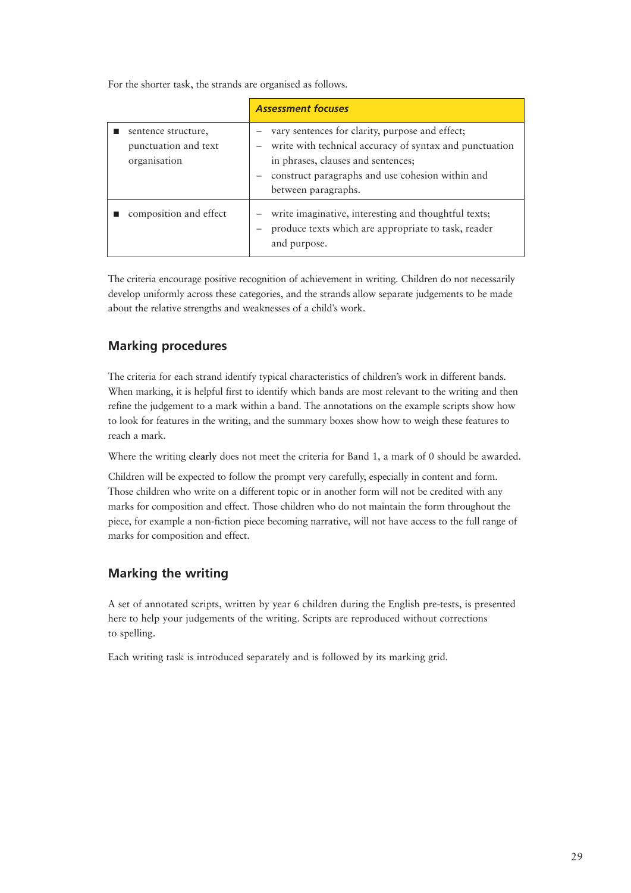For the shorter task, the strands are organised as follows.

| | *Assessment focuses* |
|---|---|
| ■ sentence structure, punctuation and text organisation | – vary sentences for clarity, purpose and effect;<br>– write with technical accuracy of syntax and punctuation in phrases, clauses and sentences;<br>– construct paragraphs and use cohesion within and between paragraphs. |
| ■ composition and effect | – write imaginative, interesting and thoughtful texts;<br>– produce texts which are appropriate to task, reader and purpose. |

The criteria encourage positive recognition of achievement in writing. Children do not necessarily develop uniformly across these categories, and the strands allow separate judgements to be made about the relative strengths and weaknesses of a child's work.

## Marking procedures

The criteria for each strand identify typical characteristics of children's work in different bands. When marking, it is helpful first to identify which bands are most relevant to the writing and then refine the judgement to a mark within a band. The annotations on the example scripts show how to look for features in the writing, and the summary boxes show how to weigh these features to reach a mark.

Where the writing **clearly** does not meet the criteria for Band 1, a mark of 0 should be awarded.

Children will be expected to follow the prompt very carefully, especially in content and form. Those children who write on a different topic or in another form will not be credited with any marks for composition and effect. Those children who do not maintain the form throughout the piece, for example a non-fiction piece becoming narrative, will not have access to the full range of marks for composition and effect.

## Marking the writing

A set of annotated scripts, written by year 6 children during the English pre-tests, is presented here to help your judgements of the writing. Scripts are reproduced without corrections to spelling.

Each writing task is introduced separately and is followed by its marking grid.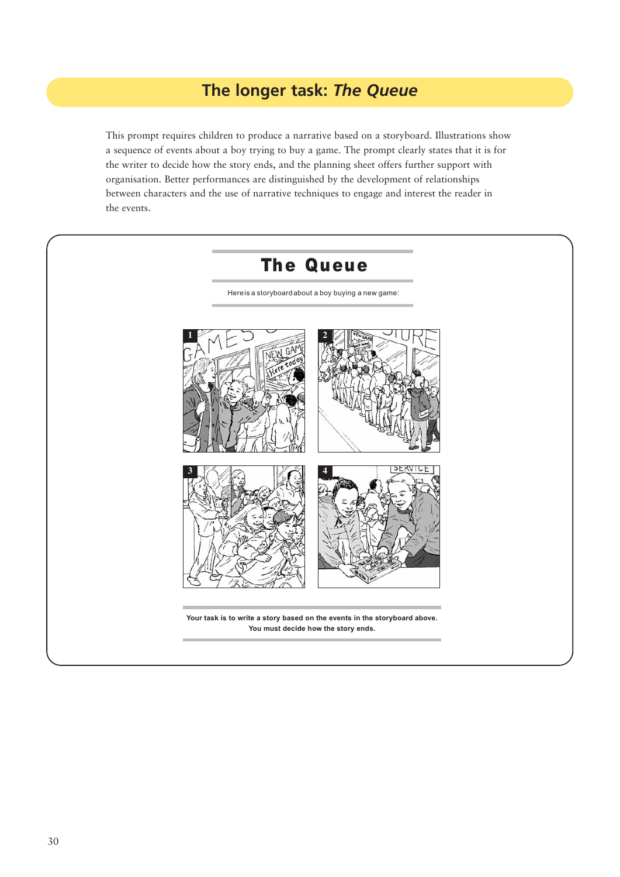## The longer task: *The Queue*

This prompt requires children to produce a narrative based on a storyboard. Illustrations show a sequence of events about a boy trying to buy a game. The prompt clearly states that it is for the writer to decide how the story ends, and the planning sheet offers further support with organisation. Better performances are distinguished by the development of relationships between characters and the use of narrative techniques to engage and interest the reader in the events.

# The Queue

Here is a storyboard about a boy buying a new game:

**Your task is to write a story based on the events in the storyboard above.**
**You must decide how the story ends.**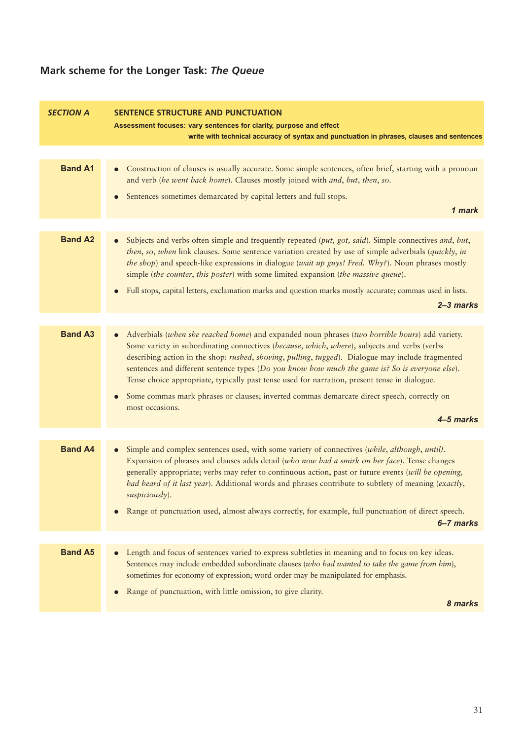## Mark scheme for the Longer Task: *The Queue*

| *SECTION A* | **SENTENCE STRUCTURE AND PUNCTUATION** <br> **Assessment focuses: vary sentences for clarity, purpose and effect** <br> **write with technical accuracy of syntax and punctuation in phrases, clauses and sentences** |
|---|---|
| **Band A1** | • Construction of clauses is usually accurate. Some simple sentences, often brief, starting with a pronoun and verb (*he went back home*). Clauses mostly joined with *and*, *but*, *then*, *so*. <br> • Sentences sometimes demarcated by capital letters and full stops. <br> ***1 mark*** |
| **Band A2** | • Subjects and verbs often simple and frequently repeated (*put, got, said*). Simple connectives *and*, *but*, *then*, *so*, *when* link clauses. Some sentence variation created by use of simple adverbials (*quickly*, *in the shop*) and speech-like expressions in dialogue (*wait up guys! Fred. Why?*). Noun phrases mostly simple (*the counter*, *this poster*) with some limited expansion (*the massive queue*). <br> • Full stops, capital letters, exclamation marks and question marks mostly accurate; commas used in lists. <br> ***2–3 marks*** |
| **Band A3** | • Adverbials (*when she reached home*) and expanded noun phrases (*two horrible hours*) add variety. Some variety in subordinating connectives (*because*, *which*, *where*), subjects and verbs (verbs describing action in the shop: *rushed*, *shoving*, *pulling*, *tugged*). Dialogue may include fragmented sentences and different sentence types (*Do you know how much the game is? So is everyone else*). Tense choice appropriate, typically past tense used for narration, present tense in dialogue. <br> • Some commas mark phrases or clauses; inverted commas demarcate direct speech, correctly on most occasions. <br> ***4–5 marks*** |
| **Band A4** | • Simple and complex sentences used, with some variety of connectives (*while*, *although*, *until)*. Expansion of phrases and clauses adds detail (*who now had a smirk on her face*). Tense changes generally appropriate; verbs may refer to continuous action, past or future events (*will be opening, had heard of it last year*). Additional words and phrases contribute to subtlety of meaning (*exactly*, *suspiciously*). <br> • Range of punctuation used, almost always correctly, for example, full punctuation of direct speech. <br> ***6–7 marks*** |
| **Band A5** | • Length and focus of sentences varied to express subtleties in meaning and to focus on key ideas. Sentences may include embedded subordinate clauses (*who had wanted to take the game from him*), sometimes for economy of expression; word order may be manipulated for emphasis. <br> • Range of punctuation, with little omission, to give clarity. <br> ***8 marks*** |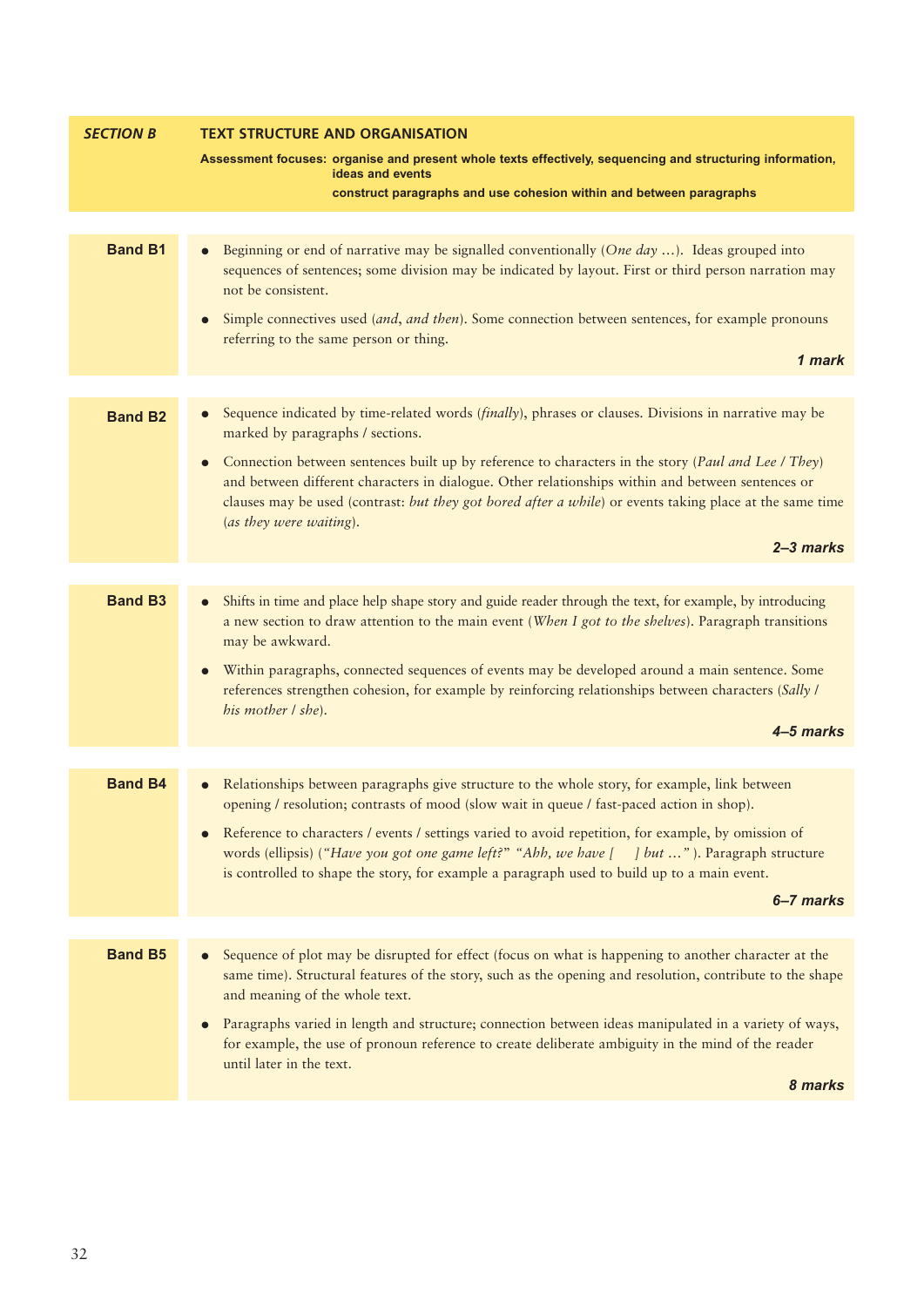| *SECTION B* | **TEXT STRUCTURE AND ORGANISATION**<br>**Assessment focuses: organise and present whole texts effectively, sequencing and structuring information, ideas and events**<br>**construct paragraphs and use cohesion within and between paragraphs** |
|---|---|
| **Band B1** | • Beginning or end of narrative may be signalled conventionally (*One day …*). Ideas grouped into sequences of sentences; some division may be indicated by layout. First or third person narration may not be consistent.<br>• Simple connectives used (*and*, *and then*). Some connection between sentences, for example pronouns referring to the same person or thing.<br>***1 mark*** |
| **Band B2** | • Sequence indicated by time-related words (*finally*), phrases or clauses. Divisions in narrative may be marked by paragraphs / sections.<br>• Connection between sentences built up by reference to characters in the story (*Paul and Lee / They*) and between different characters in dialogue. Other relationships within and between sentences or clauses may be used (contrast: *but they got bored after a while*) or events taking place at the same time (*as they were waiting*).<br>***2–3 marks*** |
| **Band B3** | • Shifts in time and place help shape story and guide reader through the text, for example, by introducing a new section to draw attention to the main event (*When I got to the shelves*). Paragraph transitions may be awkward.<br>• Within paragraphs, connected sequences of events may be developed around a main sentence. Some references strengthen cohesion, for example by reinforcing relationships between characters (*Sally / his mother / she*).<br>***4–5 marks*** |
| **Band B4** | • Relationships between paragraphs give structure to the whole story, for example, link between opening / resolution; contrasts of mood (slow wait in queue / fast-paced action in shop).<br>• Reference to characters / events / settings varied to avoid repetition, for example, by omission of words (ellipsis) (*"Have you got one game left?" "Ahh, we have [ ] but …"* ). Paragraph structure is controlled to shape the story, for example a paragraph used to build up to a main event.<br>***6–7 marks*** |
| **Band B5** | • Sequence of plot may be disrupted for effect (focus on what is happening to another character at the same time). Structural features of the story, such as the opening and resolution, contribute to the shape and meaning of the whole text.<br>• Paragraphs varied in length and structure; connection between ideas manipulated in a variety of ways, for example, the use of pronoun reference to create deliberate ambiguity in the mind of the reader until later in the text.<br>***8 marks*** |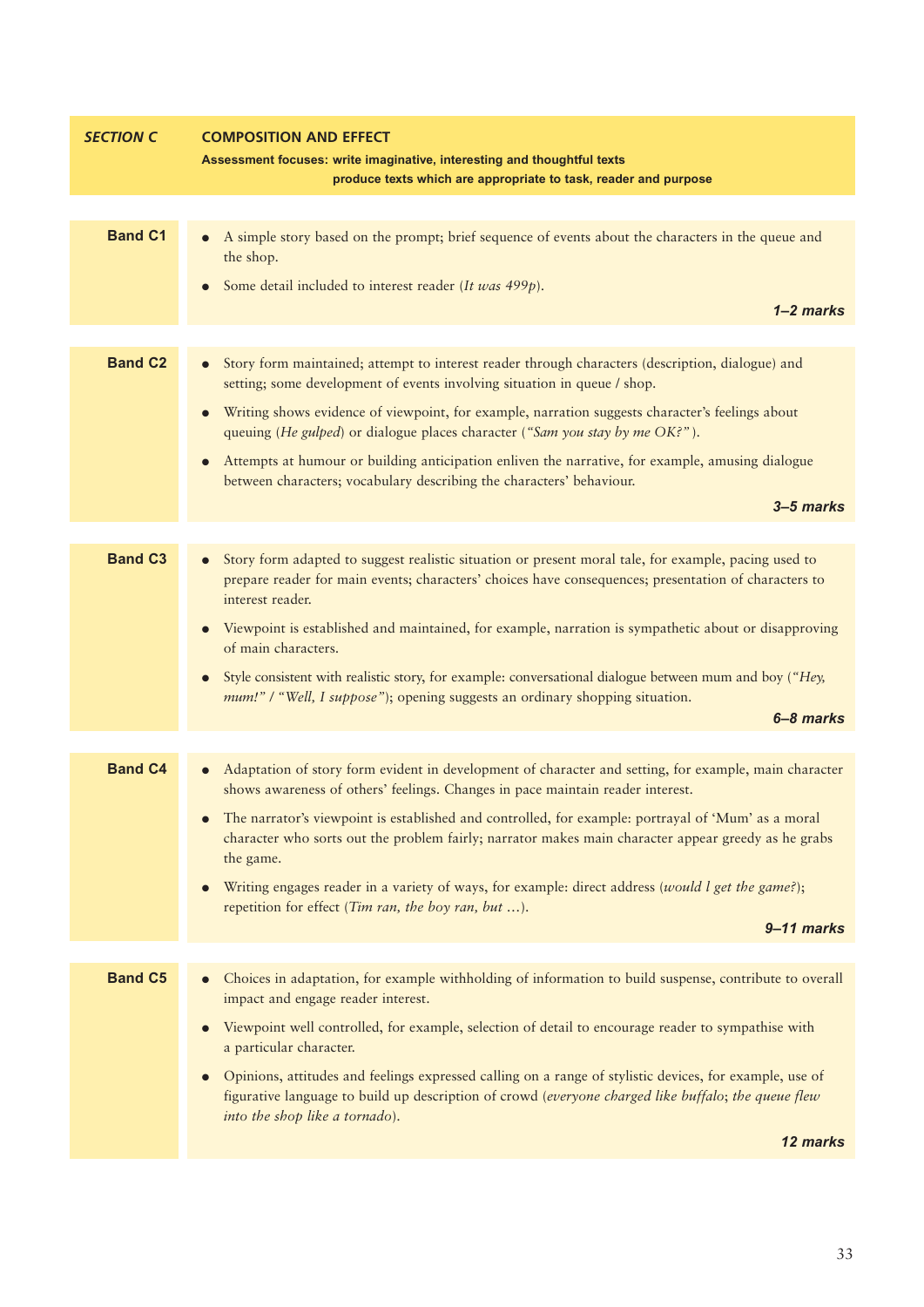| *SECTION C* | **COMPOSITION AND EFFECT**<br>**Assessment focuses: write imaginative, interesting and thoughtful texts**<br>**produce texts which are appropriate to task, reader and purpose** |
|---|---|
| **Band C1** | • A simple story based on the prompt; brief sequence of events about the characters in the queue and the shop.<br>• Some detail included to interest reader (*It was 499p*).<br>***1–2 marks*** |
| **Band C2** | • Story form maintained; attempt to interest reader through characters (description, dialogue) and setting; some development of events involving situation in queue / shop.<br>• Writing shows evidence of viewpoint, for example, narration suggests character's feelings about queuing (*He gulped*) or dialogue places character (*"Sam you stay by me OK?"*).<br>• Attempts at humour or building anticipation enliven the narrative, for example, amusing dialogue between characters; vocabulary describing the characters' behaviour.<br>***3–5 marks*** |
| **Band C3** | • Story form adapted to suggest realistic situation or present moral tale, for example, pacing used to prepare reader for main events; characters' choices have consequences; presentation of characters to interest reader.<br>• Viewpoint is established and maintained, for example, narration is sympathetic about or disapproving of main characters.<br>• Style consistent with realistic story, for example: conversational dialogue between mum and boy (*"Hey, mum!" / "Well, I suppose"*); opening suggests an ordinary shopping situation.<br>***6–8 marks*** |
| **Band C4** | • Adaptation of story form evident in development of character and setting, for example, main character shows awareness of others' feelings. Changes in pace maintain reader interest.<br>• The narrator's viewpoint is established and controlled, for example: portrayal of 'Mum' as a moral character who sorts out the problem fairly; narrator makes main character appear greedy as he grabs the game.<br>• Writing engages reader in a variety of ways, for example: direct address (*would I get the game?*); repetition for effect (*Tim ran, the boy ran, but …*).<br>***9–11 marks*** |
| **Band C5** | • Choices in adaptation, for example withholding of information to build suspense, contribute to overall impact and engage reader interest.<br>• Viewpoint well controlled, for example, selection of detail to encourage reader to sympathise with a particular character.<br>• Opinions, attitudes and feelings expressed calling on a range of stylistic devices, for example, use of figurative language to build up description of crowd (*everyone charged like buffalo; the queue flew into the shop like a tornado*).<br>***12 marks*** |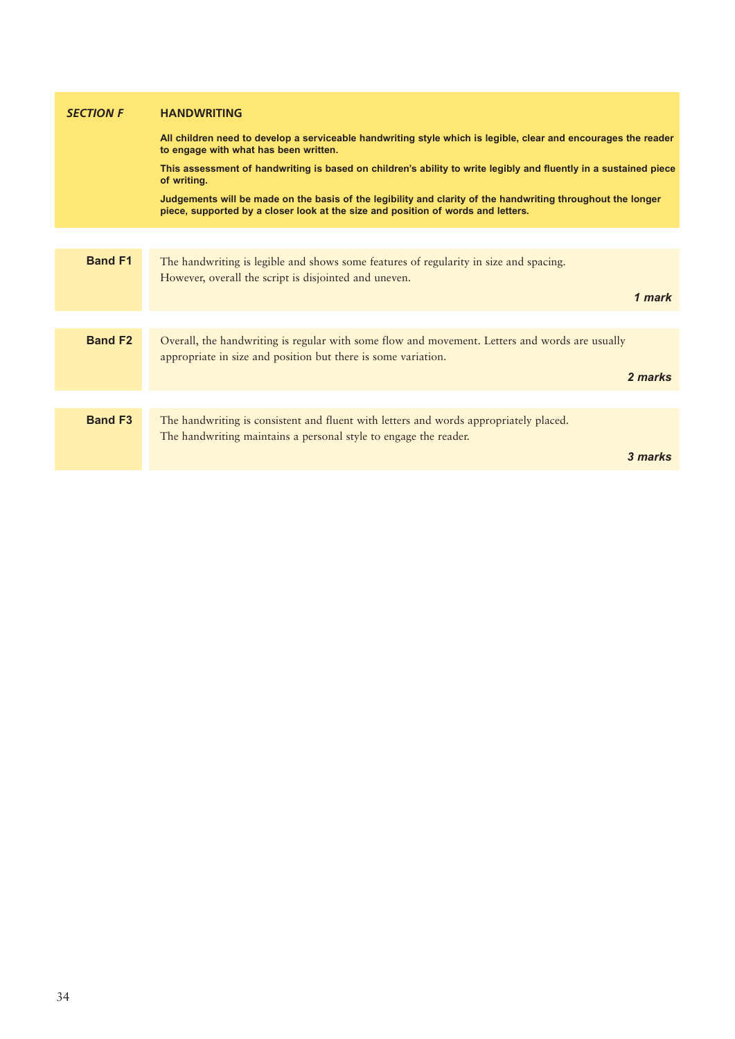## *SECTION F* HANDWRITING

**All children need to develop a serviceable handwriting style which is legible, clear and encourages the reader to engage with what has been written.**

**This assessment of handwriting is based on children's ability to write legibly and fluently in a sustained piece of writing.**

**Judgements will be made on the basis of the legibility and clarity of the handwriting throughout the longer piece, supported by a closer look at the size and position of words and letters.**

| | |
|---|---|
| **Band F1** | The handwriting is legible and shows some features of regularity in size and spacing. However, overall the script is disjointed and uneven. ***1 mark*** |
| **Band F2** | Overall, the handwriting is regular with some flow and movement. Letters and words are usually appropriate in size and position but there is some variation. ***2 marks*** |
| **Band F3** | The handwriting is consistent and fluent with letters and words appropriately placed. The handwriting maintains a personal style to engage the reader. ***3 marks*** |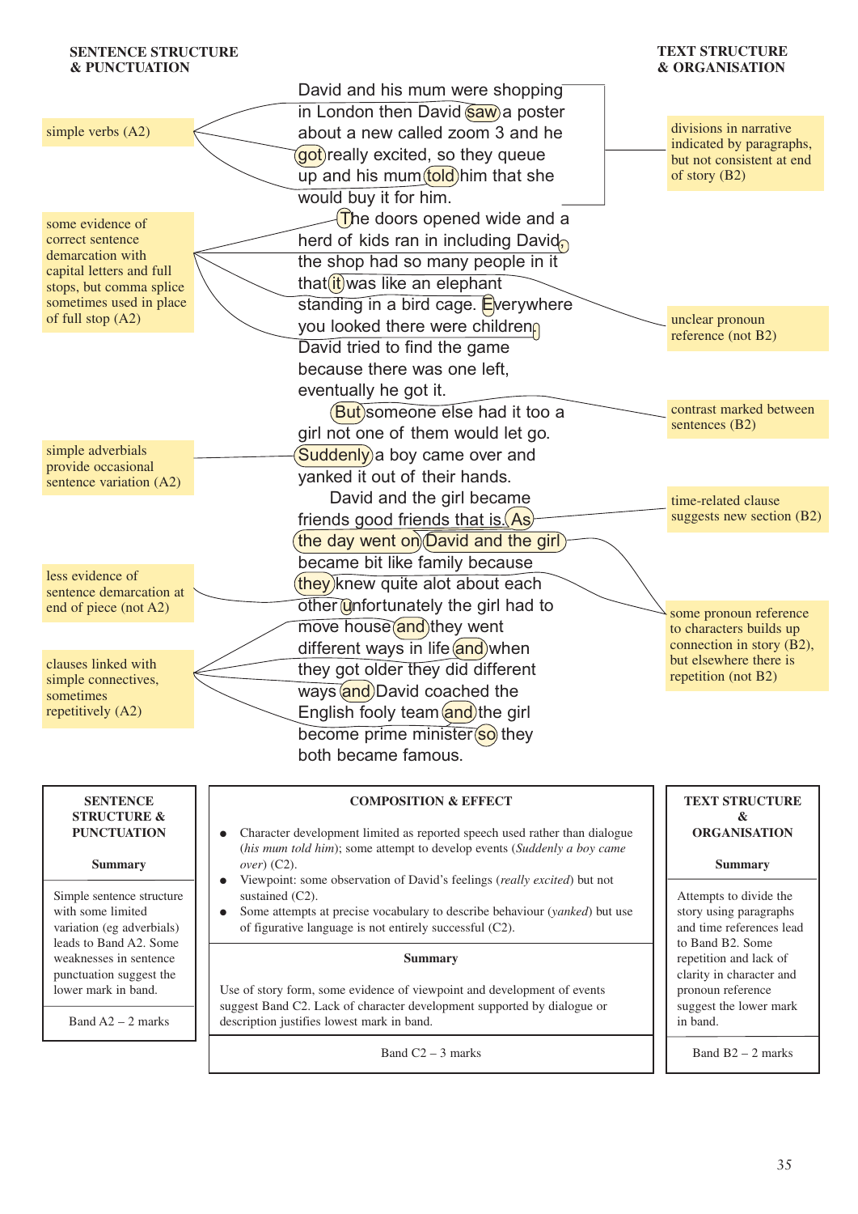**SENTENCE STRUCTURE & PUNCTUATION**

**TEXT STRUCTURE & ORGANISATION**

David and his mum were shopping in London then David saw a poster about a new called zoom 3 and he got really excited, so they queue up and his mum told him that she would buy it for him.

The doors opened wide and a herd of kids ran in including David, the shop had so many people in it that it was like an elephant standing in a bird cage. Everywhere you looked there were children, David tried to find the game because there was one left, eventually he got it.

But someone else had it too a girl not one of them would let go. Suddenly a boy came over and yanked it out of their hands.

David and the girl became friends good friends that is. As the day went on David and the girl became bit like family because they knew quite alot about each other unfortunately the girl had to move house and they went different ways in life and when they got older they did different ways and David coached the English footy team and the girl become prime minister so they both became famous.

Annotations – Sentence structure & punctuation:

- simple verbs (A2)
- some evidence of correct sentence demarcation with capital letters and full stops, but comma splice sometimes used in place of full stop (A2)
- simple adverbials provide occasional sentence variation (A2)
- less evidence of sentence demarcation at end of piece (not A2)
- clauses linked with simple connectives, sometimes repetitively (A2)

Annotations – Text structure & organisation:

- divisions in narrative indicated by paragraphs, but not consistent at end of story (B2)
- unclear pronoun reference (not B2)
- contrast marked between sentences (B2)
- time-related clause suggests new section (B2)
- some pronoun reference to characters builds up connection in story (B2), but elsewhere there is repetition (not B2)

| SENTENCE STRUCTURE & PUNCTUATION | COMPOSITION & EFFECT | TEXT STRUCTURE & ORGANISATION |
|---|---|---|
| | • Character development limited as reported speech used rather than dialogue (*his mum told him*); some attempt to develop events (*Suddenly a boy came over*) (C2).<br>• Viewpoint: some observation of David's feelings (*really excited*) but not sustained (C2).<br>• Some attempts at precise vocabulary to describe behaviour (*yanked*) but use of figurative language is not entirely successful (C2). | |
| **Summary** | **Summary** | **Summary** |
| Simple sentence structure with some limited variation (eg adverbials) leads to Band A2. Some weaknesses in sentence punctuation suggest the lower mark in band. | Use of story form, some evidence of viewpoint and development of events suggest Band C2. Lack of character development supported by dialogue or description justifies lowest mark in band. | Attempts to divide the story using paragraphs and time references lead to Band B2. Some repetition and lack of clarity in character and pronoun reference suggest the lower mark in band. |
| Band A2 – 2 marks | Band C2 – 3 marks | Band B2 – 2 marks |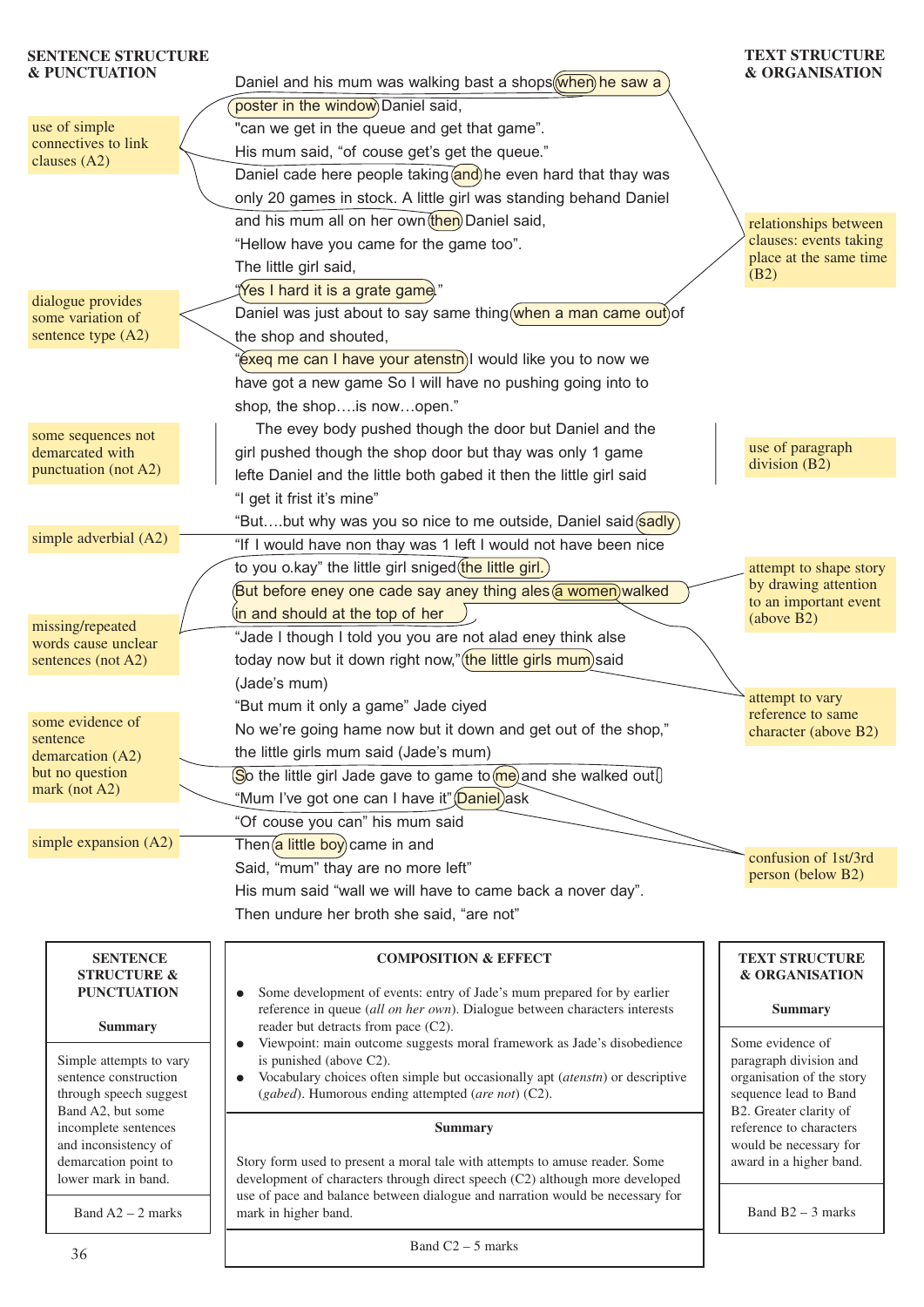**SENTENCE STRUCTURE & PUNCTUATION**

**TEXT STRUCTURE & ORGANISATION**

Daniel and his mum was walking bast a shops when he saw a poster in the window Daniel said,
"can we get in the queue and get that game".
His mum said, "of couse get's get the queue."
Daniel cade here people taking and he even hard that thay was only 20 games in stock. A little girl was standing behand Daniel and his mum all on her own then Daniel said,
"Hellow have you came for the game too".
The little girl said,
"Yes I hard it is a grate game."
Daniel was just about to say same thing when a man came out of the shop and shouted,
"exeq me can I have your atenstn I would like you to now we have got a new game So I will have no pushing going into to shop, the shop….is now…open."

The evey body pushed though the door but Daniel and the girl pushed though the shop door but thay was only 1 game lefte Daniel and the little both gabed it then the little girl said
"I get it frist it's mine"
"But….but why was you so nice to me outside, Daniel said sadly
"If I would have non thay was 1 left I would not have been nice to you o.kay" the little girl sniged the little girl.
But before eney one cade say aney thing ales a women walked in and should at the top of her
"Jade I though I told you you are not alad eney think alse today now but it down right now," the little girls mum said (Jade's mum)
"But mum it only a game" Jade ciyed
No we're going hame now but it down and get out of the shop," the little girls mum said (Jade's mum)
So the little girl Jade gave to game to me and she walked out
"Mum I've got one can I have it" Daniel ask
"Of couse you can" his mum said
Then a little boy came in and
Said, "mum" thay are no more left"
His mum said "wall we will have to came back a nover day".
Then undure her broth she said, "are not"

Annotations (Sentence structure & punctuation):

- use of simple connectives to link clauses (A2)
- dialogue provides some variation of sentence type (A2)
- some sequences not demarcated with punctuation (not A2)
- simple adverbial (A2)
- missing/repeated words cause unclear sentences (not A2)
- some evidence of sentence demarcation (A2) but no question mark (not A2)
- simple expansion (A2)

Annotations (Text structure & organisation):

- relationships between clauses: events taking place at the same time (B2)
- use of paragraph division (B2)
- attempt to shape story by drawing attention to an important event (above B2)
- attempt to vary reference to same character (above B2)
- confusion of 1st/3rd person (below B2)

| SENTENCE STRUCTURE & PUNCTUATION | COMPOSITION & EFFECT | TEXT STRUCTURE & ORGANISATION |
|---|---|---|
| **Summary** | • Some development of events: entry of Jade's mum prepared for by earlier reference in queue (*all on her own*). Dialogue between characters interests reader but detracts from pace (C2).<br>• Viewpoint: main outcome suggests moral framework as Jade's disobedience is punished (above C2).<br>• Vocabulary choices often simple but occasionally apt (*atenstn*) or descriptive (*gabed*). Humorous ending attempted (*are not*) (C2). | **Summary** |
| Simple attempts to vary sentence construction through speech suggest Band A2, but some incomplete sentences and inconsistency of demarcation point to lower mark in band. | **Summary**<br>Story form used to present a moral tale with attempts to amuse reader. Some development of characters through direct speech (C2) although more developed use of pace and balance between dialogue and narration would be necessary for mark in higher band. | Some evidence of paragraph division and organisation of the story sequence lead to Band B2. Greater clarity of reference to characters would be necessary for award in a higher band. |
| Band A2 – 2 marks | Band C2 – 5 marks | Band B2 – 3 marks |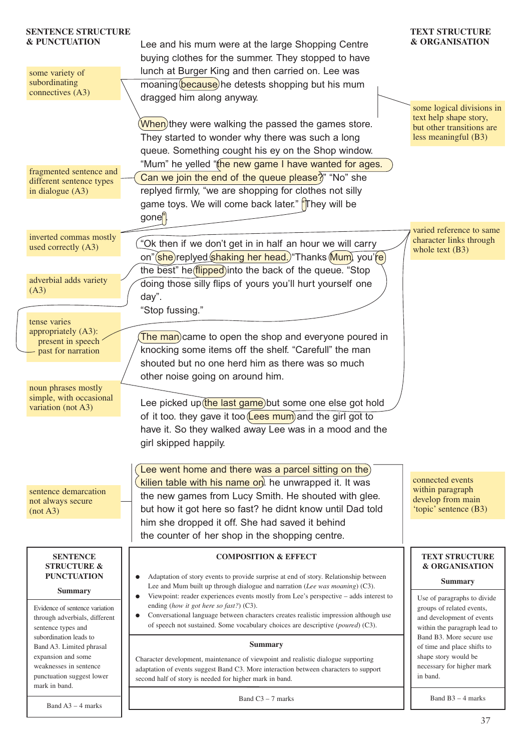**SENTENCE STRUCTURE & PUNCTUATION**

**TEXT STRUCTURE & ORGANISATION**

Lee and his mum were at the large Shopping Centre buying clothes for the summer. They stopped to have lunch at Burger King and then carried on. Lee was moaning because he detests shopping but his mum dragged him along anyway.

When they were walking the passed the games store. They started to wonder why there was such a long queue. Something cought his ey on the Shop window. "Mum" he yelled "the new game I have wanted for ages. Can we join the end of the queue please?" "No" she replyed firmly, "we are shopping for clothes not silly game toys. We will come back later." "They will be gone".

"Ok then if we don't get in in half an hour we will carry on" she replyed shaking her head. "Thanks Mum, you're the best" he flipped into the back of the queue. "Stop doing those silly flips of yours you'll hurt yourself one day".
"Stop fussing."

The man came to open the shop and everyone poured in knocking some items off the shelf. "Carefull" the man shouted but no one herd him as there was so much other noise going on around him.

Lee picked up the last game but some one else got hold of it too. they gave it too Lees mum and the girl got to have it. So they walked away Lee was in a mood and the girl skipped happily.

Lee went home and there was a parcel sitting on the kilien table with his name on. he unwrapped it. It was the new games from Lucy Smith. He shouted with glee. but how it got here so fast? he didnt know until Dad told him she dropped it off. She had saved it behind the counter of her shop in the shopping centre.

Annotations (Sentence structure & punctuation):

- some variety of subordinating connectives (A3)
- fragmented sentence and different sentence types in dialogue (A3)
- inverted commas mostly used correctly (A3)
- adverbial adds variety (A3)
- tense varies appropriately (A3): present in speech past for narration
- noun phrases mostly simple, with occasional variation (not A3)
- sentence demarcation not always secure (not A3)

Annotations (Text structure & organisation):

- some logical divisions in text help shape story, but other transitions are less meaningful (B3)
- varied reference to same character links through whole text (B3)
- connected events within paragraph develop from main 'topic' sentence (B3)

| SENTENCE STRUCTURE & PUNCTUATION | COMPOSITION & EFFECT | TEXT STRUCTURE & ORGANISATION |
|---|---|---|
| **Summary** | | **Summary** |
| Evidence of sentence variation through adverbials, different sentence types and subordination leads to Band A3. Limited phrasal expansion and some weaknesses in sentence punctuation suggest lower mark in band. | • Adaptation of story events to provide surprise at end of story. Relationship between Lee and Mum built up through dialogue and narration (*Lee was moaning*) (C3).<br>• Viewpoint: reader experiences events mostly from Lee's perspective – adds interest to ending (*how it got here so fast?*) (C3).<br>• Conversational language between characters creates realistic impression although use of speech not sustained. Some vocabulary choices are descriptive (*poured*) (C3).<br><br>**Summary**<br>Character development, maintenance of viewpoint and realistic dialogue supporting adaptation of events suggest Band C3. More interaction between characters to support second half of story is needed for higher mark in band. | Use of paragraphs to divide groups of related events, and development of events within the paragraph lead to Band B3. More secure use of time and place shifts to shape story would be necessary for higher mark in band. |
| Band A3 – 4 marks | Band C3 – 7 marks | Band B3 – 4 marks |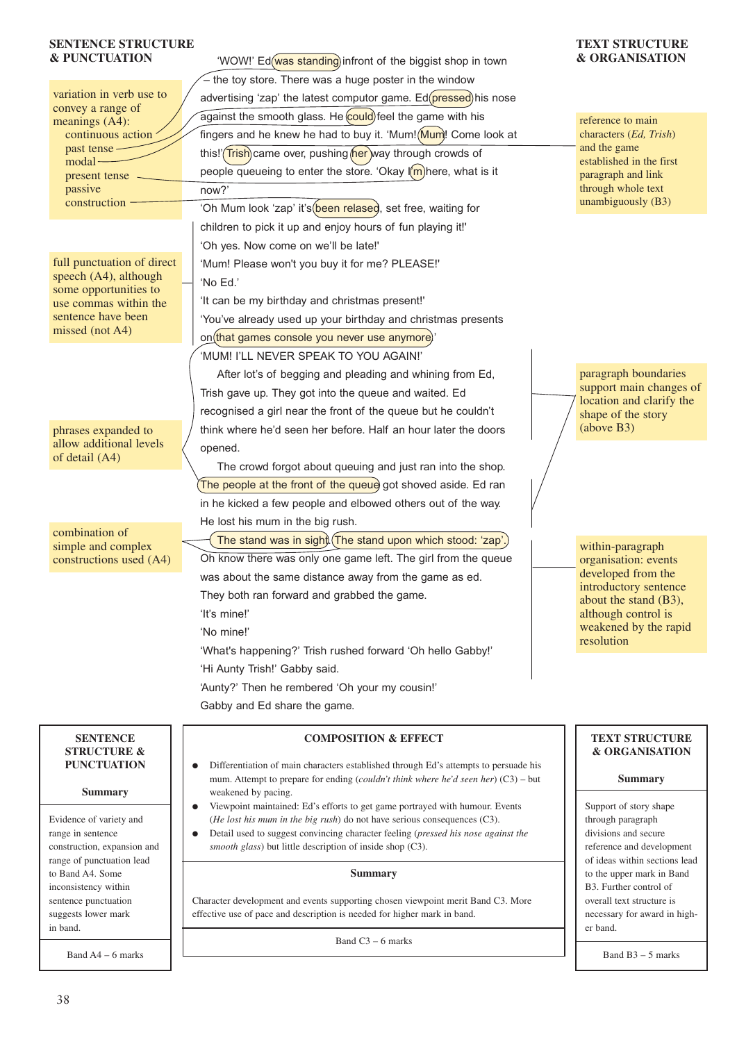**SENTENCE STRUCTURE & PUNCTUATION**

variation in verb use to convey a range of meanings (A4):
- continuous action
- past tense
- modal
- present tense
- passive construction

full punctuation of direct speech (A4), although some opportunities to use commas within the sentence have been missed (not A4)

phrases expanded to allow additional levels of detail (A4)

combination of simple and complex constructions used (A4)

**TEXT STRUCTURE & ORGANISATION**

reference to main characters (*Ed, Trish*) and the game established in the first paragraph and link through whole text unambiguously (B3)

paragraph boundaries support main changes of location and clarify the shape of the story (above B3)

within-paragraph organisation: events developed from the introductory sentence about the stand (B3), although control is weakened by the rapid resolution

'WOW!' Ed was standing infront of the biggest shop in town – the toy store. There was a huge poster in the window advertising 'zap' the latest computor game. Ed pressed his nose against the smooth glass. He could feel the game with his fingers and he knew he had to buy it. 'Mum! Mum! Come look at this!' Trish came over, pushing her way through crowds of people queueing to enter the store. 'Okay I'm here, what is it now?'

'Oh Mum look 'zap' it's been relased, set free, waiting for children to pick it up and enjoy hours of fun playing it!'

'Oh yes. Now come on we'll be late!'

'Mum! Please won't you buy it for me? PLEASE!'

'No Ed.'

'It can be my birthday and christmas present!'

'You've already used up your birthday and christmas presents on that games console you never use anymore'

'MUM! I'LL NEVER SPEAK TO YOU AGAIN!'

After lot's of begging and pleading and whining from Ed, Trish gave up. They got into the queue and waited. Ed recognised a girl near the front of the queue but he couldn't think where he'd seen her before. Half an hour later the doors opened.

The crowd forgot about queuing and just ran into the shop. The people at the front of the queue got shoved aside. Ed ran in he kicked a few people and elbowed others out of the way. He lost his mum in the big rush.

The stand was in sight. The stand upon which stood: 'zap'. Oh know there was only one game left. The girl from the queue was about the same distance away from the game as ed. They both ran forward and grabbed the game.

'It's mine!'

'No mine!'

'What's happening?' Trish rushed forward 'Oh hello Gabby!'

'Hi Aunty Trish!' Gabby said.

'Aunty?' Then he rembered 'Oh your my cousin!'

Gabby and Ed share the game.

| SENTENCE STRUCTURE & PUNCTUATION | COMPOSITION & EFFECT | TEXT STRUCTURE & ORGANISATION |
|---|---|---|
| **Summary** | • Differentiation of main characters established through Ed's attempts to persuade his mum. Attempt to prepare for ending (*couldn't think where he'd seen her*) (C3) – but weakened by pacing.<br>• Viewpoint maintained: Ed's efforts to get game portrayed with humour. Events (*He lost his mum in the big rush*) do not have serious consequences (C3).<br>• Detail used to suggest convincing character feeling (*pressed his nose against the smooth glass*) but little description of inside shop (C3). | **Summary** |
| Evidence of variety and range in sentence construction, expansion and range of punctuation lead to Band A4. Some inconsistency within sentence punctuation suggests lower mark in band. | **Summary**<br>Character development and events supporting chosen viewpoint merit Band C3. More effective use of pace and description is needed for higher mark in band. | Support of story shape through paragraph divisions and secure reference and development of ideas within sections lead to the upper mark in Band B3. Further control of overall text structure is necessary for award in higher band. |
| Band A4 – 6 marks | Band C3 – 6 marks | Band B3 – 5 marks |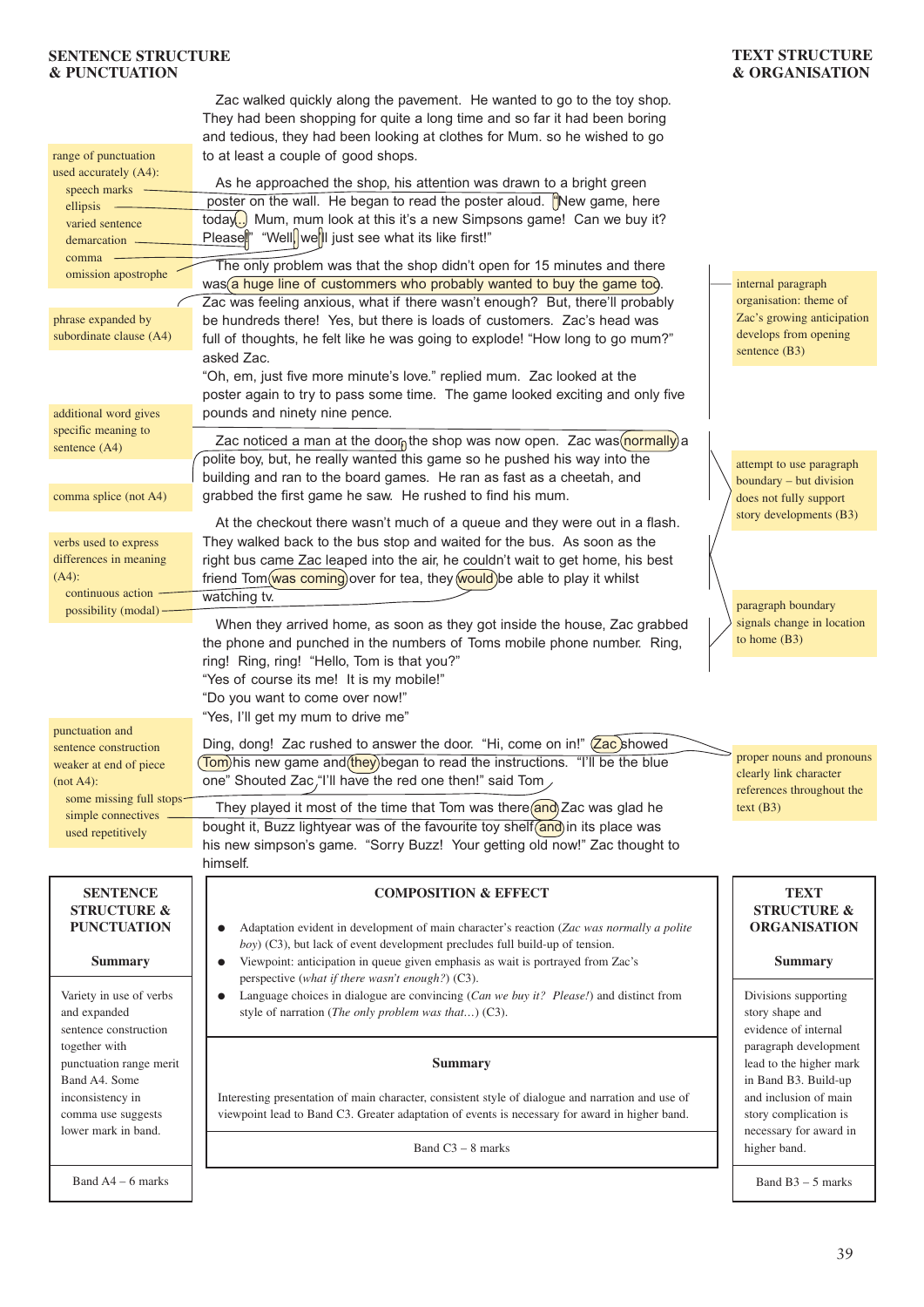**SENTENCE STRUCTURE & PUNCTUATION**

**TEXT STRUCTURE & ORGANISATION**

Zac walked quickly along the pavement. He wanted to go to the toy shop. They had been shopping for quite a long time and so far it had been boring and tedious, they had been looking at clothes for Mum. so he wished to go to at least a couple of good shops.

As he approached the shop, his attention was drawn to a bright green poster on the wall. He began to read the poster aloud. "New game, here today... Mum, mum look at this it's a new Simpsons game! Can we buy it? Please!" "Well, we'll just see what its like first!"

The only problem was that the shop didn't open for 15 minutes and there was a huge line of custommers who probably wanted to buy the game too. Zac was feeling anxious, what if there wasn't enough? But, there'll probably be hundreds there! Yes, but there is loads of customers. Zac's head was full of thoughts, he felt like he was going to explode! "How long to go mum?" asked Zac.
"Oh, em, just five more minute's love." replied mum. Zac looked at the poster again to try to pass some time. The game looked exciting and only five pounds and ninety nine pence.

Zac noticed a man at the door, the shop was now open. Zac was normally a polite boy, but, he really wanted this game so he pushed his way into the building and ran to the board games. He ran as fast as a cheetah, and grabbed the first game he saw. He rushed to find his mum.

At the checkout there wasn't much of a queue and they were out in a flash. They walked back to the bus stop and waited for the bus. As soon as the right bus came Zac leaped into the air, he couldn't wait to get home, his best friend Tom was coming over for tea, they would be able to play it whilst watching tv.

When they arrived home, as soon as they got inside the house, Zac grabbed the phone and punched in the numbers of Toms mobile phone number. Ring, ring! Ring, ring! "Hello, Tom is that you?"
"Yes of course its me! It is my mobile!"
"Do you want to come over now!"
"Yes, I'll get my mum to drive me"

Ding, dong! Zac rushed to answer the door. "Hi, come on in!" Zac showed Tom his new game and they began to read the instructions. "I'll be the blue one" Shouted Zac "I'll have the red one then!" said Tom

They played it most of the time that Tom was there and Zac was glad he bought it, Buzz lightyear was of the favourite toy shelf and in its place was his new simpson's game. "Sorry Buzz! Your getting old now!" Zac thought to himself.

**Annotations (Sentence Structure & Punctuation):**

- range of punctuation used accurately (A4):
  - speech marks
  - ellipsis
  - varied sentence demarcation
  - comma
  - omission apostrophe
- phrase expanded by subordinate clause (A4)
- additional word gives specific meaning to sentence (A4)
- comma splice (not A4)
- verbs used to express differences in meaning (A4):
  - continuous action
  - possibility (modal)
- punctuation and sentence construction weaker at end of piece (not A4):
  - some missing full stops
  - simple connectives used repetitively

**Annotations (Text Structure & Organisation):**

- internal paragraph organisation: theme of Zac's growing anticipation develops from opening sentence (B3)
- attempt to use paragraph boundary – but division does not fully support story developments (B3)
- paragraph boundary signals change in location to home (B3)
- proper nouns and pronouns clearly link character references throughout the text (B3)

| SENTENCE STRUCTURE & PUNCTUATION |
|---|
| **Summary** |
| Variety in use of verbs and expanded sentence construction together with punctuation range merit Band A4. Some inconsistency in comma use suggests lower mark in band. |
| Band A4 – 6 marks |

**COMPOSITION & EFFECT**

- Adaptation evident in development of main character's reaction (*Zac was normally a polite boy*) (C3), but lack of event development precludes full build-up of tension.
- Viewpoint: anticipation in queue given emphasis as wait is portrayed from Zac's perspective (*what if there wasn't enough?*) (C3).
- Language choices in dialogue are convincing (*Can we buy it? Please!*) and distinct from style of narration (*The only problem was that…*) (C3).

**Summary**

Interesting presentation of main character, consistent style of dialogue and narration and use of viewpoint lead to Band C3. Greater adaptation of events is necessary for award in higher band.

Band C3 – 8 marks

| TEXT STRUCTURE & ORGANISATION |
|---|
| **Summary** |
| Divisions supporting story shape and evidence of internal paragraph development lead to the higher mark in Band B3. Build-up and inclusion of main story complication is necessary for award in higher band. |
| Band B3 – 5 marks |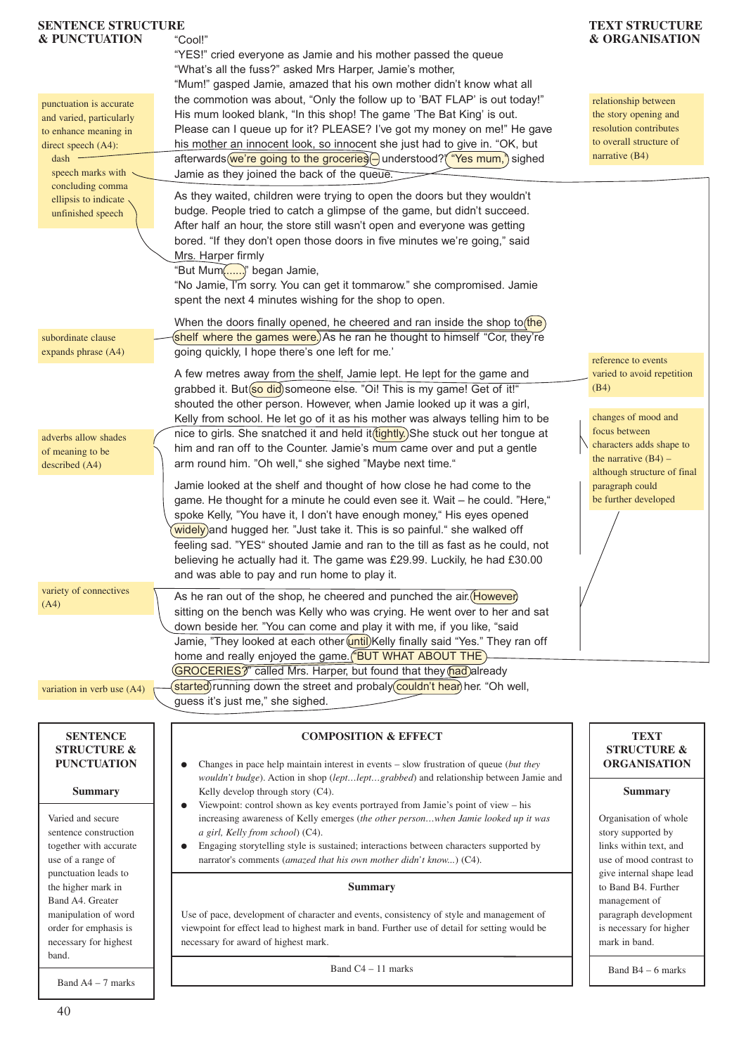**SENTENCE STRUCTURE & PUNCTUATION**

**TEXT STRUCTURE & ORGANISATION**

"Cool!"
"YES!" cried everyone as Jamie and his mother passed the queue
"What's all the fuss?" asked Mrs Harper, Jamie's mother,
"Mum!" gasped Jamie, amazed that his own mother didn't know what all the commotion was about, "Only the follow up to 'BAT FLAP' is out today!" His mum looked blank, "In this shop! The game 'The Bat King' is out. Please can I queue up for it? PLEASE? I've got my money on me!" He gave his mother an innocent look, so innocent she just had to give in. "OK, but afterwards we're going to the groceries – understood?" "Yes mum," sighed Jamie as they joined the back of the queue.

As they waited, children were trying to open the doors but they wouldn't budge. People tried to catch a glimpse of the game, but didn't succeed. After half an hour, the store still wasn't open and everyone was getting bored. "If they don't open those doors in five minutes we're going," said Mrs. Harper firmly
"But Mum......" began Jamie,
"No Jamie, I'm sorry. You can get it tommarow." she compromised. Jamie spent the next 4 minutes wishing for the shop to open.

When the doors finally opened, he cheered and ran inside the shop to the shelf where the games were. As he ran he thought to himself "Cor, they're going quickly, I hope there's one left for me.'

A few metres away from the shelf, Jamie lept. He lept for the game and grabbed it. But so did someone else. "Oi! This is my game! Get of it!" shouted the other person. However, when Jamie looked up it was a girl, Kelly from school. He let go of it as his mother was always telling him to be nice to girls. She snatched it and held it tightly. She stuck out her tongue at him and ran off to the Counter. Jamie's mum came over and put a gentle arm round him. "Oh well," she sighed "Maybe next time."

Jamie looked at the shelf and thought of how close he had come to the game. He thought for a minute he could even see it. Wait – he could. "Here," spoke Kelly, "You have it, I don't have enough money," His eyes opened widely and hugged her. "Just take it. This is so painful." she walked off feeling sad. "YES" shouted Jamie and ran to the till as fast as he could, not believing he actually had it. The game was £29.99. Luckily, he had £30.00 and was able to pay and run home to play it.

As he ran out of the shop, he cheered and punched the air. However sitting on the bench was Kelly who was crying. He went over to her and sat down beside her. "You can come and play it with me, if you like, "said Jamie, "They looked at each other until Kelly finally said "Yes." They ran off home and really enjoyed the game. "BUT WHAT ABOUT THE GROCERIES?" called Mrs. Harper, but found that they had already started running down the street and probaly couldn't hear her. "Oh well, guess it's just me," she sighed.

**Annotations (Sentence Structure & Punctuation):**

- punctuation is accurate and varied, particularly to enhance meaning in direct speech (A4):
  - dash
  - speech marks with concluding comma
  - ellipsis to indicate unfinished speech
- subordinate clause expands phrase (A4)
- adverbs allow shades of meaning to be described (A4)
- variety of connectives (A4)
- variation in verb use (A4)

**Annotations (Text Structure & Organisation):**

- relationship between the story opening and resolution contributes to overall structure of narrative (B4)
- reference to events varied to avoid repetition (B4)
- changes of mood and focus between characters adds shape to the narrative (B4) – although structure of final paragraph could be further developed

| SENTENCE STRUCTURE & PUNCTUATION | COMPOSITION & EFFECT | TEXT STRUCTURE & ORGANISATION |
|---|---|---|
| | • Changes in pace help maintain interest in events – slow frustration of queue (*but they wouldn't budge*). Action in shop (*lept…lept…grabbed*) and relationship between Jamie and Kelly develop through story (C4).<br>• Viewpoint: control shown as key events portrayed from Jamie's point of view – his increasing awareness of Kelly emerges (*the other person…when Jamie looked up it was a girl, Kelly from school*) (C4).<br>• Engaging storytelling style is sustained; interactions between characters supported by narrator's comments (*amazed that his own mother didn't know...*) (C4). | |
| **Summary** | **Summary** | **Summary** |
| Varied and secure sentence construction together with accurate use of a range of punctuation leads to the higher mark in Band A4. Greater manipulation of word order for emphasis is necessary for highest band. | Use of pace, development of character and events, consistency of style and management of viewpoint for effect lead to highest mark in band. Further use of detail for setting would be necessary for award of highest mark. | Organisation of whole story supported by links within text, and use of mood contrast to give internal shape lead to Band B4. Further management of paragraph development is necessary for higher mark in band. |
| Band A4 – 7 marks | Band C4 – 11 marks | Band B4 – 6 marks |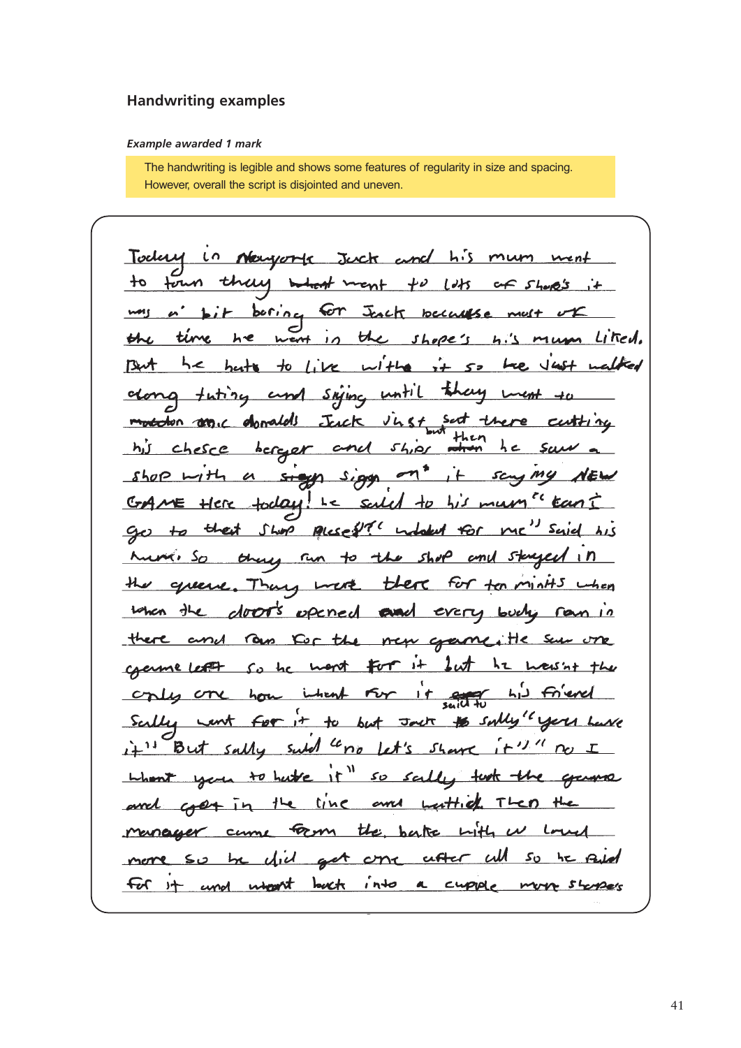## Handwriting examples

***Example awarded 1 mark***

The handwriting is legible and shows some features of regularity in size and spacing. However, overall the script is disjointed and uneven.

Today in Newyork Jack and his mum went to town they whent went to lots of shope's it was a bit boring for Jack because most of the time he went in the shope's his mum Liked. But he hate to Live with it so he Just walked along tuting and sighing until they went to mcdon mc donalds Jack Just sat there cutting his chese berger and ships but then he saw a shop with a sign sign on it say my NEW GAME Here today! he said to his mum "can I go to that shop plese!?" "whatever for me" said his mum. So they ran to the shop and stayed in the queue. They were there for ten minits when when the door's opened and every body ran in there and ran for the new game. tHe saw one game left so he went for it but he wasn't the only one how whent for it his friend Sally went for it to but Jack said to Sally "you have it" But Sally said "no let's share it" "no I whant you to hate it" so Sally took the game and got in the line and whitied Then the manager came from the bake with a loud more so he did get one after all so he paid for it and whent back into a cupple more shopes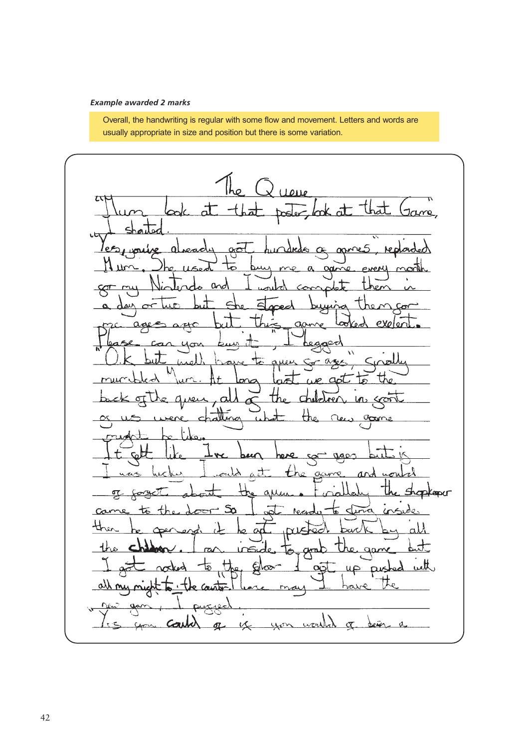*Example awarded 2 marks*

Overall, the handwriting is regular with some flow and movement. Letters and words are usually appropriate in size and position but there is some variation.

The Queue

"Mum look at that poster, look at that Game," I shouted.

"Yes, you've already got hundreds of games", replied Mum. She used to buy me a game every month for my Nintendo and I would complete them in a day or two but she stoped buying them for me ages ago but this game looked exelent. Please can you buy it", I begged.

"Ok but we'll have to queue for ages", finally mumbled Mum. At long last we got to the back of the queue, all of the children in front of us were chatting what the new game might be like.

It felt like I've been here for ages but is I was lucky I would get the game and would of forgot about the queue. Finally the shopkeeper came to the door so I got ready to sprint inside. then he opened it he got pushed back by all the children. I ran inside to grab the game but I got nocked to the floor I got up pushed with all my might to the counter. "Please may I have the new game", I puffed.

"Yes you could of if you would of been a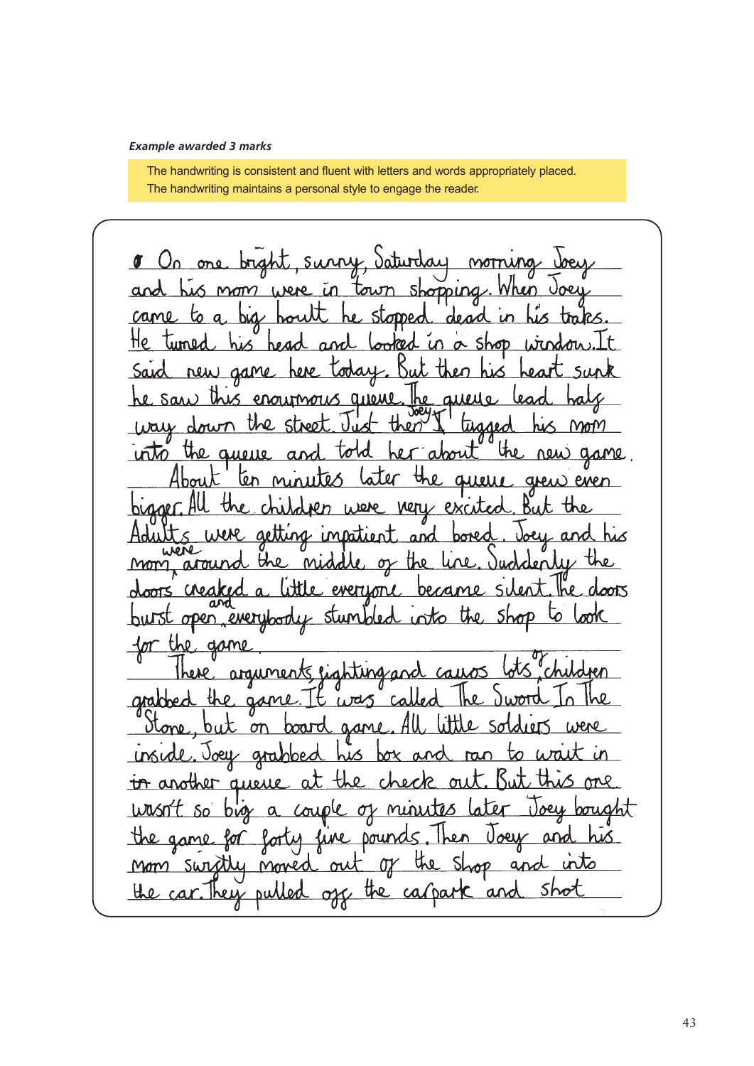*Example awarded 3 marks*

The handwriting is consistent and fluent with letters and words appropriately placed.
The handwriting maintains a personal style to engage the reader.

On one bright, sunny, Saturday morning Joey and his mom were in town shopping. When Joey came to a big hoult he stopped dead in his trakes. He turned his head and looked in a shop window. It said new game here today. But then his heart sunk he saw this enourmous queue. The queue lead half way down the street. Just then Joey tugged his mom into the queue and told her about the new game.

About ten minutes later the queue grew even bigger. All the children were very excited. But the Adults were getting impatient and bored. Joey and his mom were around the middle of the line. Suddenly the doors creaked a little everyone became silent. The doors burst open and everybody stumbled into the shop to look for the game.

There arguments, fighting and cauos lots of children grabbed the game. It was called The Sword In The Stone, but on board game. All little soldiers were inside. Joey grabbed his box and ran to wait in another queue at the check out. But this one wasn't so big a couple of minutes later Joey bought the game for forty five pounds. Then Joey and his Mom swiftly moved out of the shop and into the car. They pulled off the carpark and shot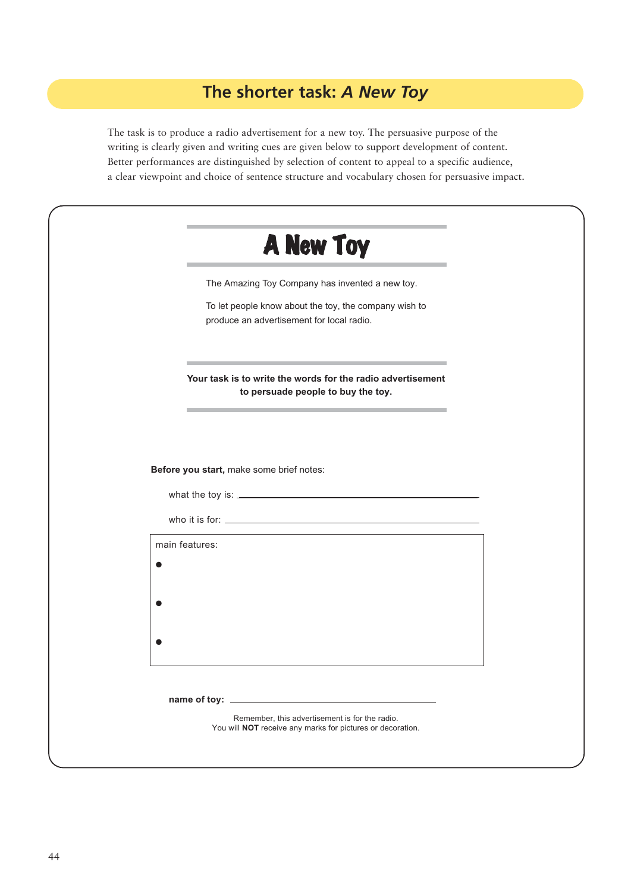## The shorter task: *A New Toy*

The task is to produce a radio advertisement for a new toy. The persuasive purpose of the writing is clearly given and writing cues are given below to support development of content. Better performances are distinguished by selection of content to appeal to a specific audience, a clear viewpoint and choice of sentence structure and vocabulary chosen for persuasive impact.

# A New Toy

The Amazing Toy Company has invented a new toy.

To let people know about the toy, the company wish to produce an advertisement for local radio.

**Your task is to write the words for the radio advertisement to persuade people to buy the toy.**

**Before you start,** make some brief notes:

what the toy is: \_\_\_\_\_\_\_\_\_\_\_\_\_\_\_\_\_\_\_\_\_\_\_\_\_\_\_\_\_\_\_\_\_\_\_\_\_\_\_\_

who it is for: \_\_\_\_\_\_\_\_\_\_\_\_\_\_\_\_\_\_\_\_\_\_\_\_\_\_\_\_\_\_\_\_\_\_\_\_\_\_\_\_

main features:

- 
- 
- 

**name of toy:** \_\_\_\_\_\_\_\_\_\_\_\_\_\_\_\_\_\_\_\_\_\_\_\_\_\_\_\_\_\_\_\_\_\_

Remember, this advertisement is for the radio.
You will **NOT** receive any marks for pictures or decoration.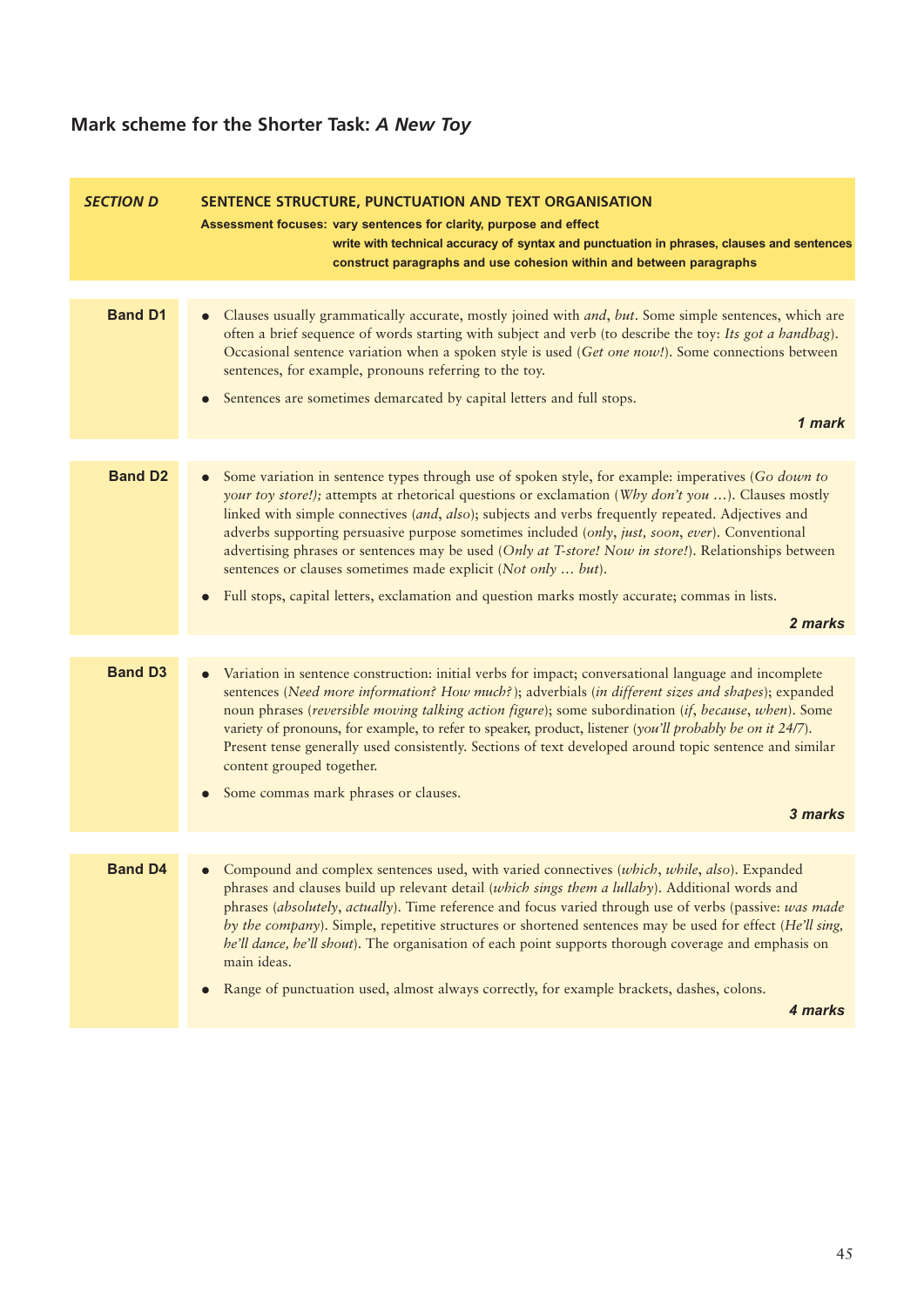## Mark scheme for the Shorter Task: *A New Toy*

| SECTION D | SENTENCE STRUCTURE, PUNCTUATION AND TEXT ORGANISATION<br>Assessment focuses: vary sentences for clarity, purpose and effect<br>write with technical accuracy of syntax and punctuation in phrases, clauses and sentences<br>construct paragraphs and use cohesion within and between paragraphs |
|---|---|
| **Band D1** | • Clauses usually grammatically accurate, mostly joined with *and*, *but*. Some simple sentences, which are often a brief sequence of words starting with subject and verb (to describe the toy: *Its got a handbag*). Occasional sentence variation when a spoken style is used (*Get one now!*). Some connections between sentences, for example, pronouns referring to the toy.<br>• Sentences are sometimes demarcated by capital letters and full stops.<br>***1 mark*** |
| **Band D2** | • Some variation in sentence types through use of spoken style, for example: imperatives (*Go down to your toy store!);* attempts at rhetorical questions or exclamation (*Why don't you …*). Clauses mostly linked with simple connectives (*and*, *also*); subjects and verbs frequently repeated. Adjectives and adverbs supporting persuasive purpose sometimes included (*only*, *just*, *soon*, *ever*). Conventional advertising phrases or sentences may be used (*Only at T-store! Now in store!*). Relationships between sentences or clauses sometimes made explicit (*Not only … but*).<br>• Full stops, capital letters, exclamation and question marks mostly accurate; commas in lists.<br>***2 marks*** |
| **Band D3** | • Variation in sentence construction: initial verbs for impact; conversational language and incomplete sentences (*Need more information? How much?*); adverbials (*in different sizes and shapes*); expanded noun phrases (*reversible moving talking action figure*); some subordination (*if*, *because*, *when*). Some variety of pronouns, for example, to refer to speaker, product, listener (*you'll probably be on it 24/7*). Present tense generally used consistently. Sections of text developed around topic sentence and similar content grouped together.<br>• Some commas mark phrases or clauses.<br>***3 marks*** |
| **Band D4** | • Compound and complex sentences used, with varied connectives (*which*, *while*, *also*). Expanded phrases and clauses build up relevant detail (*which sings them a lullaby*). Additional words and phrases (*absolutely*, *actually*). Time reference and focus varied through use of verbs (passive: *was made by the company*). Simple, repetitive structures or shortened sentences may be used for effect (*He'll sing, he'll dance, he'll shout*). The organisation of each point supports thorough coverage and emphasis on main ideas.<br>• Range of punctuation used, almost always correctly, for example brackets, dashes, colons.<br>***4 marks*** |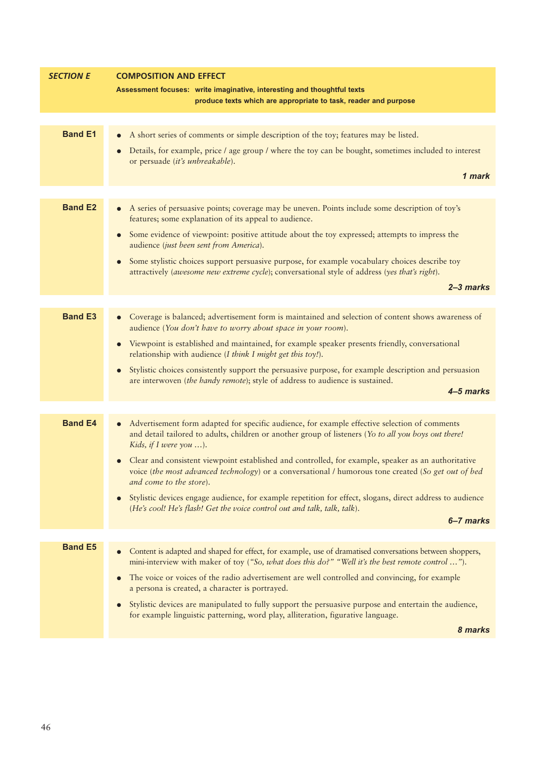| *SECTION E* | **COMPOSITION AND EFFECT**<br>**Assessment focuses: write imaginative, interesting and thoughtful texts**<br>**produce texts which are appropriate to task, reader and purpose** |
|---|---|
| **Band E1** | • A short series of comments or simple description of the toy; features may be listed.<br>• Details, for example, price / age group / where the toy can be bought, sometimes included to interest or persuade (*it's unbreakable*).<br>***1 mark*** |
| **Band E2** | • A series of persuasive points; coverage may be uneven. Points include some description of toy's features; some explanation of its appeal to audience.<br>• Some evidence of viewpoint: positive attitude about the toy expressed; attempts to impress the audience (*just been sent from America*).<br>• Some stylistic choices support persuasive purpose, for example vocabulary choices describe toy attractively (*awesome new extreme cycle*); conversational style of address (*yes that's right*).<br>***2–3 marks*** |
| **Band E3** | • Coverage is balanced; advertisement form is maintained and selection of content shows awareness of audience (*You don't have to worry about space in your room*).<br>• Viewpoint is established and maintained, for example speaker presents friendly, conversational relationship with audience (*I think I might get this toy!*).<br>• Stylistic choices consistently support the persuasive purpose, for example description and persuasion are interwoven (*the handy remote*); style of address to audience is sustained.<br>***4–5 marks*** |
| **Band E4** | • Advertisement form adapted for specific audience, for example effective selection of comments and detail tailored to adults, children or another group of listeners (*Yo to all you boys out there! Kids, if I were you …*).<br>• Clear and consistent viewpoint established and controlled, for example, speaker as an authoritative voice (*the most advanced technology*) or a conversational / humorous tone created (*So get out of bed and come to the store*).<br>• Stylistic devices engage audience, for example repetition for effect, slogans, direct address to audience (*He's cool! He's flash! Get the voice control out and talk, talk, talk*).<br>***6–7 marks*** |
| **Band E5** | • Content is adapted and shaped for effect, for example, use of dramatised conversations between shoppers, mini-interview with maker of toy (*"So, what does this do?" "Well it's the best remote control …"*).<br>• The voice or voices of the radio advertisement are well controlled and convincing, for example a persona is created, a character is portrayed.<br>• Stylistic devices are manipulated to fully support the persuasive purpose and entertain the audience, for example linguistic patterning, word play, alliteration, figurative language.<br>***8 marks*** |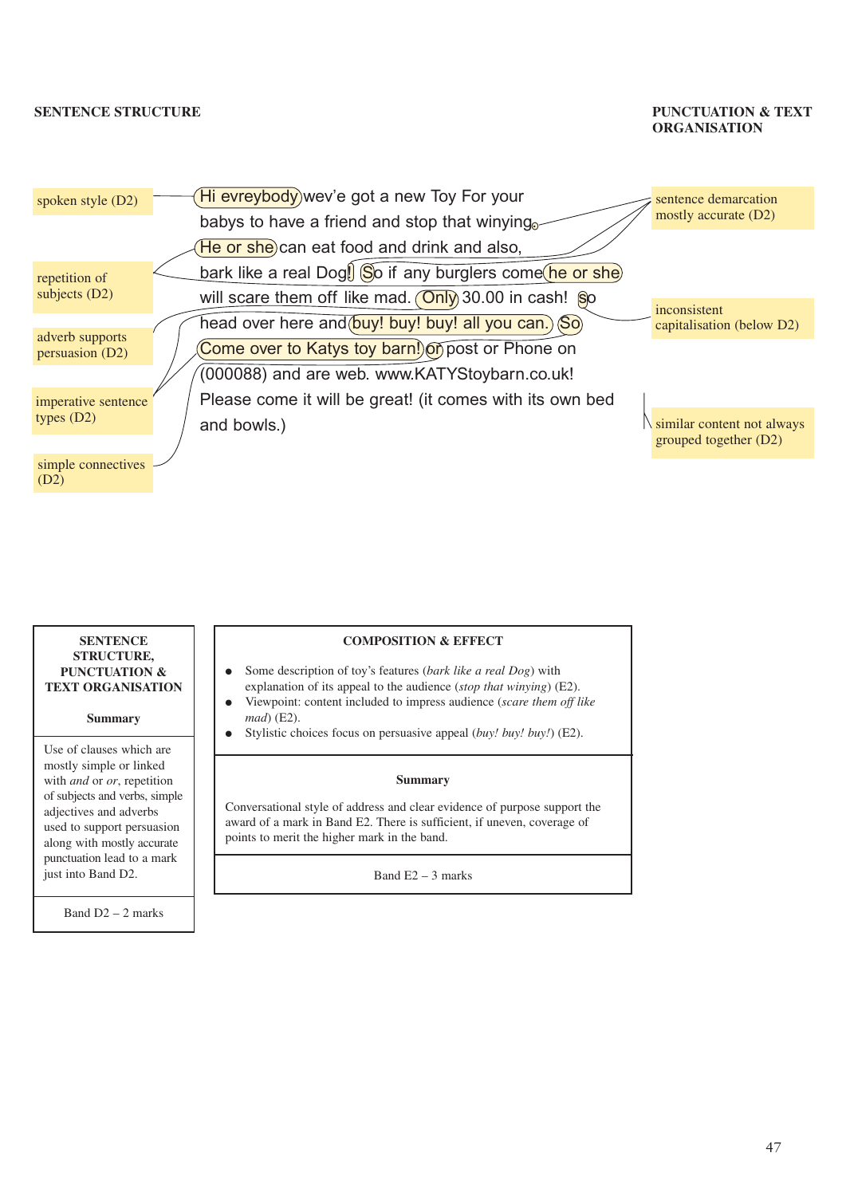**SENTENCE STRUCTURE**

**PUNCTUATION & TEXT ORGANISATION**

Hi evreybody wev'e got a new Toy For your babys to have a friend and stop that winying. He or she can eat food and drink and also, bark like a real Dog! So if any burglers come he or she will scare them off like mad. Only 30.00 in cash! so head over here and buy! buy! buy! all you can. So Come over to Katys toy barn! or post or Phone on (000088) and are web. www.KATYStoybarn.co.uk! Please come it will be great! (it comes with its own bed and bowls.)

Annotations (sentence structure):

- spoken style (D2)
- repetition of subjects (D2)
- adverb supports persuasion (D2)
- imperative sentence types (D2)
- simple connectives (D2)

Annotations (punctuation & text organisation):

- sentence demarcation mostly accurate (D2)
- inconsistent capitalisation (below D2)
- similar content not always grouped together (D2)

| SENTENCE STRUCTURE, PUNCTUATION & TEXT ORGANISATION<br><br>Summary |
|---|
| Use of clauses which are mostly simple or linked with *and* or *or*, repetition of subjects and verbs, simple adjectives and adverbs used to support persuasion along with mostly accurate punctuation lead to a mark just into Band D2. |
| Band D2 – 2 marks |

| COMPOSITION & EFFECT |
|---|
| • Some description of toy's features (*bark like a real Dog*) with explanation of its appeal to the audience (*stop that winying*) (E2).<br>• Viewpoint: content included to impress audience (*scare them off like mad*) (E2).<br>• Stylistic choices focus on persuasive appeal (*buy! buy! buy!*) (E2). |
| **Summary**<br><br>Conversational style of address and clear evidence of purpose support the award of a mark in Band E2. There is sufficient, if uneven, coverage of points to merit the higher mark in the band. |
| Band E2 – 3 marks |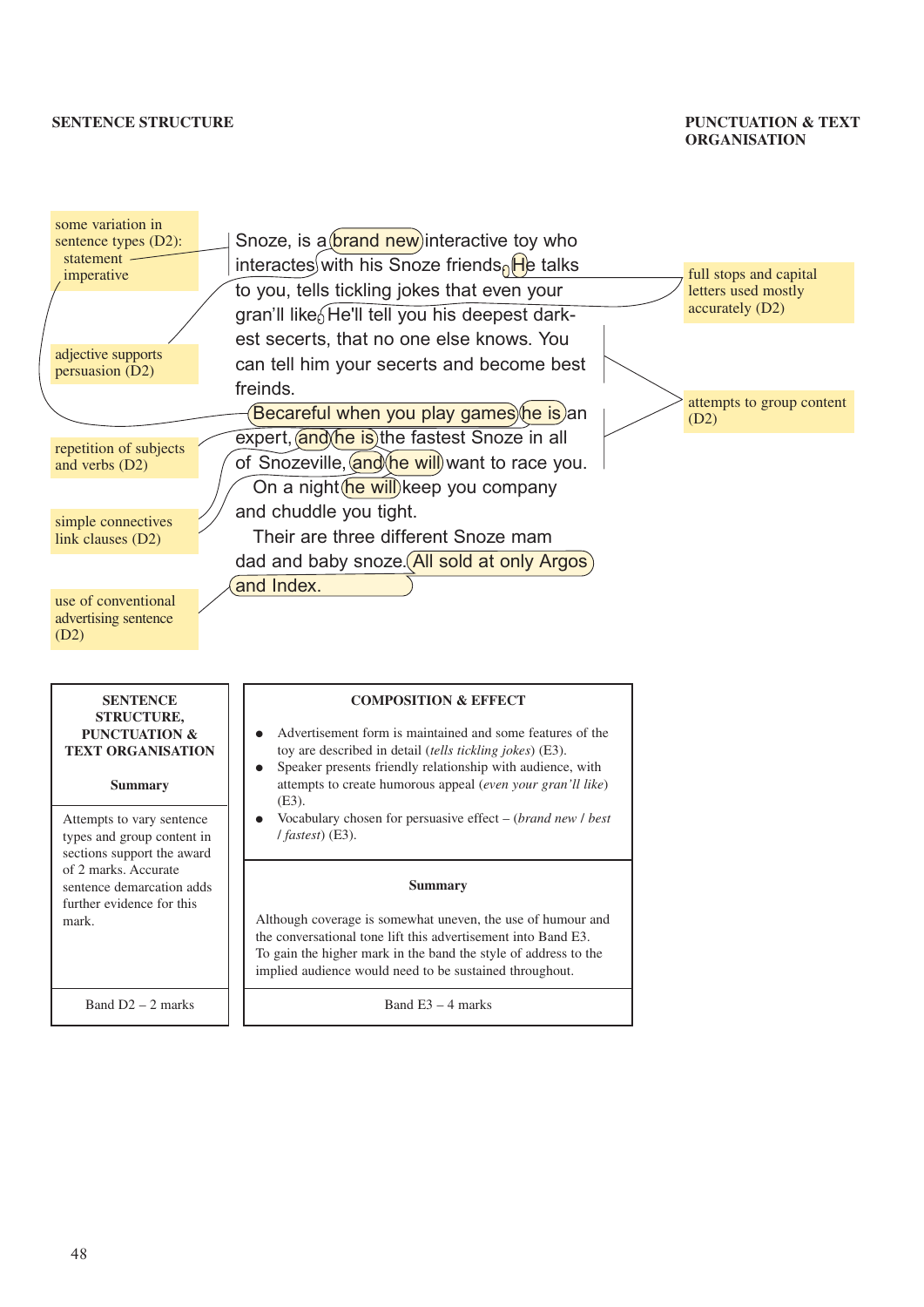**SENTENCE STRUCTURE**

**PUNCTUATION & TEXT ORGANISATION**

some variation in sentence types (D2):
statement
imperative

adjective supports persuasion (D2)

repetition of subjects and verbs (D2)

simple connectives link clauses (D2)

use of conventional advertising sentence (D2)

Snoze, is a brand new interactive toy who interactes with his Snoze friends, He talks to you, tells tickling jokes that even your gran'll like, He'll tell you his deepest darkest secerts, that no one else knows. You can tell him your secerts and become best freinds.

Becareful when you play games he is an expert, and he is the fastest Snoze in all of Snozeville, and he will want to race you.

On a night he will keep you company and chuddle you tight.

Their are three different Snoze mam dad and baby snoze. All sold at only Argos and Index.

full stops and capital letters used mostly accurately (D2)

attempts to group content (D2)

| SENTENCE STRUCTURE, PUNCTUATION & TEXT ORGANISATION |
|---|
| **Summary** |
| Attempts to vary sentence types and group content in sections support the award of 2 marks. Accurate sentence demarcation adds further evidence for this mark. |
| Band D2 – 2 marks |

| COMPOSITION & EFFECT |
|---|
| • Advertisement form is maintained and some features of the toy are described in detail (*tells tickling jokes*) (E3).<br>• Speaker presents friendly relationship with audience, with attempts to create humorous appeal (*even your gran'll like*) (E3).<br>• Vocabulary chosen for persuasive effect – (*brand new* / *best* / *fastest*) (E3). |
| **Summary** |
| Although coverage is somewhat uneven, the use of humour and the conversational tone lift this advertisement into Band E3. To gain the higher mark in the band the style of address to the implied audience would need to be sustained throughout. |
| Band E3 – 4 marks |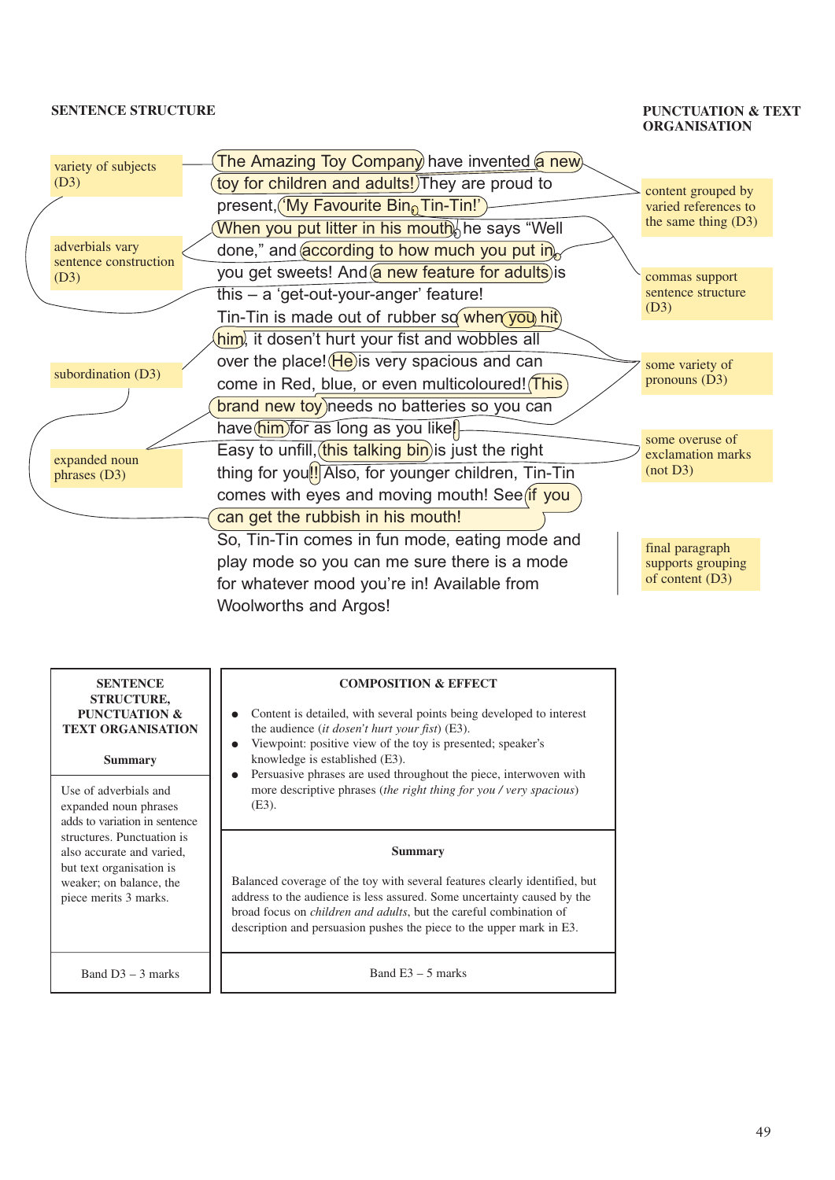**SENTENCE STRUCTURE**

**PUNCTUATION & TEXT ORGANISATION**

- variety of subjects (D3)
- adverbials vary sentence construction (D3)
- subordination (D3)
- expanded noun phrases (D3)

The Amazing Toy Company have invented a new toy for children and adults! They are proud to present, 'My Favourite Bin, Tin-Tin!' When you put litter in his mouth, he says "Well done," and according to how much you put in, you get sweets! And a new feature for adults is this – a 'get-out-your-anger' feature! Tin-Tin is made out of rubber so when you hit him, it dosen't hurt your fist and wobbles all over the place! He is very spacious and can come in Red, blue, or even multicoloured! This brand new toy needs no batteries so you can have him for as long as you like! Easy to unfill, this talking bin is just the right thing for you!! Also, for younger children, Tin-Tin comes with eyes and moving mouth! See if you can get the rubbish in his mouth!

So, Tin-Tin comes in fun mode, eating mode and play mode so you can me sure there is a mode for whatever mood you're in! Available from Woolworths and Argos!

- content grouped by varied references to the same thing (D3)
- commas support sentence structure (D3)
- some variety of pronouns (D3)
- some overuse of exclamation marks (not D3)
- final paragraph supports grouping of content (D3)

| SENTENCE STRUCTURE, PUNCTUATION & TEXT ORGANISATION | COMPOSITION & EFFECT |
|---|---|
| | • Content is detailed, with several points being developed to interest the audience (*it dosen't hurt your fist*) (E3). • Viewpoint: positive view of the toy is presented; speaker's knowledge is established (E3). • Persuasive phrases are used throughout the piece, interwoven with more descriptive phrases (*the right thing for you / very spacious*) (E3). |
| **Summary** | **Summary** |
| Use of adverbials and expanded noun phrases adds to variation in sentence structures. Punctuation is also accurate and varied, but text organisation is weaker; on balance, the piece merits 3 marks. | Balanced coverage of the toy with several features clearly identified, but address to the audience is less assured. Some uncertainty caused by the broad focus on *children and adults*, but the careful combination of description and persuasion pushes the piece to the upper mark in E3. |
| Band D3 – 3 marks | Band E3 – 5 marks |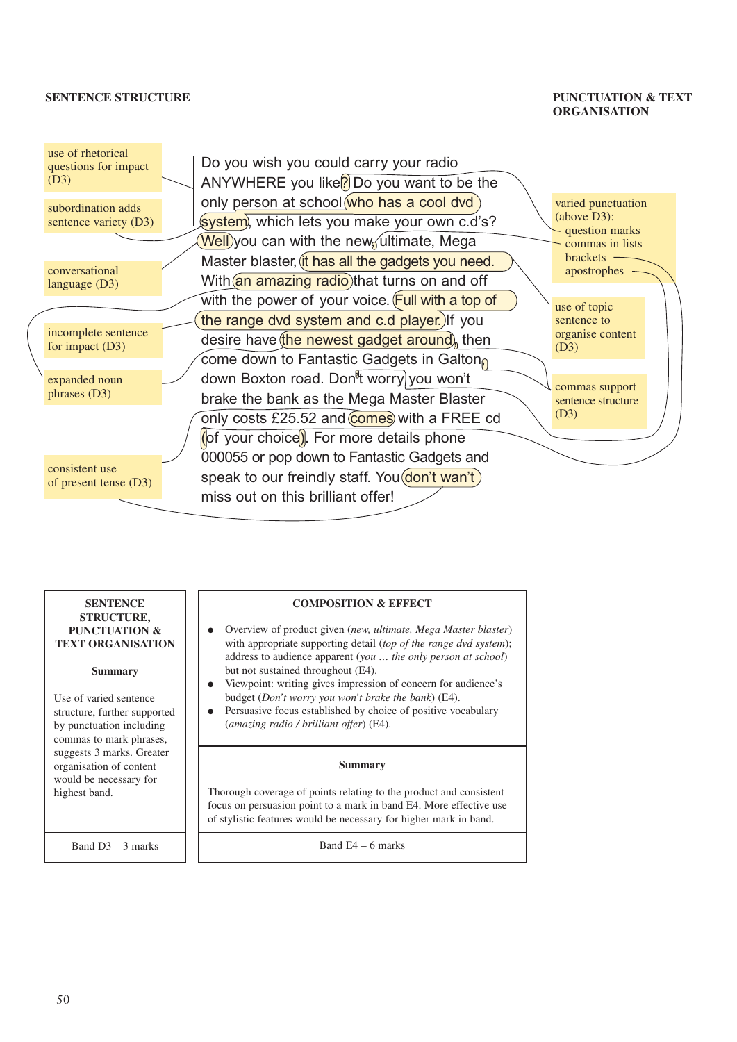**SENTENCE STRUCTURE**

**PUNCTUATION & TEXT ORGANISATION**

use of rhetorical questions for impact (D3)

subordination adds sentence variety (D3)

conversational language (D3)

incomplete sentence for impact (D3)

expanded noun phrases (D3)

consistent use of present tense (D3)

Do you wish you could carry your radio ANYWHERE you like? Do you want to be the only person at school who has a cool dvd system, which lets you make your own c.d's? Well you can with the new, ultimate, Mega Master blaster, it has all the gadgets you need. With an amazing radio that turns on and off with the power of your voice. Full with a top of the range dvd system and c.d player. If you desire have the newest gadget around, then come down to Fantastic Gadgets in Galton, down Boxton road. Don't worry you won't brake the bank as the Mega Master Blaster only costs £25.52 and comes with a FREE cd (of your choice). For more details phone 000055 or pop down to Fantastic Gadgets and speak to our freindly staff. You don't wan't miss out on this brilliant offer!

varied punctuation (above D3):
- question marks
- commas in lists
- brackets
- apostrophes

use of topic sentence to organise content (D3)

commas support sentence structure (D3)

| SENTENCE STRUCTURE, PUNCTUATION & TEXT ORGANISATION | COMPOSITION & EFFECT |
|---|---|
| **Summary** | • Overview of product given (*new, ultimate, Mega Master blaster*) with appropriate supporting detail (*top of the range dvd system*); address to audience apparent (*you … the only person at school*) but not sustained throughout (E4).<br>• Viewpoint: writing gives impression of concern for audience's budget (*Don't worry you won't brake the bank*) (E4).<br>• Persuasive focus established by choice of positive vocabulary (*amazing radio / brilliant offer*) (E4). |
| Use of varied sentence structure, further supported by punctuation including commas to mark phrases, suggests 3 marks. Greater organisation of content would be necessary for highest band. | **Summary**<br>Thorough coverage of points relating to the product and consistent focus on persuasion point to a mark in band E4. More effective use of stylistic features would be necessary for higher mark in band. |
| Band D3 – 3 marks | Band E4 – 6 marks |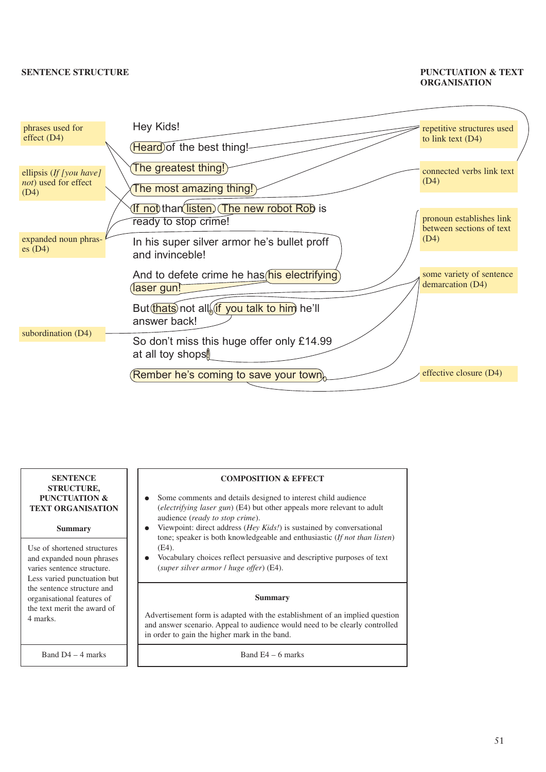**SENTENCE STRUCTURE**

**PUNCTUATION & TEXT ORGANISATION**

phrases used for effect (D4)

ellipsis (*If [you have] not*) used for effect (D4)

expanded noun phrases (D4)

subordination (D4)

Hey Kids!

Heard of the best thing!

The greatest thing!

The most amazing thing!

If not than listen, The new robot Rob is ready to stop crime!

In his super silver armor he's bullet proff and invinceble!

And to defete crime he has his electrifying laser gun!

But thats not all, if you talk to him he'll answer back!

So don't miss this huge offer only £14.99 at all toy shops!

Rember he's coming to save your town.

repetitive structures used to link text (D4)

connected verbs link text (D4)

pronoun establishes link between sections of text (D4)

some variety of sentence demarcation (D4)

effective closure (D4)

| SENTENCE STRUCTURE, PUNCTUATION & TEXT ORGANISATION<br><br>Summary |
|---|
| Use of shortened structures and expanded noun phrases varies sentence structure. Less varied punctuation but the sentence structure and organisational features of the text merit the award of 4 marks. |
| Band D4 – 4 marks |

| COMPOSITION & EFFECT |
|---|
| • Some comments and details designed to interest child audience (*electrifying laser gun*) (E4) but other appeals more relevant to adult audience (*ready to stop crime*).<br>• Viewpoint: direct address (*Hey Kids!*) is sustained by conversational tone; speaker is both knowledgeable and enthusiastic (*If not than listen*) (E4).<br>• Vocabulary choices reflect persuasive and descriptive purposes of text (*super silver armor* / *huge offer*) (E4). |
| **Summary**<br><br>Advertisement form is adapted with the establishment of an implied question and answer scenario. Appeal to audience would need to be clearly controlled in order to gain the higher mark in the band. |
| Band E4 – 6 marks |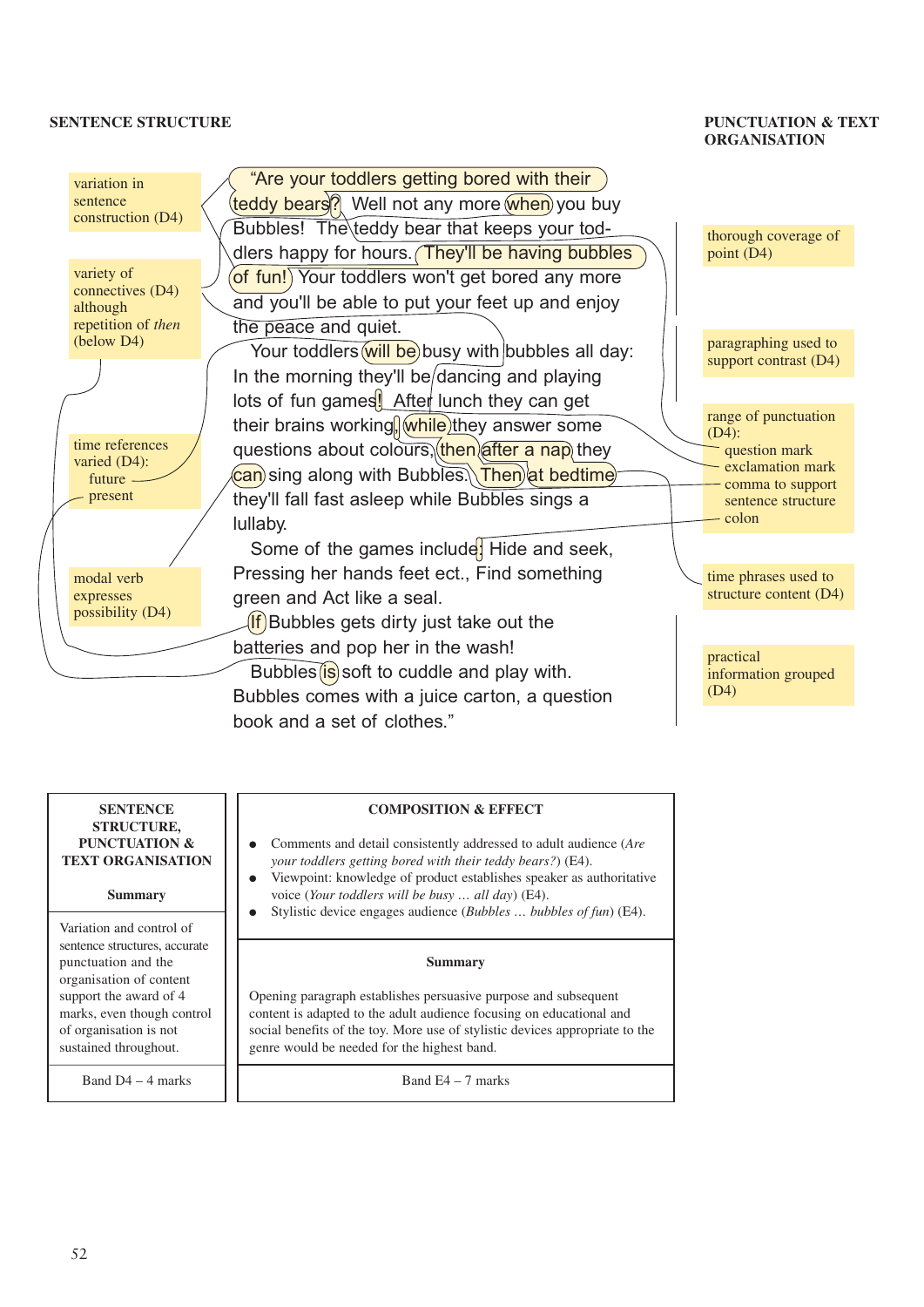**SENTENCE STRUCTURE**

**PUNCTUATION & TEXT ORGANISATION**

variation in sentence construction (D4)

variety of connectives (D4) although repetition of *then* (below D4)

time references varied (D4):
- future
- present

modal verb expresses possibility (D4)

"Are your toddlers getting bored with their teddy bears? Well not any more when you buy Bubbles! The teddy bear that keeps your toddlers happy for hours. They'll be having bubbles of fun! Your toddlers won't get bored any more and you'll be able to put your feet up and enjoy the peace and quiet.

Your toddlers will be busy with bubbles all day: In the morning they'll be dancing and playing lots of fun games! After lunch they can get their brains working, while they answer some questions about colours, then after a nap they can sing along with Bubbles. Then at bedtime they'll fall fast asleep while Bubbles sings a lullaby.

Some of the games include: Hide and seek, Pressing her hands feet ect., Find something green and Act like a seal.

If Bubbles gets dirty just take out the batteries and pop her in the wash!

Bubbles is soft to cuddle and play with. Bubbles comes with a juice carton, a question book and a set of clothes."

thorough coverage of point (D4)

paragraphing used to support contrast (D4)

range of punctuation (D4):
- question mark
- exclamation mark
- comma to support sentence structure
- colon

time phrases used to structure content (D4)

practical information grouped (D4)

| SENTENCE STRUCTURE, PUNCTUATION & TEXT ORGANISATION | COMPOSITION & EFFECT |
|---|---|
| | • Comments and detail consistently addressed to adult audience (*Are your toddlers getting bored with their teddy bears?*) (E4).<br>• Viewpoint: knowledge of product establishes speaker as authoritative voice (*Your toddlers will be busy … all day*) (E4).<br>• Stylistic device engages audience (*Bubbles … bubbles of fun*) (E4). |
| **Summary** | **Summary** |
| Variation and control of sentence structures, accurate punctuation and the organisation of content support the award of 4 marks, even though control of organisation is not sustained throughout. | Opening paragraph establishes persuasive purpose and subsequent content is adapted to the adult audience focusing on educational and social benefits of the toy. More use of stylistic devices appropriate to the genre would be needed for the highest band. |
| Band D4 – 4 marks | Band E4 – 7 marks |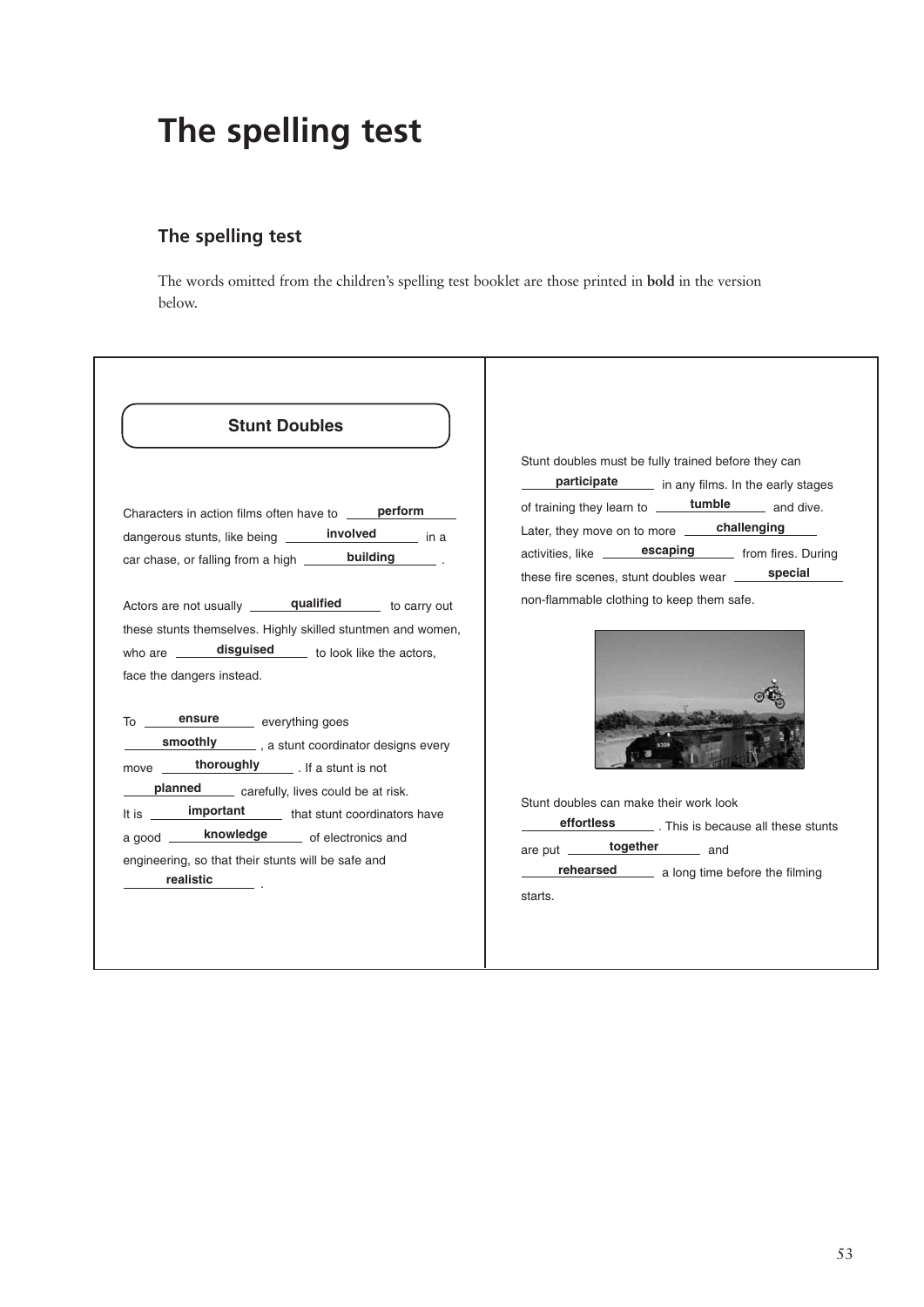# The spelling test

## The spelling test

The words omitted from the children's spelling test booklet are those printed in **bold** in the version below.

### Stunt Doubles

Characters in action films often have to **perform** dangerous stunts, like being **involved** in a car chase, or falling from a high **building**.

Actors are not usually **qualified** to carry out these stunts themselves. Highly skilled stuntmen and women, who are **disguised** to look like the actors, face the dangers instead.

To **ensure** everything goes **smoothly**, a stunt coordinator designs every move **thoroughly**. If a stunt is not **planned** carefully, lives could be at risk. It is **important** that stunt coordinators have a good **knowledge** of electronics and engineering, so that their stunts will be safe and **realistic**.

Stunt doubles must be fully trained before they can **participate** in any films. In the early stages of training they learn to **tumble** and dive. Later, they move on to more **challenging** activities, like **escaping** from fires. During these fire scenes, stunt doubles wear **special** non-flammable clothing to keep them safe.

Stunt doubles can make their work look **effortless**. This is because all these stunts are put **together** and **rehearsed** a long time before the filming starts.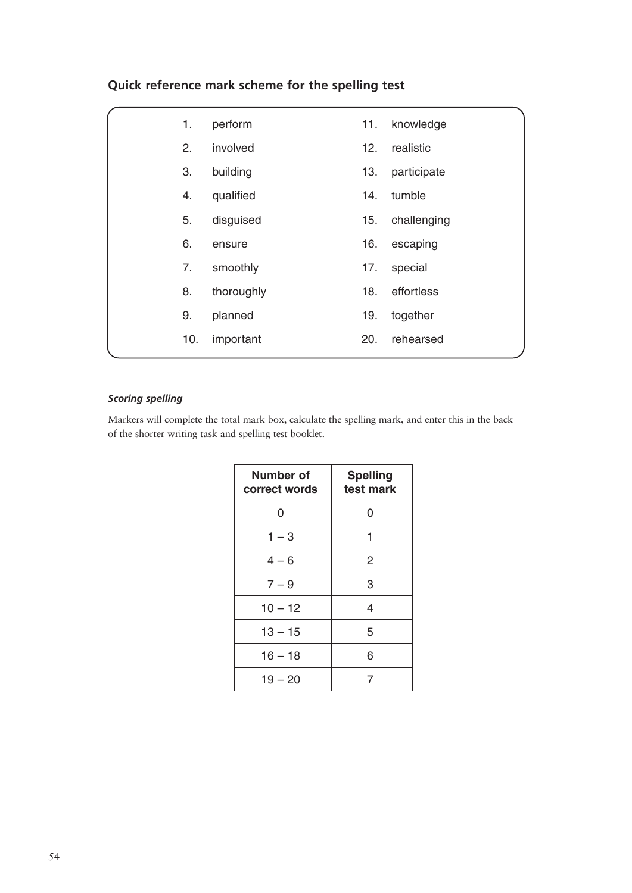## Quick reference mark scheme for the spelling test

| | | | |
|---|---|---|---|
| 1. | perform | 11. | knowledge |
| 2. | involved | 12. | realistic |
| 3. | building | 13. | participate |
| 4. | qualified | 14. | tumble |
| 5. | disguised | 15. | challenging |
| 6. | ensure | 16. | escaping |
| 7. | smoothly | 17. | special |
| 8. | thoroughly | 18. | effortless |
| 9. | planned | 19. | together |
| 10. | important | 20. | rehearsed |

### *Scoring spelling*

Markers will complete the total mark box, calculate the spelling mark, and enter this in the back of the shorter writing task and spelling test booklet.

| Number of correct words | Spelling test mark |
|---|---|
| 0 | 0 |
| 1 – 3 | 1 |
| 4 – 6 | 2 |
| 7 – 9 | 3 |
| 10 – 12 | 4 |
| 13 – 15 | 5 |
| 16 – 18 | 6 |
| 19 – 20 | 7 |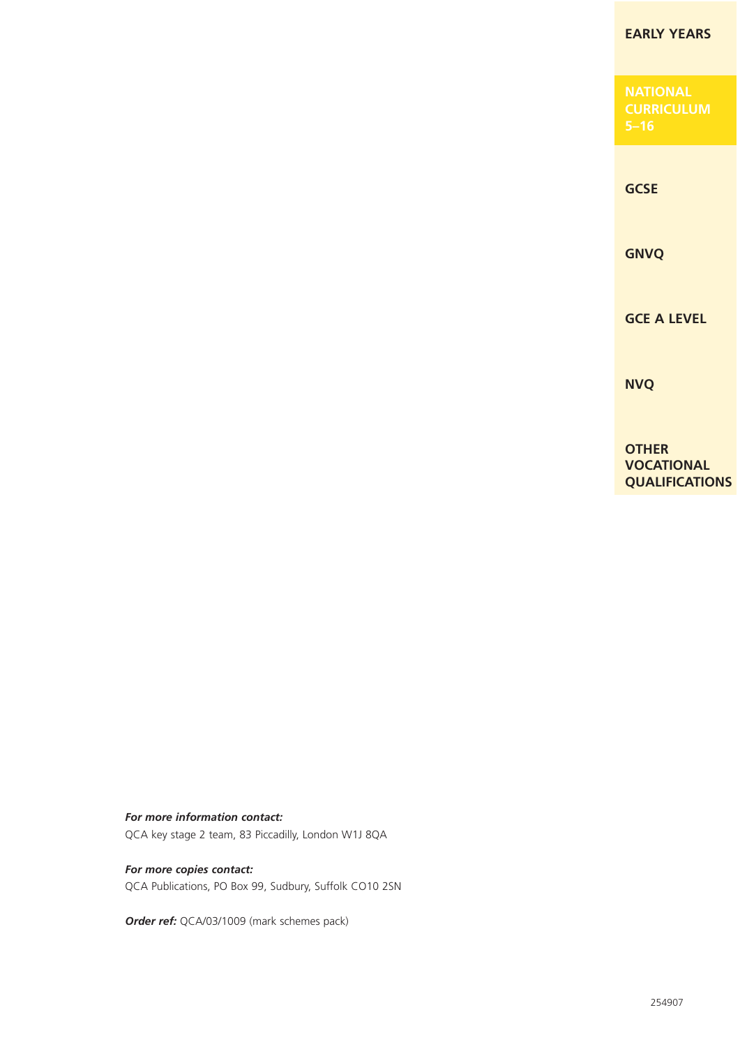EARLY YEARS

NATIONAL CURRICULUM 5–16

GCSE

GNVQ

GCE A LEVEL

NVQ

OTHER VOCATIONAL QUALIFICATIONS

***For more information contact:***
QCA key stage 2 team, 83 Piccadilly, London W1J 8QA

***For more copies contact:***
QCA Publications, PO Box 99, Sudbury, Suffolk CO10 2SN

***Order ref:*** QCA/03/1009 (mark schemes pack)

254907